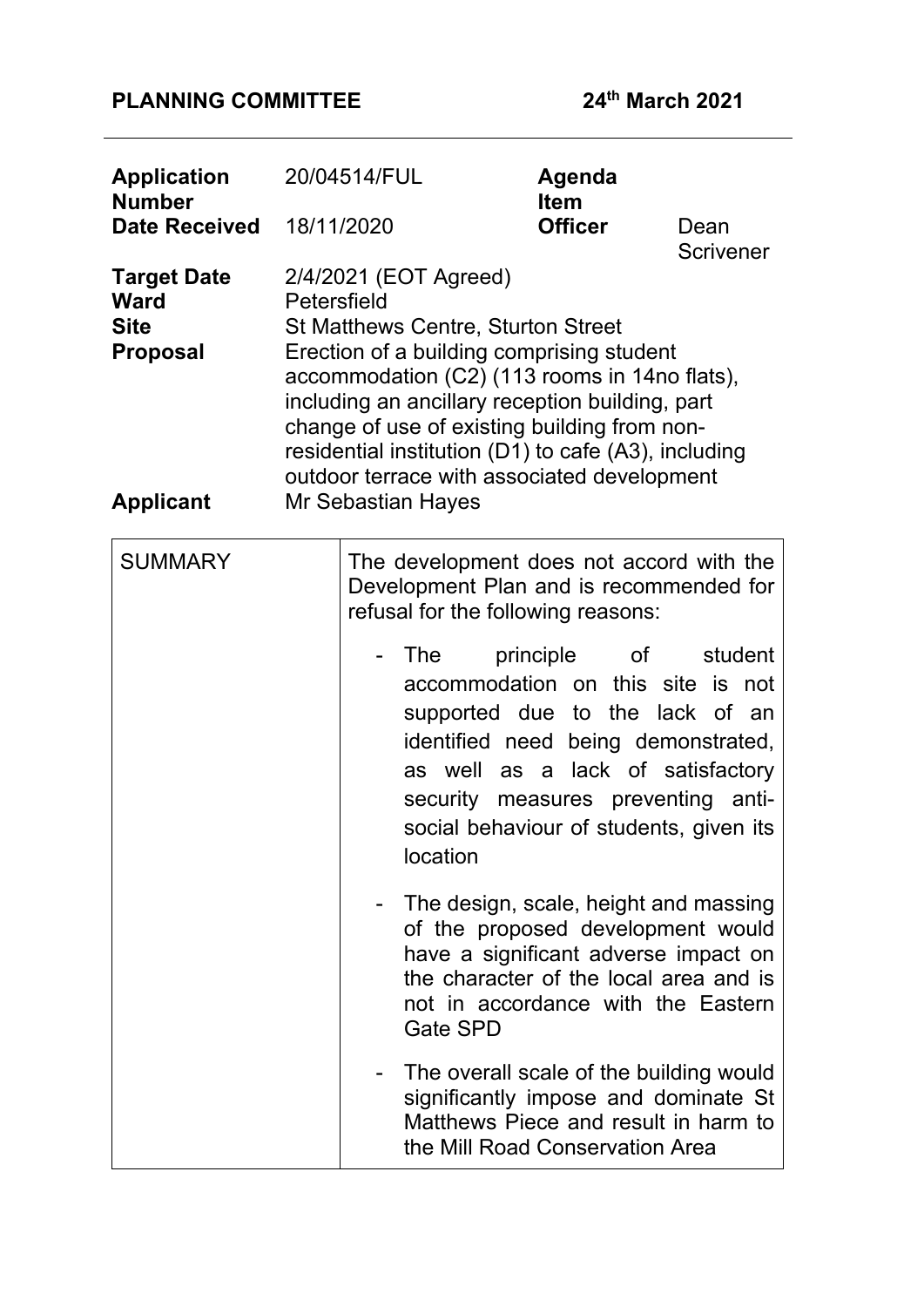**PLANNING COMMITTEE** **24th March 2021**

| | | | |
|---|---|---|---|
| **Application Number** | 20/04514/FUL | **Agenda Item** | |
| **Date Received** | 18/11/2020 | **Officer** | Dean Scrivener |
| **Target Date** | 2/4/2021 (EOT Agreed) | | |
| **Ward** | Petersfield | | |
| **Site** | St Matthews Centre, Sturton Street | | |
| **Proposal** | Erection of a building comprising student accommodation (C2) (113 rooms in 14no flats), including an ancillary reception building, part change of use of existing building from non-residential institution (D1) to cafe (A3), including outdoor terrace with associated development | | |
| **Applicant** | Mr Sebastian Hayes | | |

| | |
|---|---|
| SUMMARY | The development does not accord with the Development Plan and is recommended for refusal for the following reasons:<br><br>- The principle of student accommodation on this site is not supported due to the lack of an identified need being demonstrated, as well as a lack of satisfactory security measures preventing anti-social behaviour of students, given its location<br><br>- The design, scale, height and massing of the proposed development would have a significant adverse impact on the character of the local area and is not in accordance with the Eastern Gate SPD<br><br>- The overall scale of the building would significantly impose and dominate St Matthews Piece and result in harm to the Mill Road Conservation Area |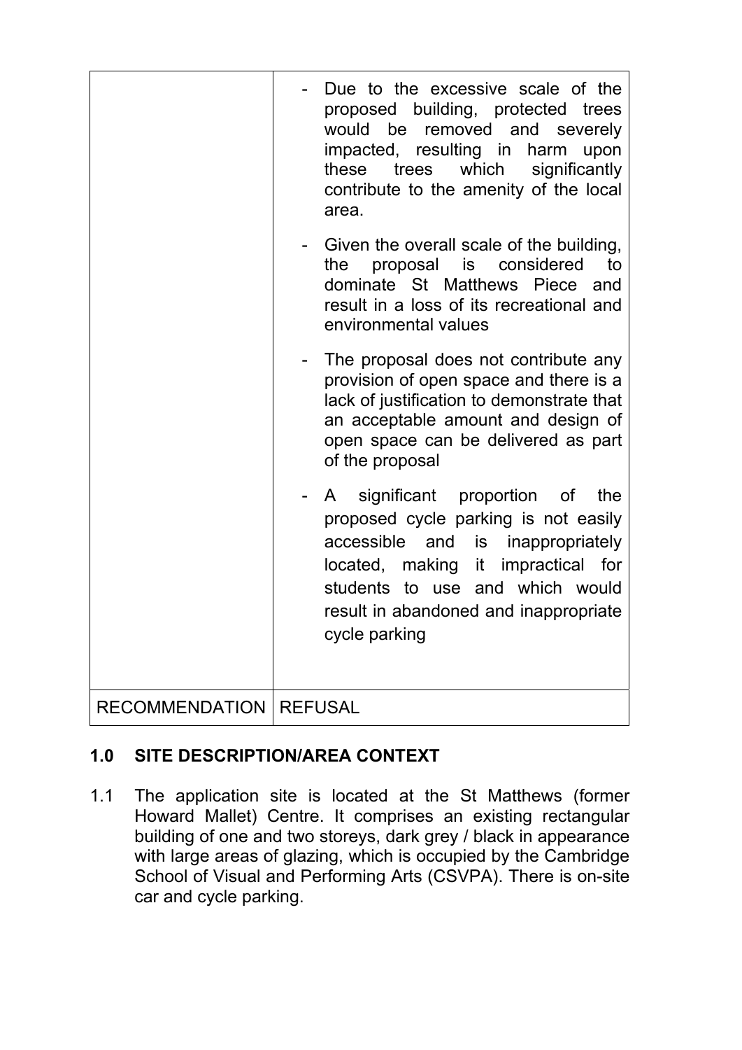| | |
|---|---|
| | - Due to the excessive scale of the proposed building, protected trees would be removed and severely impacted, resulting in harm upon these trees which significantly contribute to the amenity of the local area.<br><br>- Given the overall scale of the building, the proposal is considered to dominate St Matthews Piece and result in a loss of its recreational and environmental values<br><br>- The proposal does not contribute any provision of open space and there is a lack of justification to demonstrate that an acceptable amount and design of open space can be delivered as part of the proposal<br><br>- A significant proportion of the proposed cycle parking is not easily accessible and is inappropriately located, making it impractical for students to use and which would result in abandoned and inappropriate cycle parking |
| RECOMMENDATION | REFUSAL |

## 1.0 SITE DESCRIPTION/AREA CONTEXT

1.1 The application site is located at the St Matthews (former Howard Mallet) Centre. It comprises an existing rectangular building of one and two storeys, dark grey / black in appearance with large areas of glazing, which is occupied by the Cambridge School of Visual and Performing Arts (CSVPA). There is on-site car and cycle parking.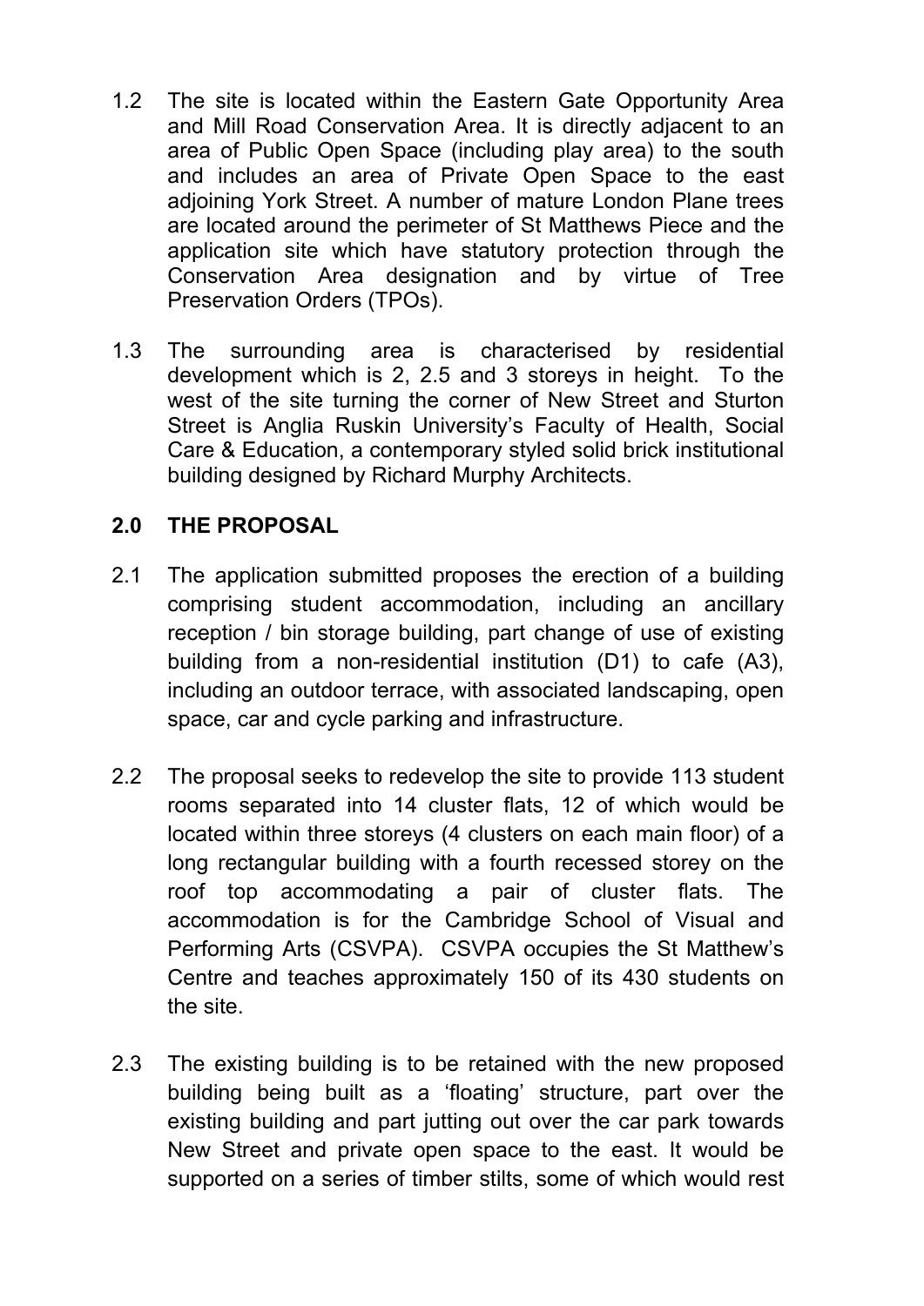1.2 The site is located within the Eastern Gate Opportunity Area and Mill Road Conservation Area. It is directly adjacent to an area of Public Open Space (including play area) to the south and includes an area of Private Open Space to the east adjoining York Street. A number of mature London Plane trees are located around the perimeter of St Matthews Piece and the application site which have statutory protection through the Conservation Area designation and by virtue of Tree Preservation Orders (TPOs).

1.3 The surrounding area is characterised by residential development which is 2, 2.5 and 3 storeys in height. To the west of the site turning the corner of New Street and Sturton Street is Anglia Ruskin University's Faculty of Health, Social Care & Education, a contemporary styled solid brick institutional building designed by Richard Murphy Architects.

## 2.0 THE PROPOSAL

2.1 The application submitted proposes the erection of a building comprising student accommodation, including an ancillary reception / bin storage building, part change of use of existing building from a non-residential institution (D1) to cafe (A3), including an outdoor terrace, with associated landscaping, open space, car and cycle parking and infrastructure.

2.2 The proposal seeks to redevelop the site to provide 113 student rooms separated into 14 cluster flats, 12 of which would be located within three storeys (4 clusters on each main floor) of a long rectangular building with a fourth recessed storey on the roof top accommodating a pair of cluster flats. The accommodation is for the Cambridge School of Visual and Performing Arts (CSVPA). CSVPA occupies the St Matthew's Centre and teaches approximately 150 of its 430 students on the site.

2.3 The existing building is to be retained with the new proposed building being built as a 'floating' structure, part over the existing building and part jutting out over the car park towards New Street and private open space to the east. It would be supported on a series of timber stilts, some of which would rest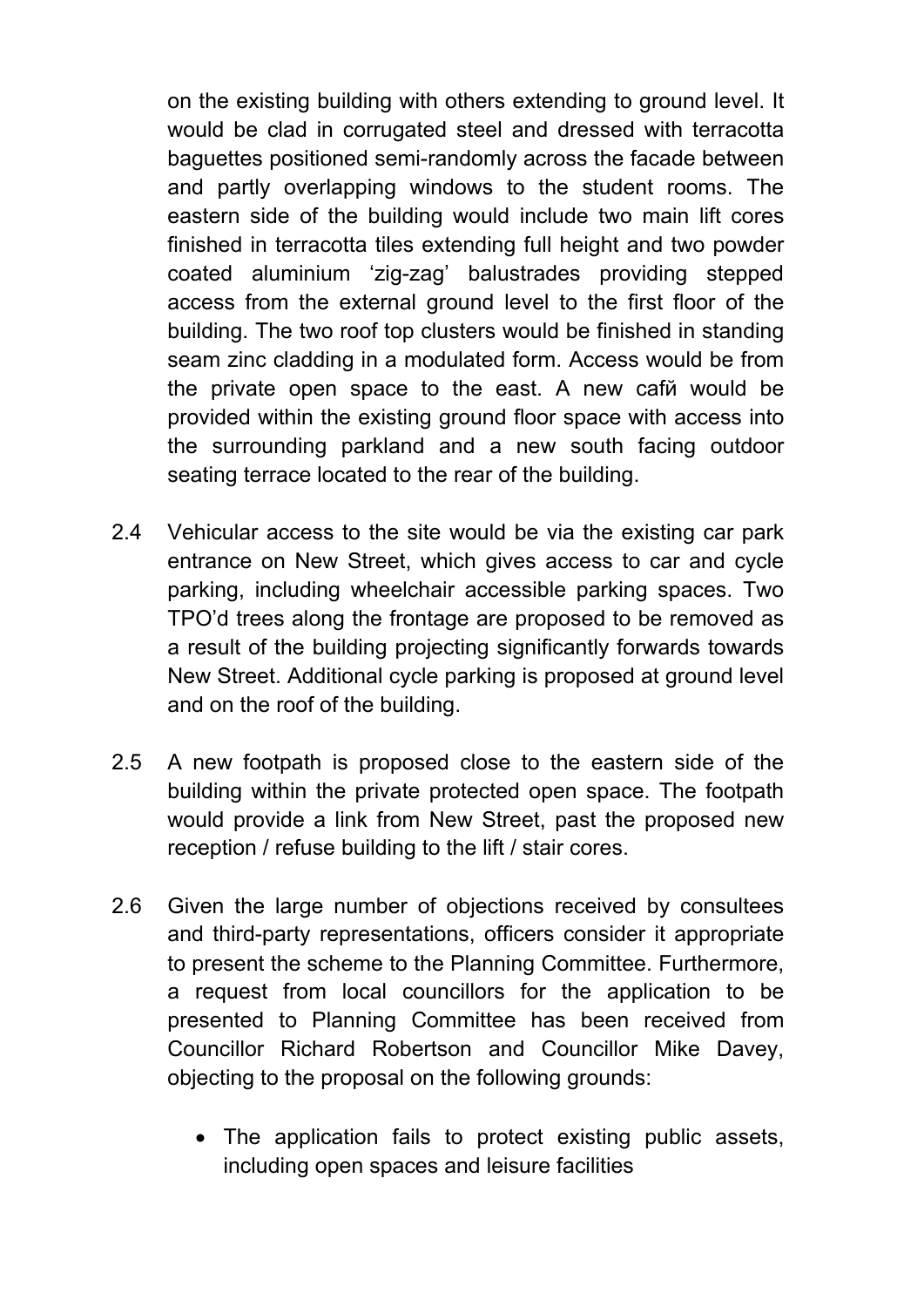on the existing building with others extending to ground level. It would be clad in corrugated steel and dressed with terracotta baguettes positioned semi-randomly across the facade between and partly overlapping windows to the student rooms. The eastern side of the building would include two main lift cores finished in terracotta tiles extending full height and two powder coated aluminium 'zig-zag' balustrades providing stepped access from the external ground level to the first floor of the building. The two roof top clusters would be finished in standing seam zinc cladding in a modulated form. Access would be from the private open space to the east. A new cafй would be provided within the existing ground floor space with access into the surrounding parkland and a new south facing outdoor seating terrace located to the rear of the building.

2.4 Vehicular access to the site would be via the existing car park entrance on New Street, which gives access to car and cycle parking, including wheelchair accessible parking spaces. Two TPO'd trees along the frontage are proposed to be removed as a result of the building projecting significantly forwards towards New Street. Additional cycle parking is proposed at ground level and on the roof of the building.

2.5 A new footpath is proposed close to the eastern side of the building within the private protected open space. The footpath would provide a link from New Street, past the proposed new reception / refuse building to the lift / stair cores.

2.6 Given the large number of objections received by consultees and third-party representations, officers consider it appropriate to present the scheme to the Planning Committee. Furthermore, a request from local councillors for the application to be presented to Planning Committee has been received from Councillor Richard Robertson and Councillor Mike Davey, objecting to the proposal on the following grounds:

- The application fails to protect existing public assets, including open spaces and leisure facilities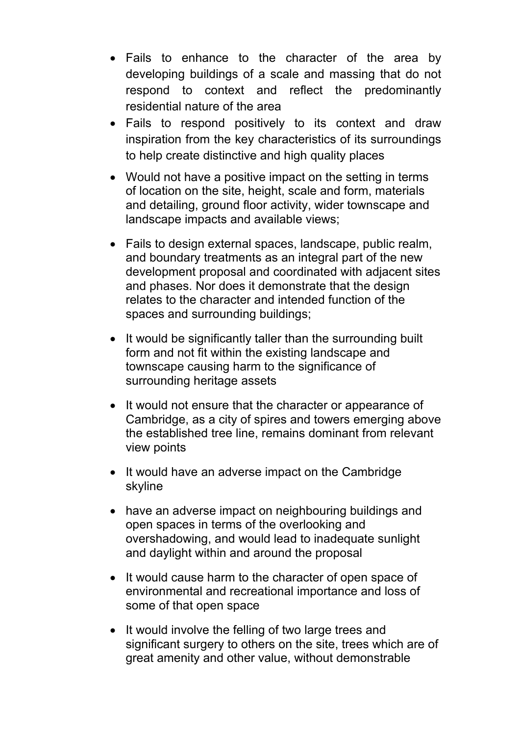- Fails to enhance to the character of the area by developing buildings of a scale and massing that do not respond to context and reflect the predominantly residential nature of the area
- Fails to respond positively to its context and draw inspiration from the key characteristics of its surroundings to help create distinctive and high quality places
- Would not have a positive impact on the setting in terms of location on the site, height, scale and form, materials and detailing, ground floor activity, wider townscape and landscape impacts and available views;
- Fails to design external spaces, landscape, public realm, and boundary treatments as an integral part of the new development proposal and coordinated with adjacent sites and phases. Nor does it demonstrate that the design relates to the character and intended function of the spaces and surrounding buildings;
- It would be significantly taller than the surrounding built form and not fit within the existing landscape and townscape causing harm to the significance of surrounding heritage assets
- It would not ensure that the character or appearance of Cambridge, as a city of spires and towers emerging above the established tree line, remains dominant from relevant view points
- It would have an adverse impact on the Cambridge skyline
- have an adverse impact on neighbouring buildings and open spaces in terms of the overlooking and overshadowing, and would lead to inadequate sunlight and daylight within and around the proposal
- It would cause harm to the character of open space of environmental and recreational importance and loss of some of that open space
- It would involve the felling of two large trees and significant surgery to others on the site, trees which are of great amenity and other value, without demonstrable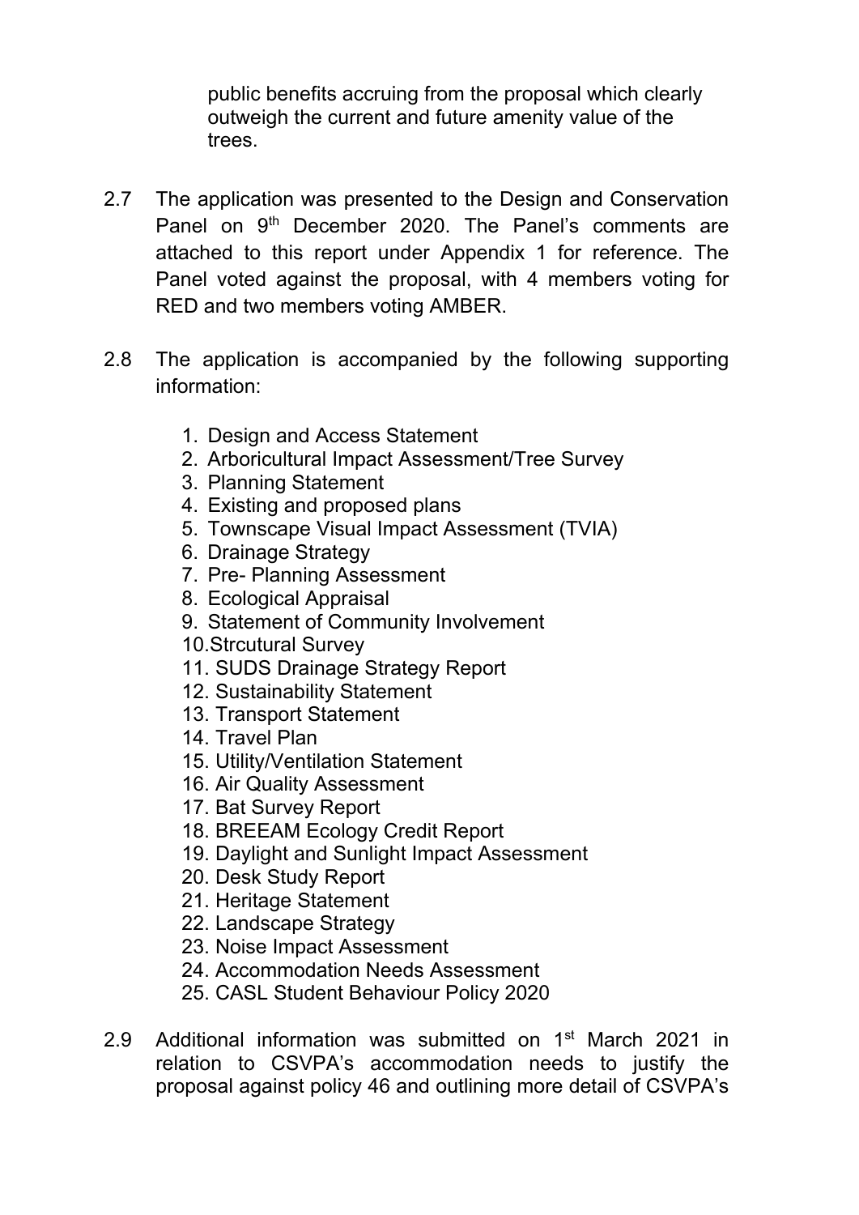public benefits accruing from the proposal which clearly outweigh the current and future amenity value of the trees.

2.7 The application was presented to the Design and Conservation Panel on 9th December 2020. The Panel's comments are attached to this report under Appendix 1 for reference. The Panel voted against the proposal, with 4 members voting for RED and two members voting AMBER.

2.8 The application is accompanied by the following supporting information:

1. Design and Access Statement
2. Arboricultural Impact Assessment/Tree Survey
3. Planning Statement
4. Existing and proposed plans
5. Townscape Visual Impact Assessment (TVIA)
6. Drainage Strategy
7. Pre- Planning Assessment
8. Ecological Appraisal
9. Statement of Community Involvement
10. Strcutural Survey
11. SUDS Drainage Strategy Report
12. Sustainability Statement
13. Transport Statement
14. Travel Plan
15. Utility/Ventilation Statement
16. Air Quality Assessment
17. Bat Survey Report
18. BREEAM Ecology Credit Report
19. Daylight and Sunlight Impact Assessment
20. Desk Study Report
21. Heritage Statement
22. Landscape Strategy
23. Noise Impact Assessment
24. Accommodation Needs Assessment
25. CASL Student Behaviour Policy 2020

2.9 Additional information was submitted on 1st March 2021 in relation to CSVPA's accommodation needs to justify the proposal against policy 46 and outlining more detail of CSVPA's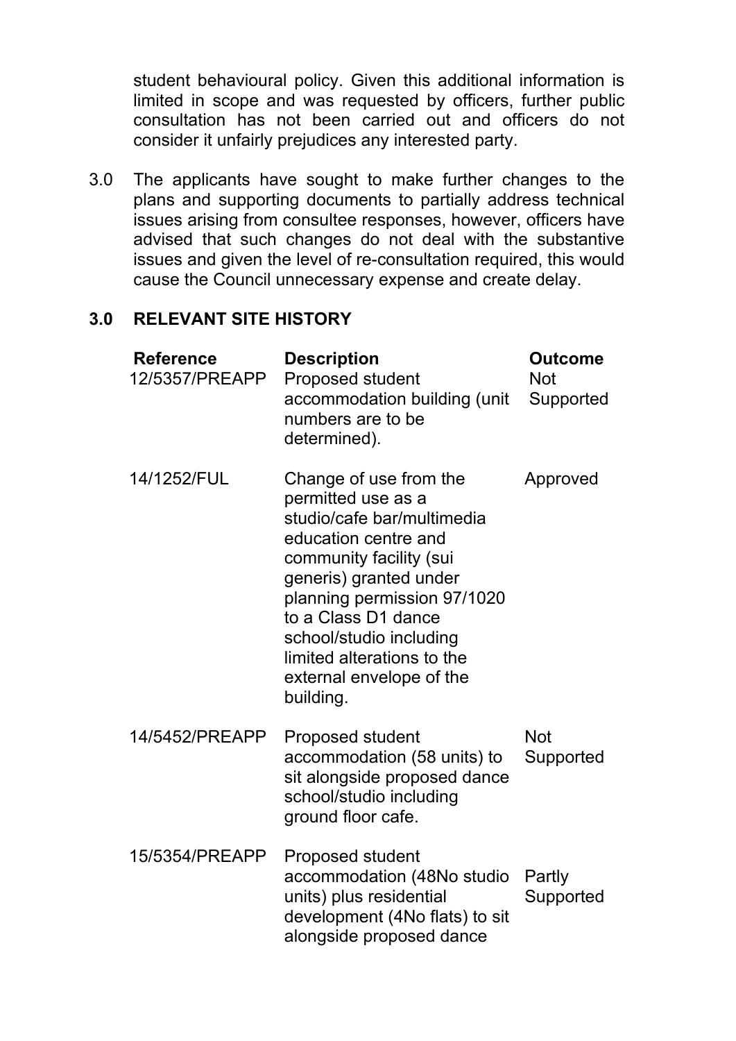student behavioural policy. Given this additional information is limited in scope and was requested by officers, further public consultation has not been carried out and officers do not consider it unfairly prejudices any interested party.

3.0 The applicants have sought to make further changes to the plans and supporting documents to partially address technical issues arising from consultee responses, however, officers have advised that such changes do not deal with the substantive issues and given the level of re-consultation required, this would cause the Council unnecessary expense and create delay.

## 3.0 RELEVANT SITE HISTORY

| Reference | Description | Outcome |
|---|---|---|
| 12/5357/PREAPP | Proposed student accommodation building (unit numbers are to be determined). | Not Supported |
| 14/1252/FUL | Change of use from the permitted use as a studio/cafe bar/multimedia education centre and community facility (sui generis) granted under planning permission 97/1020 to a Class D1 dance school/studio including limited alterations to the external envelope of the building. | Approved |
| 14/5452/PREAPP | Proposed student accommodation (58 units) to sit alongside proposed dance school/studio including ground floor cafe. | Not Supported |
| 15/5354/PREAPP | Proposed student accommodation (48No studio units) plus residential development (4No flats) to sit alongside proposed dance | Partly Supported |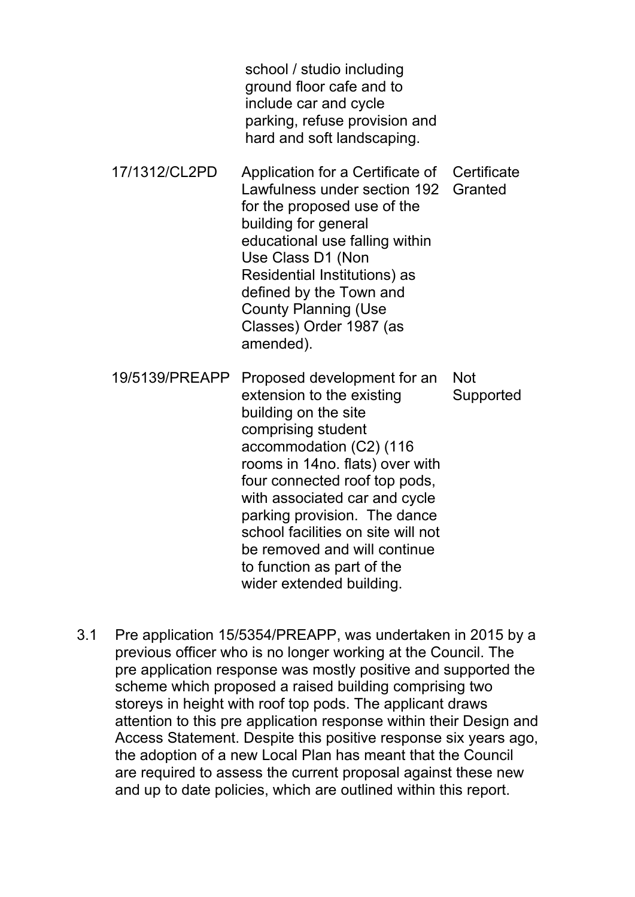| | | |
|---|---|---|
| | school / studio including ground floor cafe and to include car and cycle parking, refuse provision and hard and soft landscaping. | |
| 17/1312/CL2PD | Application for a Certificate of Lawfulness under section 192 for the proposed use of the building for general educational use falling within Use Class D1 (Non Residential Institutions) as defined by the Town and County Planning (Use Classes) Order 1987 (as amended). | Certificate Granted |
| 19/5139/PREAPP | Proposed development for an extension to the existing building on the site comprising student accommodation (C2) (116 rooms in 14no. flats) over with four connected roof top pods, with associated car and cycle parking provision. The dance school facilities on site will not be removed and will continue to function as part of the wider extended building. | Not Supported |

3.1 Pre application 15/5354/PREAPP, was undertaken in 2015 by a previous officer who is no longer working at the Council. The pre application response was mostly positive and supported the scheme which proposed a raised building comprising two storeys in height with roof top pods. The applicant draws attention to this pre application response within their Design and Access Statement. Despite this positive response six years ago, the adoption of a new Local Plan has meant that the Council are required to assess the current proposal against these new and up to date policies, which are outlined within this report.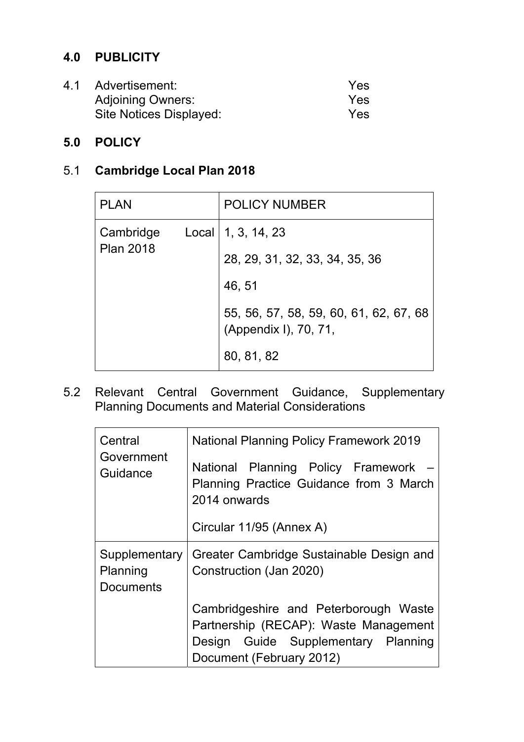## 4.0 PUBLICITY

4.1 Advertisement: Yes
Adjoining Owners: Yes
Site Notices Displayed: Yes

## 5.0 POLICY

5.1 **Cambridge Local Plan 2018**

| PLAN | POLICY NUMBER |
| --- | --- |
| Cambridge Local Plan 2018 | 1, 3, 14, 23<br><br>28, 29, 31, 32, 33, 34, 35, 36<br><br>46, 51<br><br>55, 56, 57, 58, 59, 60, 61, 62, 67, 68 (Appendix I), 70, 71,<br><br>80, 81, 82 |

5.2 Relevant Central Government Guidance, Supplementary Planning Documents and Material Considerations

| | |
| --- | --- |
| Central Government Guidance | National Planning Policy Framework 2019<br><br>National Planning Policy Framework – Planning Practice Guidance from 3 March 2014 onwards<br><br>Circular 11/95 (Annex A) |
| Supplementary Planning Documents | Greater Cambridge Sustainable Design and Construction (Jan 2020)<br><br>Cambridgeshire and Peterborough Waste Partnership (RECAP): Waste Management Design Guide Supplementary Planning Document (February 2012) |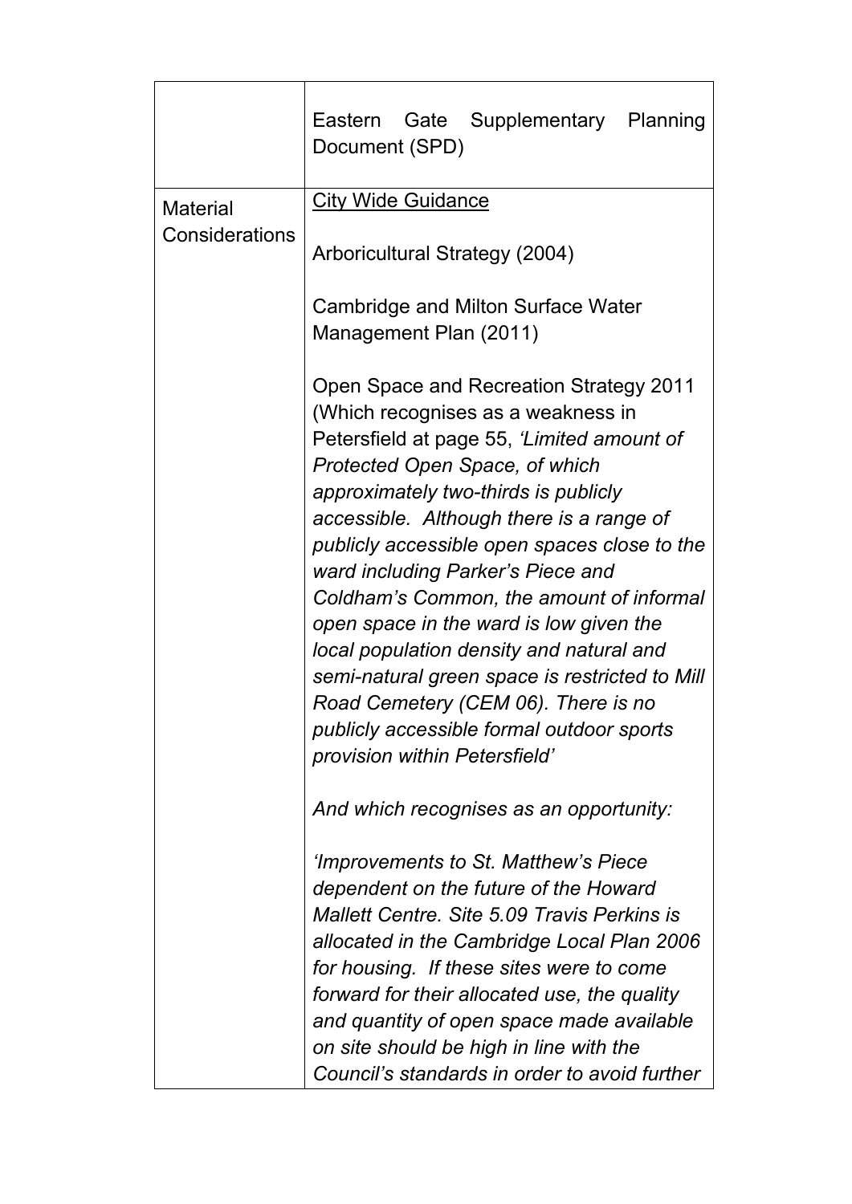|  |  |
|---|---|
|  | Eastern Gate Supplementary Planning Document (SPD) |
| Material Considerations | <u>City Wide Guidance</u><br><br>Arboricultural Strategy (2004)<br><br>Cambridge and Milton Surface Water Management Plan (2011)<br><br>Open Space and Recreation Strategy 2011 (Which recognises as a weakness in Petersfield at page 55, *'Limited amount of Protected Open Space, of which approximately two-thirds is publicly accessible. Although there is a range of publicly accessible open spaces close to the ward including Parker's Piece and Coldham's Common, the amount of informal open space in the ward is low given the local population density and natural and semi-natural green space is restricted to Mill Road Cemetery (CEM 06). There is no publicly accessible formal outdoor sports provision within Petersfield'*<br><br>*And which recognises as an opportunity:*<br><br>*'Improvements to St. Matthew's Piece dependent on the future of the Howard Mallett Centre. Site 5.09 Travis Perkins is allocated in the Cambridge Local Plan 2006 for housing. If these sites were to come forward for their allocated use, the quality and quantity of open space made available on site should be high in line with the Council's standards in order to avoid further* |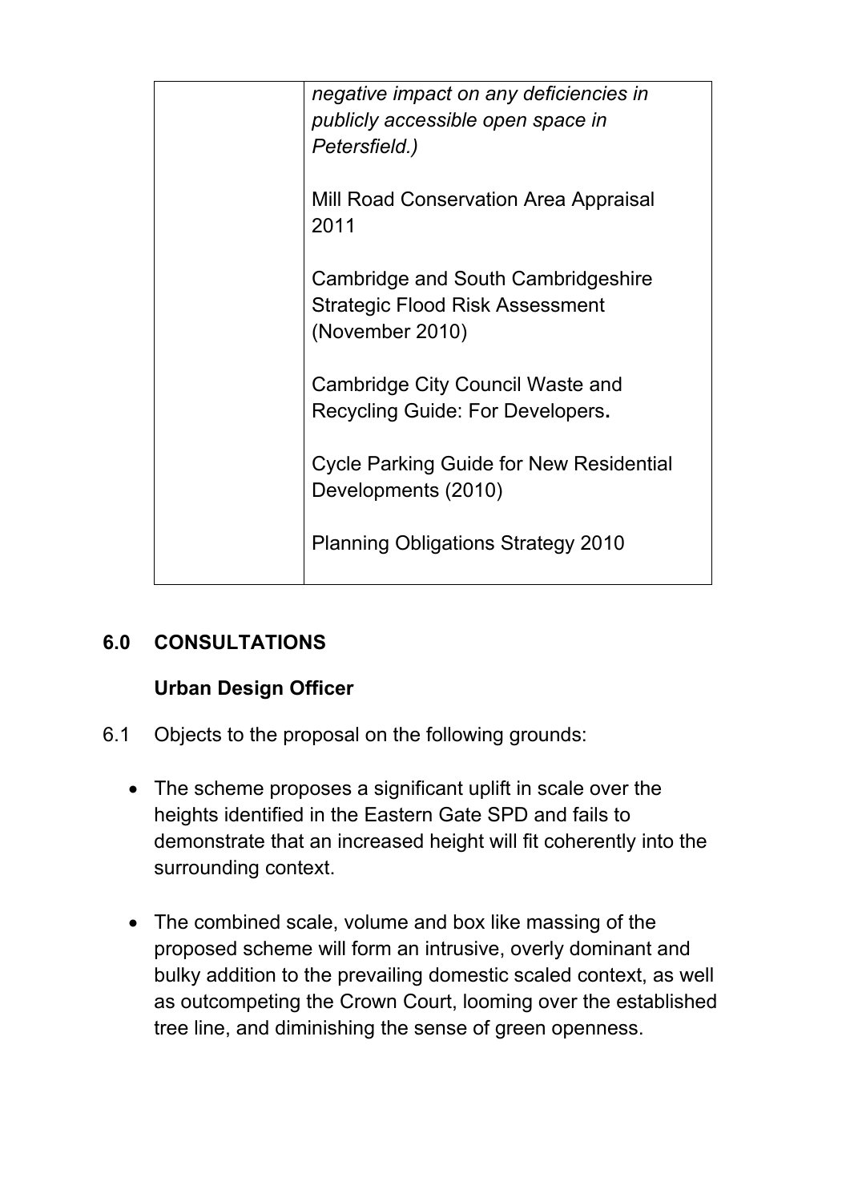|  | *negative impact on any deficiencies in publicly accessible open space in Petersfield.)*<br><br>Mill Road Conservation Area Appraisal 2011<br><br>Cambridge and South Cambridgeshire Strategic Flood Risk Assessment (November 2010)<br><br>Cambridge City Council Waste and Recycling Guide: For Developers**.**<br><br>Cycle Parking Guide for New Residential Developments (2010)<br><br>Planning Obligations Strategy 2010 |
|---|---|

## 6.0 CONSULTATIONS

### Urban Design Officer

6.1 Objects to the proposal on the following grounds:

- The scheme proposes a significant uplift in scale over the heights identified in the Eastern Gate SPD and fails to demonstrate that an increased height will fit coherently into the surrounding context.

- The combined scale, volume and box like massing of the proposed scheme will form an intrusive, overly dominant and bulky addition to the prevailing domestic scaled context, as well as outcompeting the Crown Court, looming over the established tree line, and diminishing the sense of green openness.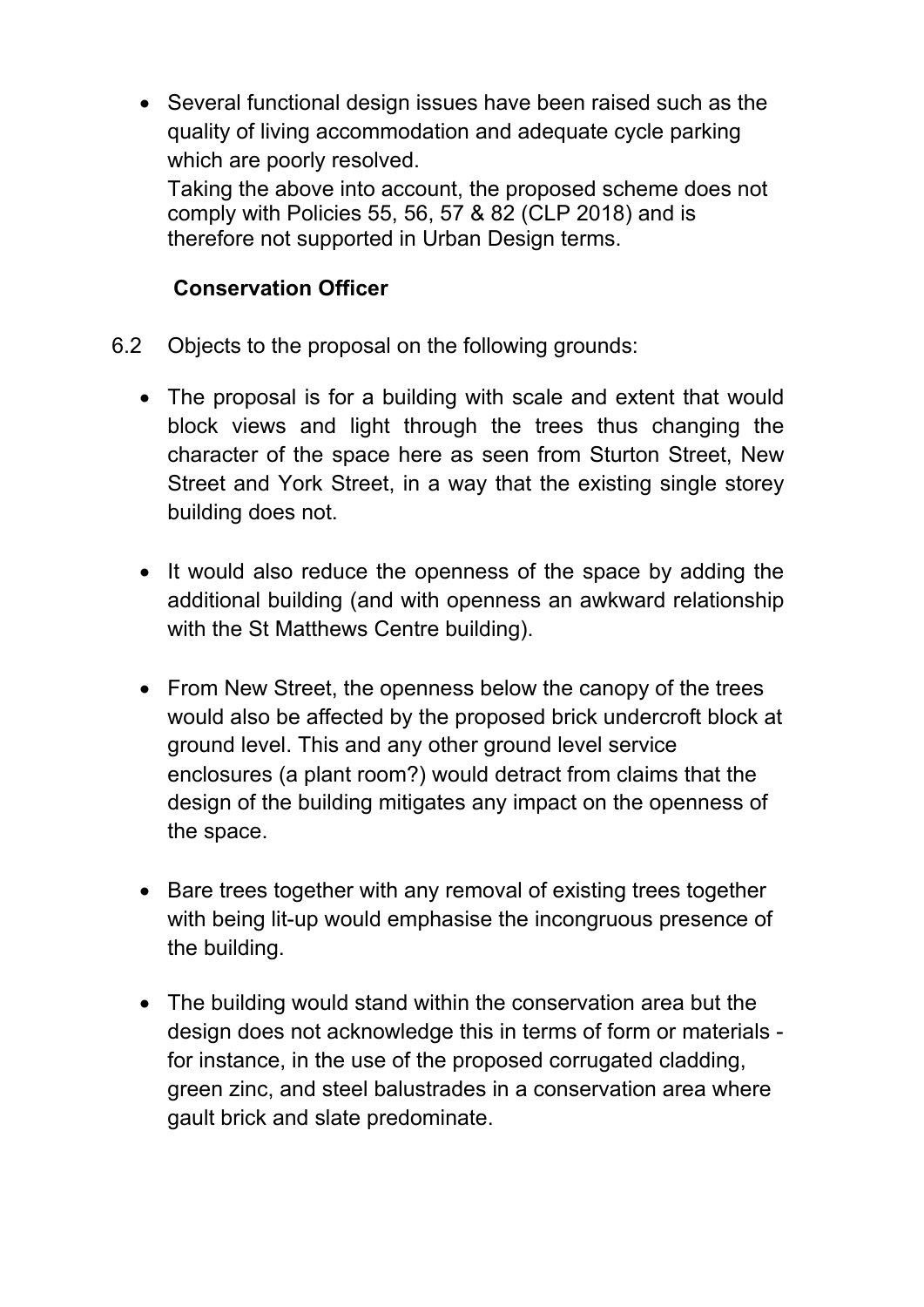- Several functional design issues have been raised such as the quality of living accommodation and adequate cycle parking which are poorly resolved.

  Taking the above into account, the proposed scheme does not comply with Policies 55, 56, 57 & 82 (CLP 2018) and is therefore not supported in Urban Design terms.

**Conservation Officer**

6.2 Objects to the proposal on the following grounds:

- The proposal is for a building with scale and extent that would block views and light through the trees thus changing the character of the space here as seen from Sturton Street, New Street and York Street, in a way that the existing single storey building does not.

- It would also reduce the openness of the space by adding the additional building (and with openness an awkward relationship with the St Matthews Centre building).

- From New Street, the openness below the canopy of the trees would also be affected by the proposed brick undercroft block at ground level. This and any other ground level service enclosures (a plant room?) would detract from claims that the design of the building mitigates any impact on the openness of the space.

- Bare trees together with any removal of existing trees together with being lit-up would emphasise the incongruous presence of the building.

- The building would stand within the conservation area but the design does not acknowledge this in terms of form or materials - for instance, in the use of the proposed corrugated cladding, green zinc, and steel balustrades in a conservation area where gault brick and slate predominate.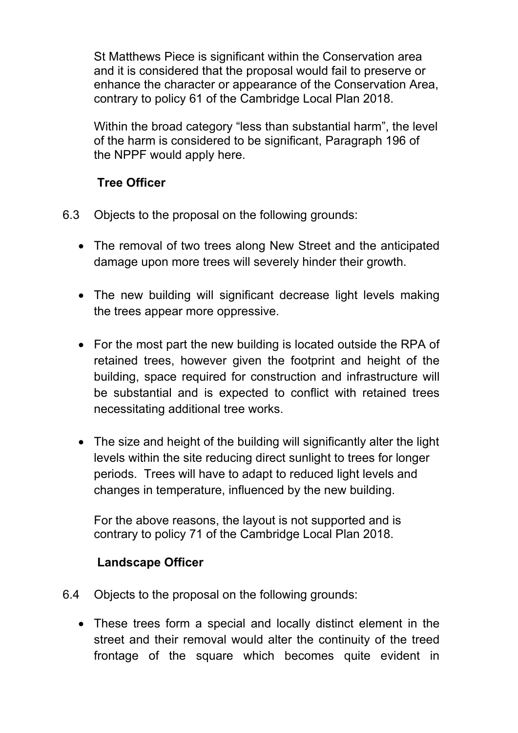St Matthews Piece is significant within the Conservation area and it is considered that the proposal would fail to preserve or enhance the character or appearance of the Conservation Area, contrary to policy 61 of the Cambridge Local Plan 2018.

Within the broad category "less than substantial harm", the level of the harm is considered to be significant, Paragraph 196 of the NPPF would apply here.

**Tree Officer**

6.3 Objects to the proposal on the following grounds:

- The removal of two trees along New Street and the anticipated damage upon more trees will severely hinder their growth.
- The new building will significant decrease light levels making the trees appear more oppressive.
- For the most part the new building is located outside the RPA of retained trees, however given the footprint and height of the building, space required for construction and infrastructure will be substantial and is expected to conflict with retained trees necessitating additional tree works.
- The size and height of the building will significantly alter the light levels within the site reducing direct sunlight to trees for longer periods. Trees will have to adapt to reduced light levels and changes in temperature, influenced by the new building.

For the above reasons, the layout is not supported and is contrary to policy 71 of the Cambridge Local Plan 2018.

**Landscape Officer**

6.4 Objects to the proposal on the following grounds:

- These trees form a special and locally distinct element in the street and their removal would alter the continuity of the treed frontage of the square which becomes quite evident in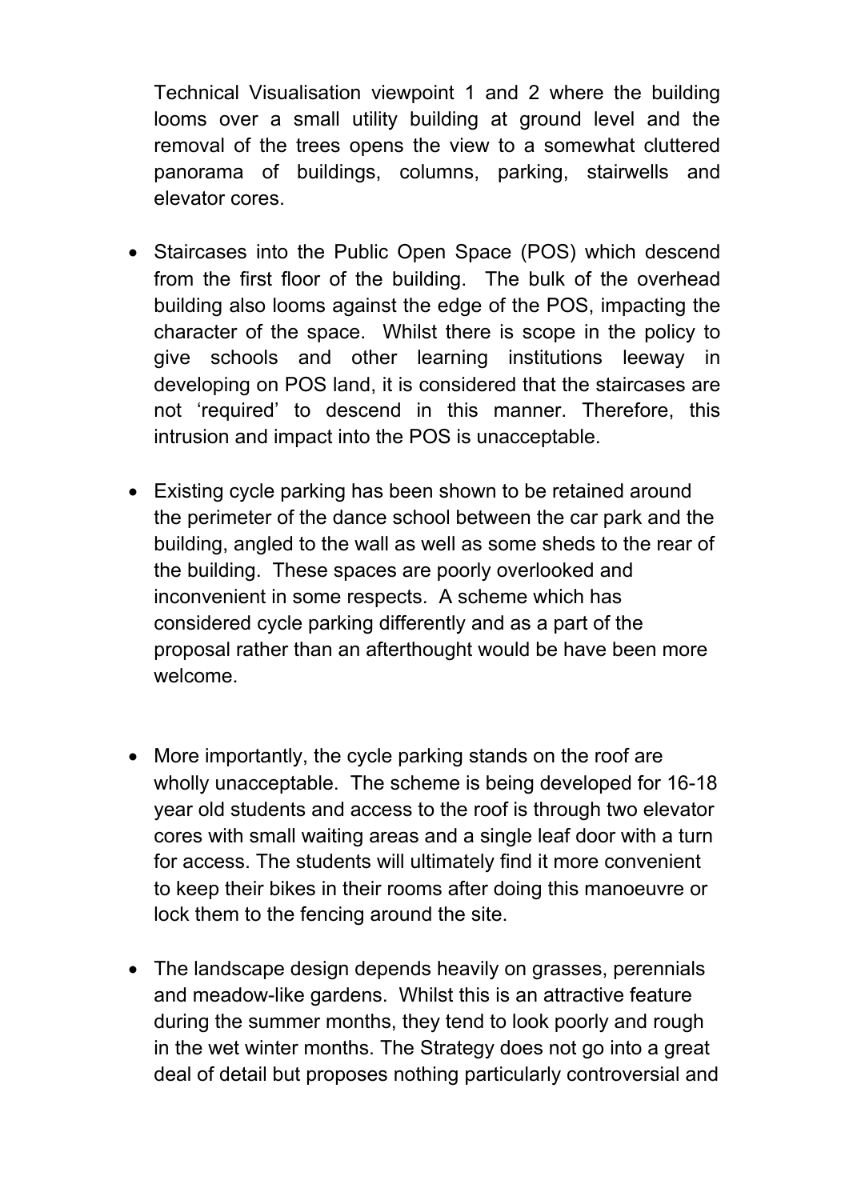Technical Visualisation viewpoint 1 and 2 where the building looms over a small utility building at ground level and the removal of the trees opens the view to a somewhat cluttered panorama of buildings, columns, parking, stairwells and elevator cores.

- Staircases into the Public Open Space (POS) which descend from the first floor of the building. The bulk of the overhead building also looms against the edge of the POS, impacting the character of the space. Whilst there is scope in the policy to give schools and other learning institutions leeway in developing on POS land, it is considered that the staircases are not 'required' to descend in this manner. Therefore, this intrusion and impact into the POS is unacceptable.

- Existing cycle parking has been shown to be retained around the perimeter of the dance school between the car park and the building, angled to the wall as well as some sheds to the rear of the building. These spaces are poorly overlooked and inconvenient in some respects. A scheme which has considered cycle parking differently and as a part of the proposal rather than an afterthought would be have been more welcome.

- More importantly, the cycle parking stands on the roof are wholly unacceptable. The scheme is being developed for 16-18 year old students and access to the roof is through two elevator cores with small waiting areas and a single leaf door with a turn for access. The students will ultimately find it more convenient to keep their bikes in their rooms after doing this manoeuvre or lock them to the fencing around the site.

- The landscape design depends heavily on grasses, perennials and meadow-like gardens. Whilst this is an attractive feature during the summer months, they tend to look poorly and rough in the wet winter months. The Strategy does not go into a great deal of detail but proposes nothing particularly controversial and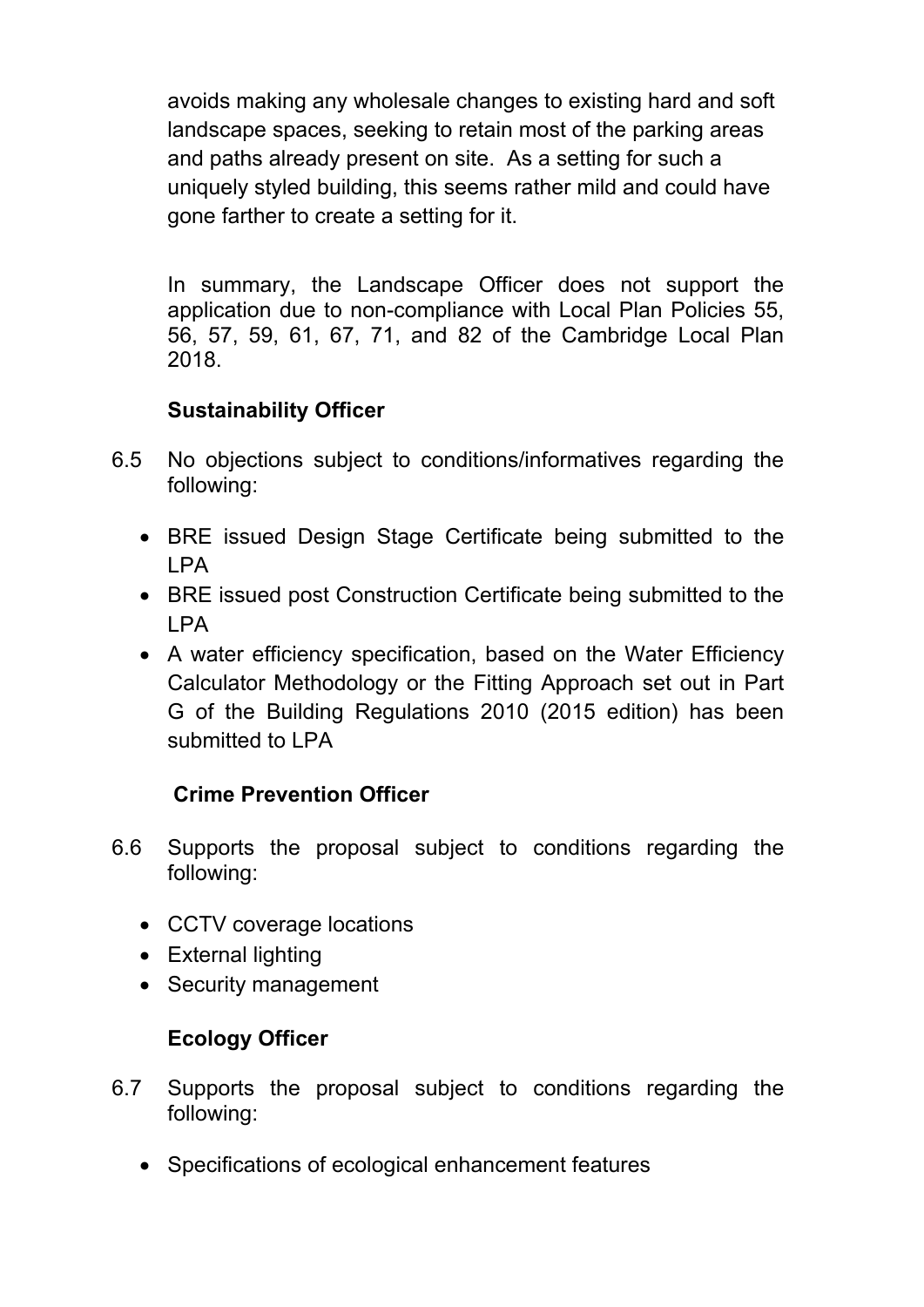avoids making any wholesale changes to existing hard and soft landscape spaces, seeking to retain most of the parking areas and paths already present on site. As a setting for such a uniquely styled building, this seems rather mild and could have gone farther to create a setting for it.

In summary, the Landscape Officer does not support the application due to non-compliance with Local Plan Policies 55, 56, 57, 59, 61, 67, 71, and 82 of the Cambridge Local Plan 2018.

**Sustainability Officer**

6.5 No objections subject to conditions/informatives regarding the following:

- BRE issued Design Stage Certificate being submitted to the LPA
- BRE issued post Construction Certificate being submitted to the LPA
- A water efficiency specification, based on the Water Efficiency Calculator Methodology or the Fitting Approach set out in Part G of the Building Regulations 2010 (2015 edition) has been submitted to LPA

**Crime Prevention Officer**

6.6 Supports the proposal subject to conditions regarding the following:

- CCTV coverage locations
- External lighting
- Security management

**Ecology Officer**

6.7 Supports the proposal subject to conditions regarding the following:

- Specifications of ecological enhancement features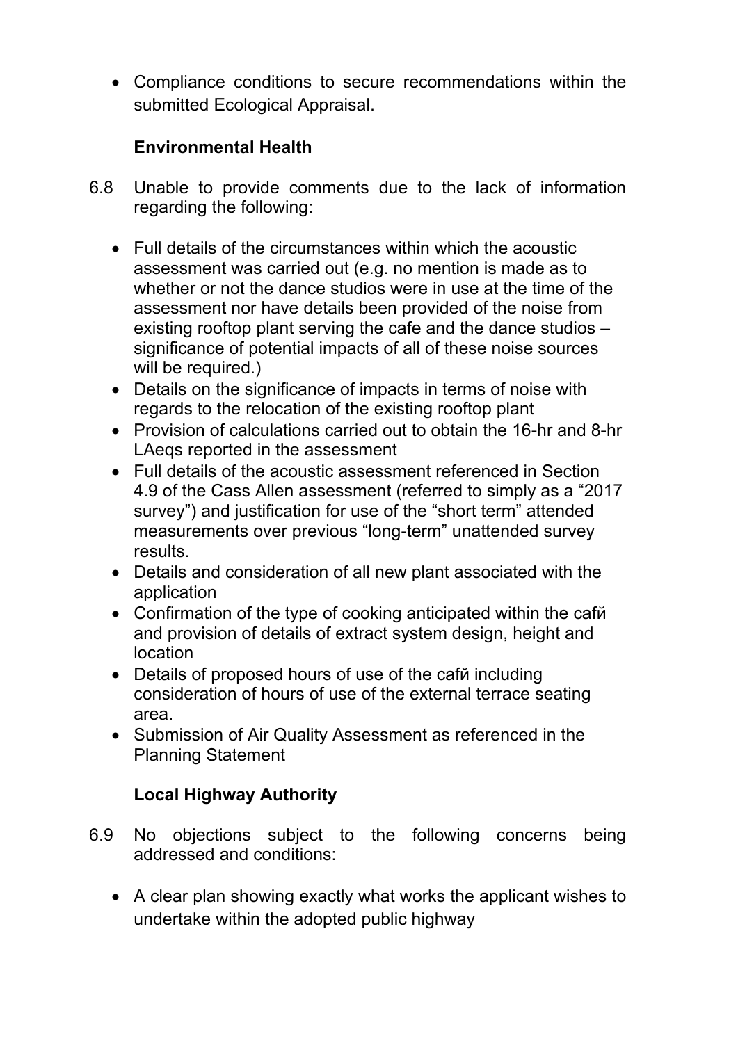- Compliance conditions to secure recommendations within the submitted Ecological Appraisal.

**Environmental Health**

6.8 Unable to provide comments due to the lack of information regarding the following:

- Full details of the circumstances within which the acoustic assessment was carried out (e.g. no mention is made as to whether or not the dance studios were in use at the time of the assessment nor have details been provided of the noise from existing rooftop plant serving the cafe and the dance studios – significance of potential impacts of all of these noise sources will be required.)
- Details on the significance of impacts in terms of noise with regards to the relocation of the existing rooftop plant
- Provision of calculations carried out to obtain the 16-hr and 8-hr LAeqs reported in the assessment
- Full details of the acoustic assessment referenced in Section 4.9 of the Cass Allen assessment (referred to simply as a "2017 survey") and justification for use of the "short term" attended measurements over previous "long-term" unattended survey results.
- Details and consideration of all new plant associated with the application
- Confirmation of the type of cooking anticipated within the cafй and provision of details of extract system design, height and location
- Details of proposed hours of use of the cafй including consideration of hours of use of the external terrace seating area.
- Submission of Air Quality Assessment as referenced in the Planning Statement

**Local Highway Authority**

6.9 No objections subject to the following concerns being addressed and conditions:

- A clear plan showing exactly what works the applicant wishes to undertake within the adopted public highway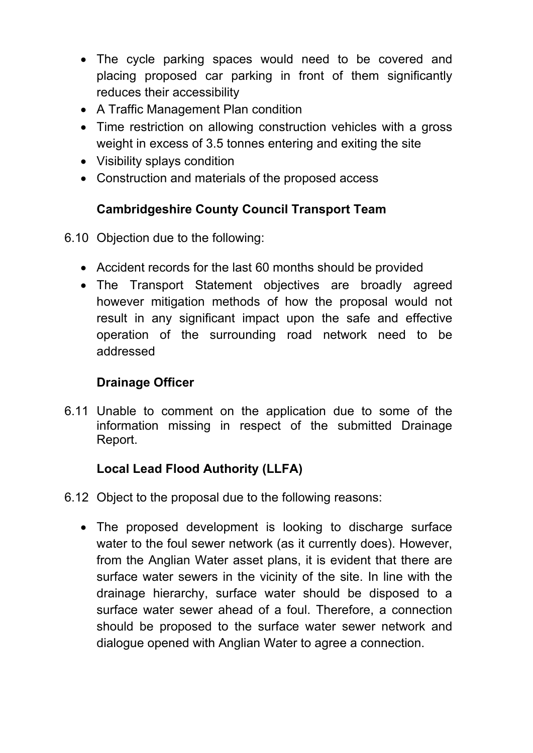- The cycle parking spaces would need to be covered and placing proposed car parking in front of them significantly reduces their accessibility
- A Traffic Management Plan condition
- Time restriction on allowing construction vehicles with a gross weight in excess of 3.5 tonnes entering and exiting the site
- Visibility splays condition
- Construction and materials of the proposed access

**Cambridgeshire County Council Transport Team**

6.10 Objection due to the following:

- Accident records for the last 60 months should be provided
- The Transport Statement objectives are broadly agreed however mitigation methods of how the proposal would not result in any significant impact upon the safe and effective operation of the surrounding road network need to be addressed

**Drainage Officer**

6.11 Unable to comment on the application due to some of the information missing in respect of the submitted Drainage Report.

**Local Lead Flood Authority (LLFA)**

6.12 Object to the proposal due to the following reasons:

- The proposed development is looking to discharge surface water to the foul sewer network (as it currently does). However, from the Anglian Water asset plans, it is evident that there are surface water sewers in the vicinity of the site. In line with the drainage hierarchy, surface water should be disposed to a surface water sewer ahead of a foul. Therefore, a connection should be proposed to the surface water sewer network and dialogue opened with Anglian Water to agree a connection.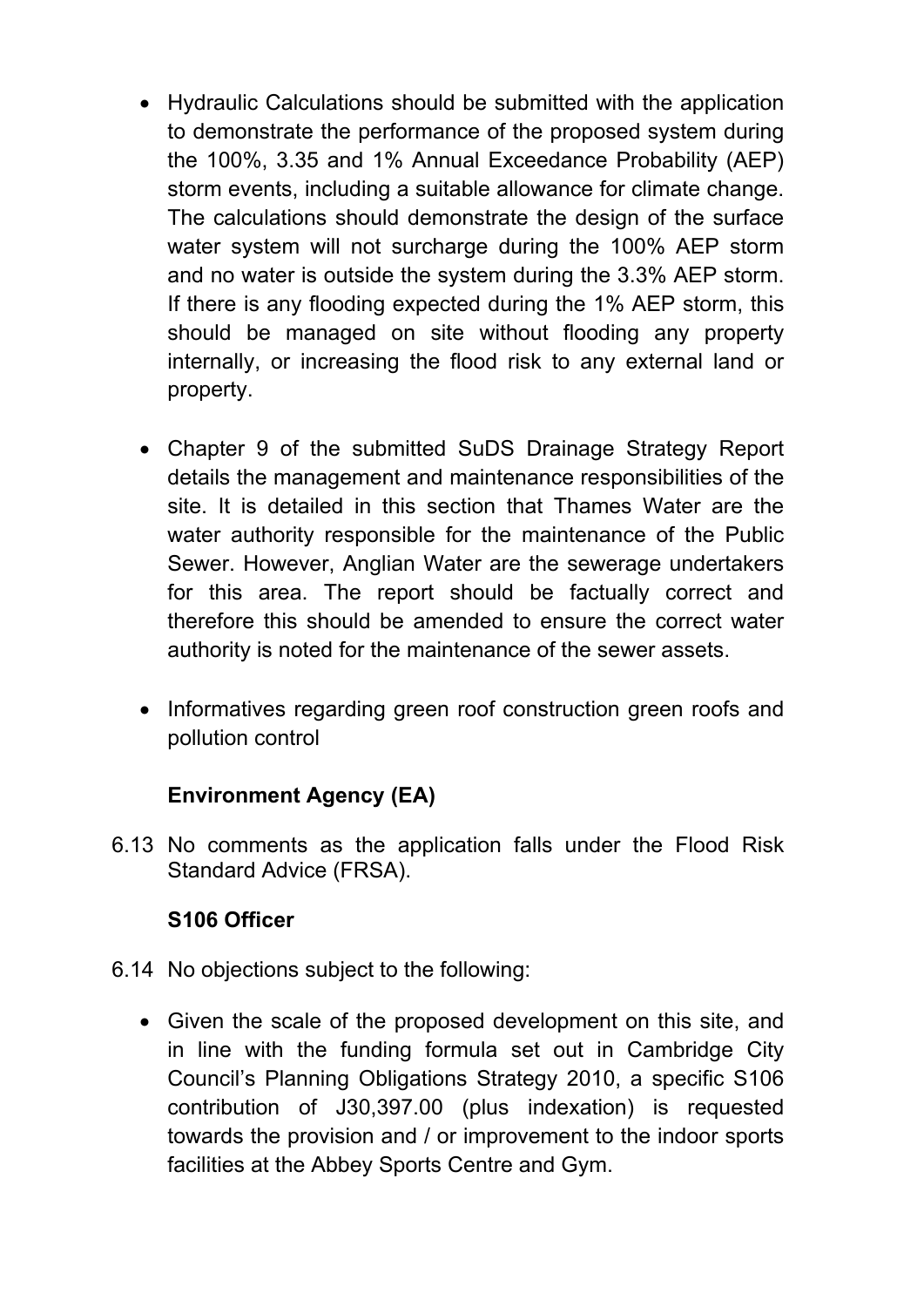- Hydraulic Calculations should be submitted with the application to demonstrate the performance of the proposed system during the 100%, 3.35 and 1% Annual Exceedance Probability (AEP) storm events, including a suitable allowance for climate change. The calculations should demonstrate the design of the surface water system will not surcharge during the 100% AEP storm and no water is outside the system during the 3.3% AEP storm. If there is any flooding expected during the 1% AEP storm, this should be managed on site without flooding any property internally, or increasing the flood risk to any external land or property.

- Chapter 9 of the submitted SuDS Drainage Strategy Report details the management and maintenance responsibilities of the site. It is detailed in this section that Thames Water are the water authority responsible for the maintenance of the Public Sewer. However, Anglian Water are the sewerage undertakers for this area. The report should be factually correct and therefore this should be amended to ensure the correct water authority is noted for the maintenance of the sewer assets.

- Informatives regarding green roof construction green roofs and pollution control

**Environment Agency (EA)**

6.13 No comments as the application falls under the Flood Risk Standard Advice (FRSA).

**S106 Officer**

6.14 No objections subject to the following:

- Given the scale of the proposed development on this site, and in line with the funding formula set out in Cambridge City Council's Planning Obligations Strategy 2010, a specific S106 contribution of J30,397.00 (plus indexation) is requested towards the provision and / or improvement to the indoor sports facilities at the Abbey Sports Centre and Gym.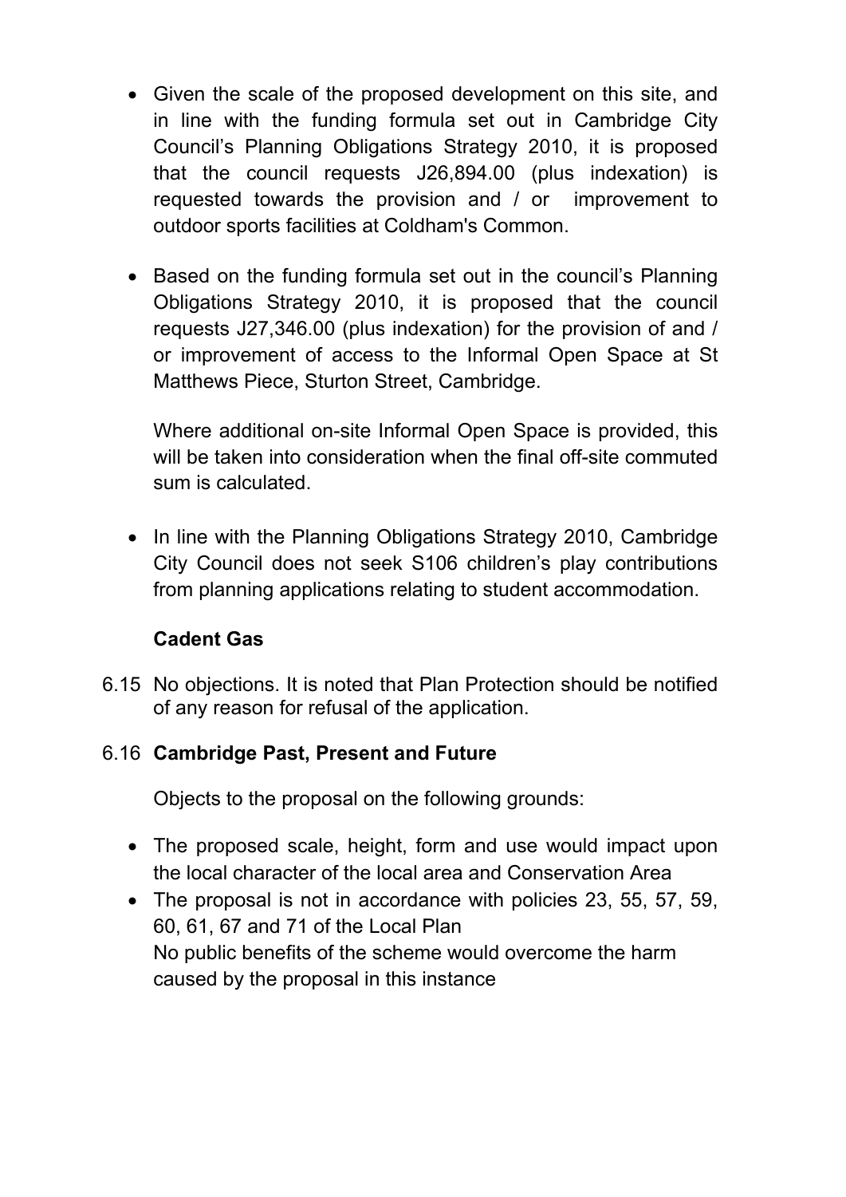- Given the scale of the proposed development on this site, and in line with the funding formula set out in Cambridge City Council's Planning Obligations Strategy 2010, it is proposed that the council requests J26,894.00 (plus indexation) is requested towards the provision and / or improvement to outdoor sports facilities at Coldham's Common.

- Based on the funding formula set out in the council's Planning Obligations Strategy 2010, it is proposed that the council requests J27,346.00 (plus indexation) for the provision of and / or improvement of access to the Informal Open Space at St Matthews Piece, Sturton Street, Cambridge.

  Where additional on-site Informal Open Space is provided, this will be taken into consideration when the final off-site commuted sum is calculated.

- In line with the Planning Obligations Strategy 2010, Cambridge City Council does not seek S106 children's play contributions from planning applications relating to student accommodation.

**Cadent Gas**

6.15 No objections. It is noted that Plan Protection should be notified of any reason for refusal of the application.

6.16 **Cambridge Past, Present and Future**

Objects to the proposal on the following grounds:

- The proposed scale, height, form and use would impact upon the local character of the local area and Conservation Area
- The proposal is not in accordance with policies 23, 55, 57, 59, 60, 61, 67 and 71 of the Local Plan
  No public benefits of the scheme would overcome the harm caused by the proposal in this instance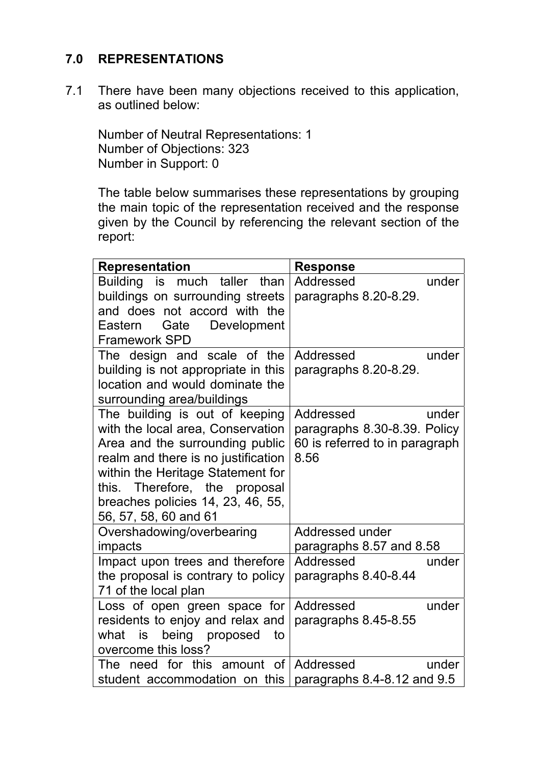## 7.0 REPRESENTATIONS

7.1 There have been many objections received to this application, as outlined below:

Number of Neutral Representations: 1
Number of Objections: 323
Number in Support: 0

The table below summarises these representations by grouping the main topic of the representation received and the response given by the Council by referencing the relevant section of the report:

| Representation | Response |
| --- | --- |
| Building is much taller than buildings on surrounding streets and does not accord with the Eastern Gate Development Framework SPD | Addressed under paragraphs 8.20-8.29. |
| The design and scale of the building is not appropriate in this location and would dominate the surrounding area/buildings | Addressed under paragraphs 8.20-8.29. |
| The building is out of keeping with the local area, Conservation Area and the surrounding public realm and there is no justification within the Heritage Statement for this. Therefore, the proposal breaches policies 14, 23, 46, 55, 56, 57, 58, 60 and 61 | Addressed under paragraphs 8.30-8.39. Policy 60 is referred to in paragraph 8.56 |
| Overshadowing/overbearing impacts | Addressed under paragraphs 8.57 and 8.58 |
| Impact upon trees and therefore the proposal is contrary to policy 71 of the local plan | Addressed under paragraphs 8.40-8.44 |
| Loss of open green space for residents to enjoy and relax and what is being proposed to overcome this loss? | Addressed under paragraphs 8.45-8.55 |
| The need for this amount of student accommodation on this | Addressed under paragraphs 8.4-8.12 and 9.5 |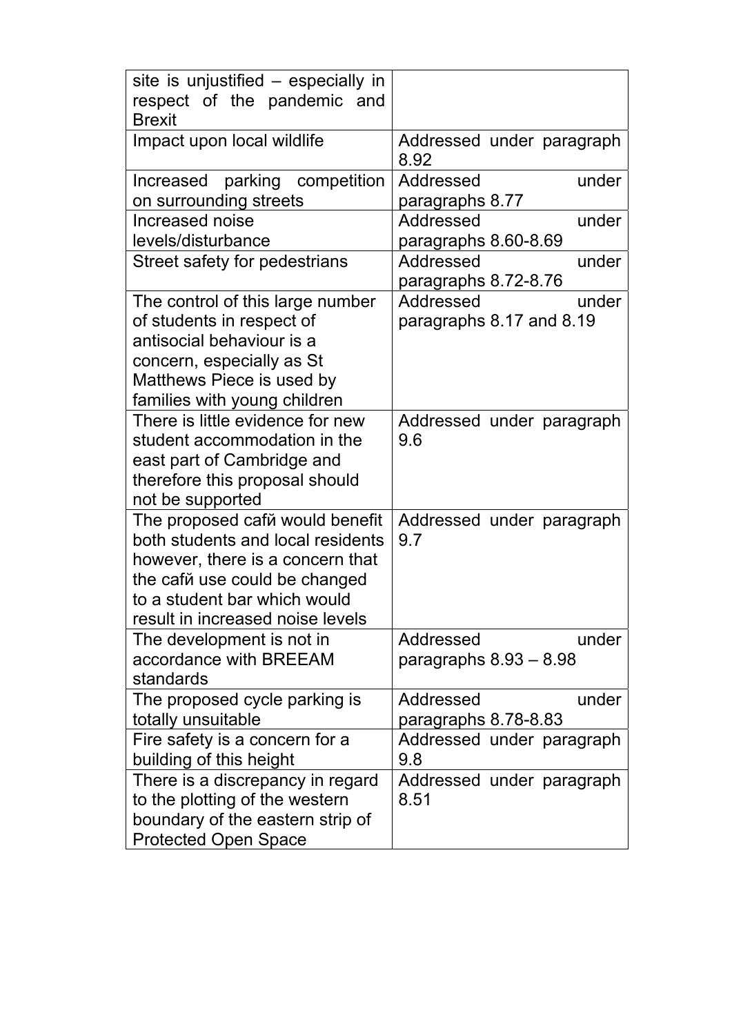| | |
|---|---|
| site is unjustified – especially in respect of the pandemic and Brexit | |
| Impact upon local wildlife | Addressed under paragraph 8.92 |
| Increased parking competition on surrounding streets | Addressed under paragraphs 8.77 |
| Increased noise levels/disturbance | Addressed under paragraphs 8.60-8.69 |
| Street safety for pedestrians | Addressed under paragraphs 8.72-8.76 |
| The control of this large number of students in respect of antisocial behaviour is a concern, especially as St Matthews Piece is used by families with young children | Addressed under paragraphs 8.17 and 8.19 |
| There is little evidence for new student accommodation in the east part of Cambridge and therefore this proposal should not be supported | Addressed under paragraph 9.6 |
| The proposed cafй would benefit both students and local residents however, there is a concern that the cafй use could be changed to a student bar which would result in increased noise levels | Addressed under paragraph 9.7 |
| The development is not in accordance with BREEAM standards | Addressed under paragraphs 8.93 – 8.98 |
| The proposed cycle parking is totally unsuitable | Addressed under paragraphs 8.78-8.83 |
| Fire safety is a concern for a building of this height | Addressed under paragraph 9.8 |
| There is a discrepancy in regard to the plotting of the western boundary of the eastern strip of Protected Open Space | Addressed under paragraph 8.51 |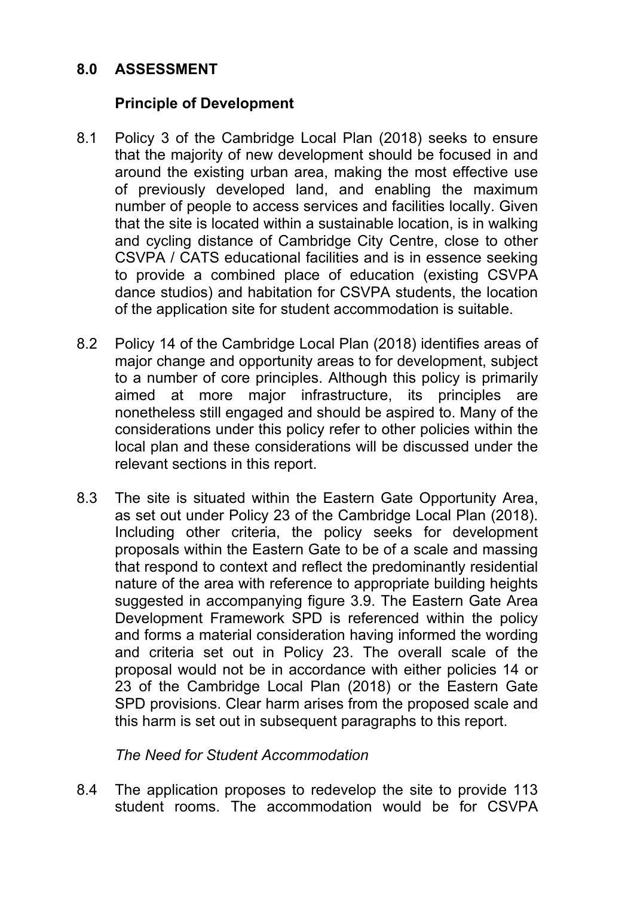## 8.0 ASSESSMENT

### Principle of Development

8.1 Policy 3 of the Cambridge Local Plan (2018) seeks to ensure that the majority of new development should be focused in and around the existing urban area, making the most effective use of previously developed land, and enabling the maximum number of people to access services and facilities locally. Given that the site is located within a sustainable location, is in walking and cycling distance of Cambridge City Centre, close to other CSVPA / CATS educational facilities and is in essence seeking to provide a combined place of education (existing CSVPA dance studios) and habitation for CSVPA students, the location of the application site for student accommodation is suitable.

8.2 Policy 14 of the Cambridge Local Plan (2018) identifies areas of major change and opportunity areas to for development, subject to a number of core principles. Although this policy is primarily aimed at more major infrastructure, its principles are nonetheless still engaged and should be aspired to. Many of the considerations under this policy refer to other policies within the local plan and these considerations will be discussed under the relevant sections in this report.

8.3 The site is situated within the Eastern Gate Opportunity Area, as set out under Policy 23 of the Cambridge Local Plan (2018). Including other criteria, the policy seeks for development proposals within the Eastern Gate to be of a scale and massing that respond to context and reflect the predominantly residential nature of the area with reference to appropriate building heights suggested in accompanying figure 3.9. The Eastern Gate Area Development Framework SPD is referenced within the policy and forms a material consideration having informed the wording and criteria set out in Policy 23. The overall scale of the proposal would not be in accordance with either policies 14 or 23 of the Cambridge Local Plan (2018) or the Eastern Gate SPD provisions. Clear harm arises from the proposed scale and this harm is set out in subsequent paragraphs to this report.

*The Need for Student Accommodation*

8.4 The application proposes to redevelop the site to provide 113 student rooms. The accommodation would be for CSVPA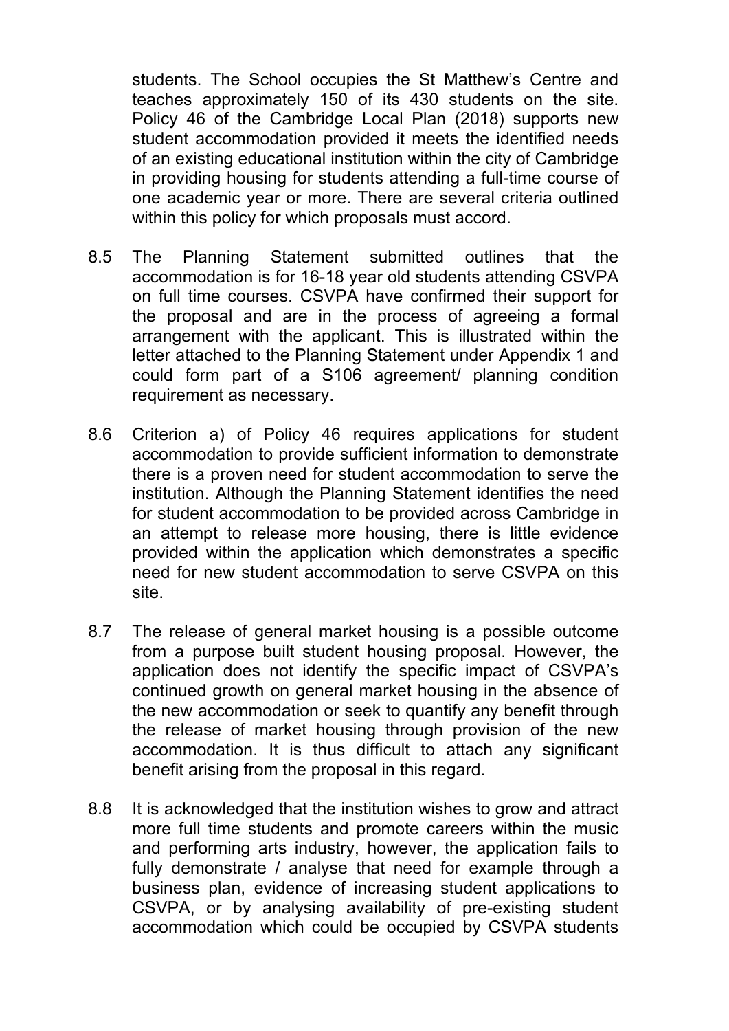students. The School occupies the St Matthew's Centre and teaches approximately 150 of its 430 students on the site. Policy 46 of the Cambridge Local Plan (2018) supports new student accommodation provided it meets the identified needs of an existing educational institution within the city of Cambridge in providing housing for students attending a full-time course of one academic year or more. There are several criteria outlined within this policy for which proposals must accord.

8.5 The Planning Statement submitted outlines that the accommodation is for 16-18 year old students attending CSVPA on full time courses. CSVPA have confirmed their support for the proposal and are in the process of agreeing a formal arrangement with the applicant. This is illustrated within the letter attached to the Planning Statement under Appendix 1 and could form part of a S106 agreement/ planning condition requirement as necessary.

8.6 Criterion a) of Policy 46 requires applications for student accommodation to provide sufficient information to demonstrate there is a proven need for student accommodation to serve the institution. Although the Planning Statement identifies the need for student accommodation to be provided across Cambridge in an attempt to release more housing, there is little evidence provided within the application which demonstrates a specific need for new student accommodation to serve CSVPA on this site.

8.7 The release of general market housing is a possible outcome from a purpose built student housing proposal. However, the application does not identify the specific impact of CSVPA's continued growth on general market housing in the absence of the new accommodation or seek to quantify any benefit through the release of market housing through provision of the new accommodation. It is thus difficult to attach any significant benefit arising from the proposal in this regard.

8.8 It is acknowledged that the institution wishes to grow and attract more full time students and promote careers within the music and performing arts industry, however, the application fails to fully demonstrate / analyse that need for example through a business plan, evidence of increasing student applications to CSVPA, or by analysing availability of pre-existing student accommodation which could be occupied by CSVPA students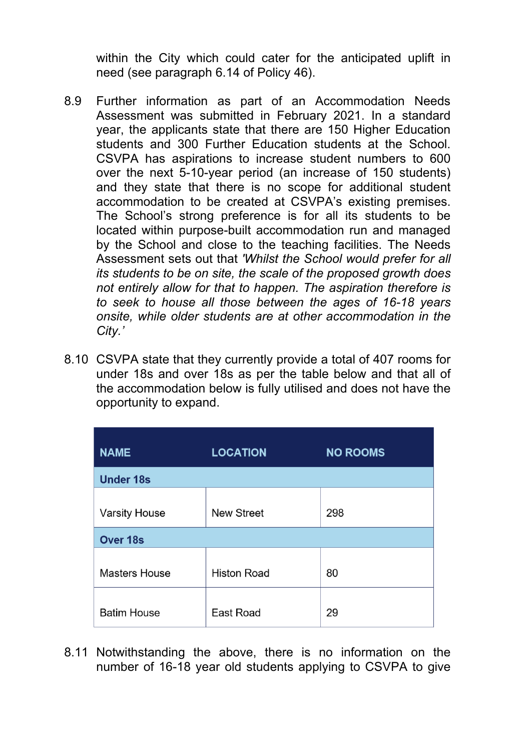within the City which could cater for the anticipated uplift in need (see paragraph 6.14 of Policy 46).

8.9 Further information as part of an Accommodation Needs Assessment was submitted in February 2021. In a standard year, the applicants state that there are 150 Higher Education students and 300 Further Education students at the School. CSVPA has aspirations to increase student numbers to 600 over the next 5-10-year period (an increase of 150 students) and they state that there is no scope for additional student accommodation to be created at CSVPA's existing premises. The School's strong preference is for all its students to be located within purpose-built accommodation run and managed by the School and close to the teaching facilities. The Needs Assessment sets out that *'Whilst the School would prefer for all its students to be on site, the scale of the proposed growth does not entirely allow for that to happen. The aspiration therefore is to seek to house all those between the ages of 16-18 years onsite, while older students are at other accommodation in the City.'*

8.10 CSVPA state that they currently provide a total of 407 rooms for under 18s and over 18s as per the table below and that all of the accommodation below is fully utilised and does not have the opportunity to expand.

| NAME | LOCATION | NO ROOMS |
|---|---|---|
| **Under 18s** | | |
| Varsity House | New Street | 298 |
| **Over 18s** | | |
| Masters House | Histon Road | 80 |
| Batim House | East Road | 29 |

8.11 Notwithstanding the above, there is no information on the number of 16-18 year old students applying to CSVPA to give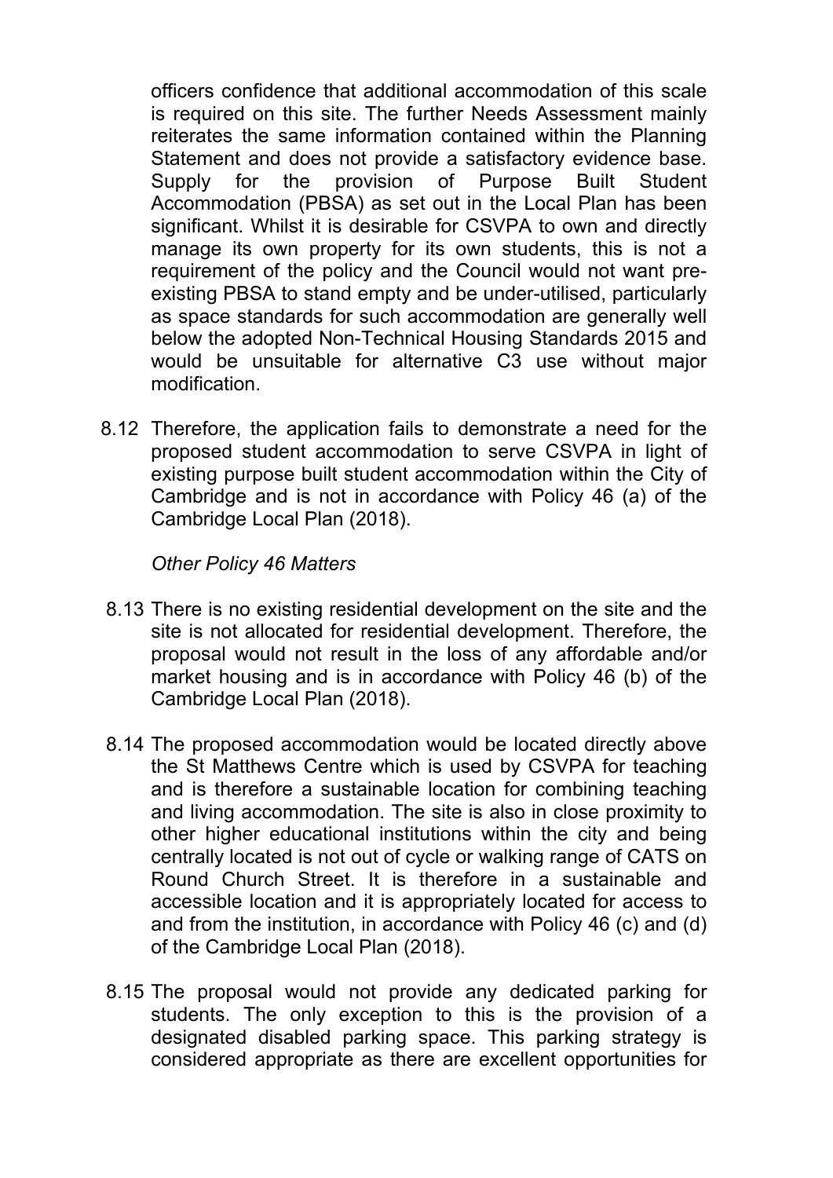officers confidence that additional accommodation of this scale is required on this site. The further Needs Assessment mainly reiterates the same information contained within the Planning Statement and does not provide a satisfactory evidence base. Supply for the provision of Purpose Built Student Accommodation (PBSA) as set out in the Local Plan has been significant. Whilst it is desirable for CSVPA to own and directly manage its own property for its own students, this is not a requirement of the policy and the Council would not want pre-existing PBSA to stand empty and be under-utilised, particularly as space standards for such accommodation are generally well below the adopted Non-Technical Housing Standards 2015 and would be unsuitable for alternative C3 use without major modification.

8.12 Therefore, the application fails to demonstrate a need for the proposed student accommodation to serve CSVPA in light of existing purpose built student accommodation within the City of Cambridge and is not in accordance with Policy 46 (a) of the Cambridge Local Plan (2018).

*Other Policy 46 Matters*

8.13 There is no existing residential development on the site and the site is not allocated for residential development. Therefore, the proposal would not result in the loss of any affordable and/or market housing and is in accordance with Policy 46 (b) of the Cambridge Local Plan (2018).

8.14 The proposed accommodation would be located directly above the St Matthews Centre which is used by CSVPA for teaching and is therefore a sustainable location for combining teaching and living accommodation. The site is also in close proximity to other higher educational institutions within the city and being centrally located is not out of cycle or walking range of CATS on Round Church Street. It is therefore in a sustainable and accessible location and it is appropriately located for access to and from the institution, in accordance with Policy 46 (c) and (d) of the Cambridge Local Plan (2018).

8.15 The proposal would not provide any dedicated parking for students. The only exception to this is the provision of a designated disabled parking space. This parking strategy is considered appropriate as there are excellent opportunities for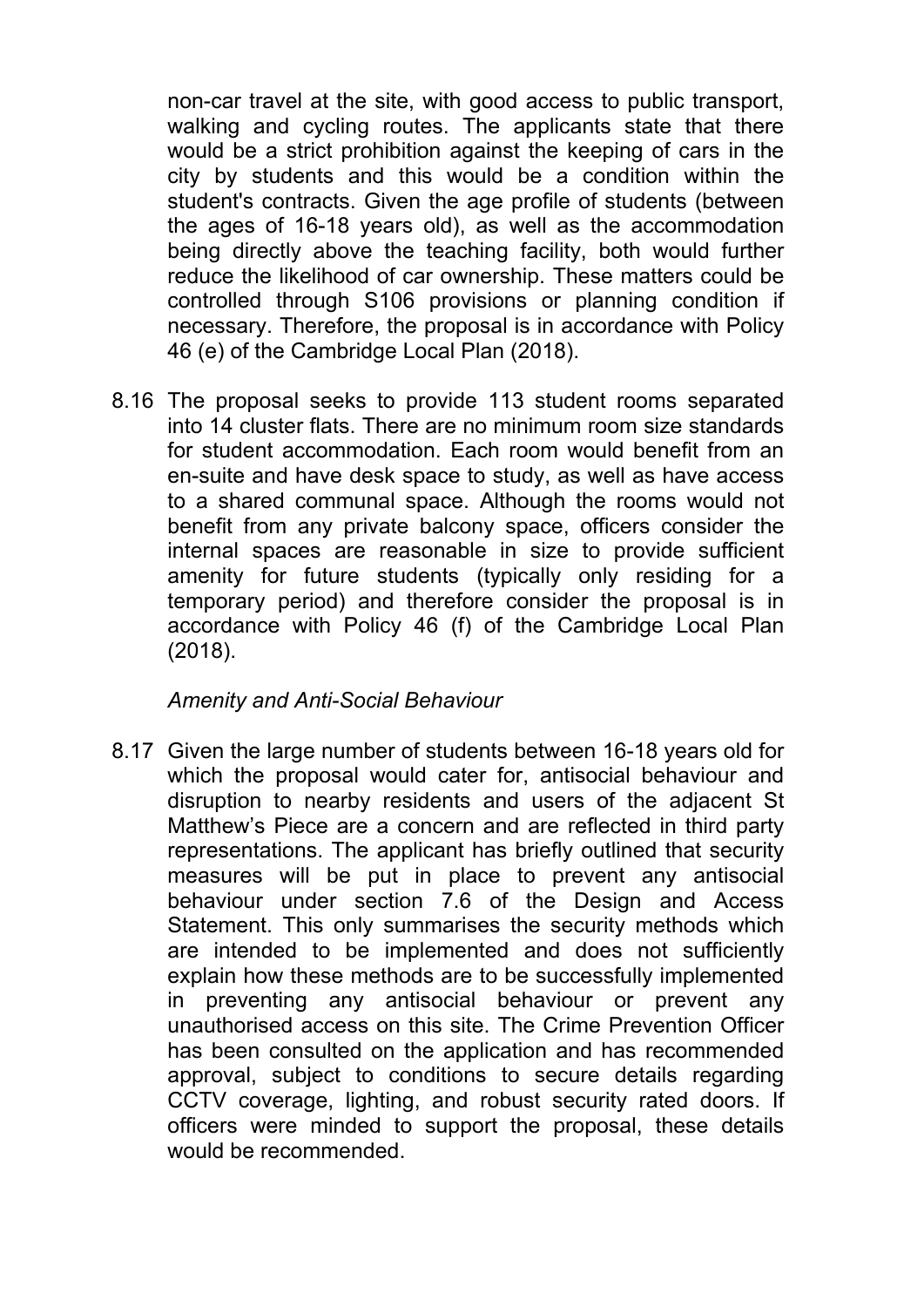non-car travel at the site, with good access to public transport, walking and cycling routes. The applicants state that there would be a strict prohibition against the keeping of cars in the city by students and this would be a condition within the student's contracts. Given the age profile of students (between the ages of 16-18 years old), as well as the accommodation being directly above the teaching facility, both would further reduce the likelihood of car ownership. These matters could be controlled through S106 provisions or planning condition if necessary. Therefore, the proposal is in accordance with Policy 46 (e) of the Cambridge Local Plan (2018).

8.16 The proposal seeks to provide 113 student rooms separated into 14 cluster flats. There are no minimum room size standards for student accommodation. Each room would benefit from an en-suite and have desk space to study, as well as have access to a shared communal space. Although the rooms would not benefit from any private balcony space, officers consider the internal spaces are reasonable in size to provide sufficient amenity for future students (typically only residing for a temporary period) and therefore consider the proposal is in accordance with Policy 46 (f) of the Cambridge Local Plan (2018).

*Amenity and Anti-Social Behaviour*

8.17 Given the large number of students between 16-18 years old for which the proposal would cater for, antisocial behaviour and disruption to nearby residents and users of the adjacent St Matthew's Piece are a concern and are reflected in third party representations. The applicant has briefly outlined that security measures will be put in place to prevent any antisocial behaviour under section 7.6 of the Design and Access Statement. This only summarises the security methods which are intended to be implemented and does not sufficiently explain how these methods are to be successfully implemented in preventing any antisocial behaviour or prevent any unauthorised access on this site. The Crime Prevention Officer has been consulted on the application and has recommended approval, subject to conditions to secure details regarding CCTV coverage, lighting, and robust security rated doors. If officers were minded to support the proposal, these details would be recommended.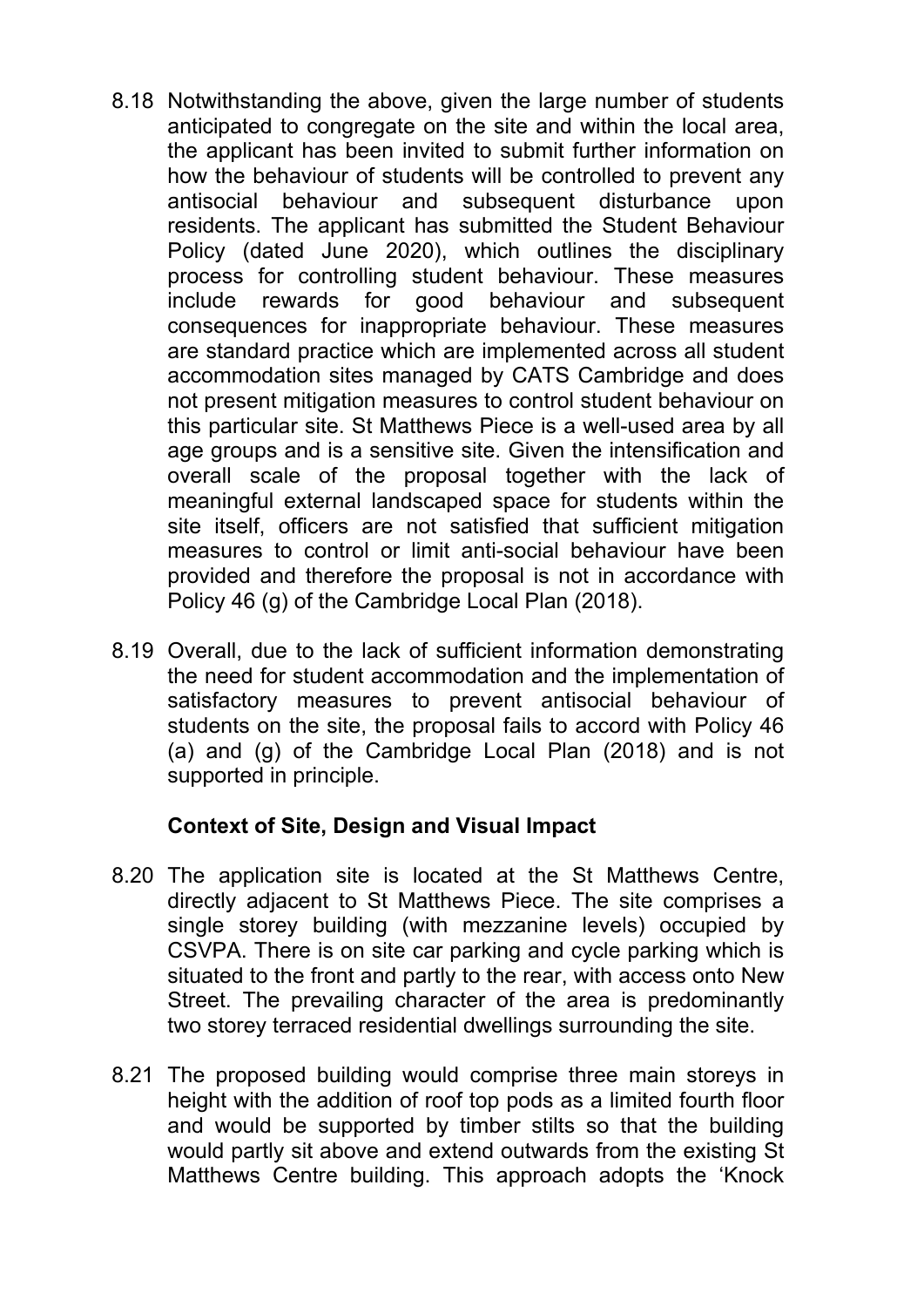8.18 Notwithstanding the above, given the large number of students anticipated to congregate on the site and within the local area, the applicant has been invited to submit further information on how the behaviour of students will be controlled to prevent any antisocial behaviour and subsequent disturbance upon residents. The applicant has submitted the Student Behaviour Policy (dated June 2020), which outlines the disciplinary process for controlling student behaviour. These measures include rewards for good behaviour and subsequent consequences for inappropriate behaviour. These measures are standard practice which are implemented across all student accommodation sites managed by CATS Cambridge and does not present mitigation measures to control student behaviour on this particular site. St Matthews Piece is a well-used area by all age groups and is a sensitive site. Given the intensification and overall scale of the proposal together with the lack of meaningful external landscaped space for students within the site itself, officers are not satisfied that sufficient mitigation measures to control or limit anti-social behaviour have been provided and therefore the proposal is not in accordance with Policy 46 (g) of the Cambridge Local Plan (2018).

8.19 Overall, due to the lack of sufficient information demonstrating the need for student accommodation and the implementation of satisfactory measures to prevent antisocial behaviour of students on the site, the proposal fails to accord with Policy 46 (a) and (g) of the Cambridge Local Plan (2018) and is not supported in principle.

**Context of Site, Design and Visual Impact**

8.20 The application site is located at the St Matthews Centre, directly adjacent to St Matthews Piece. The site comprises a single storey building (with mezzanine levels) occupied by CSVPA. There is on site car parking and cycle parking which is situated to the front and partly to the rear, with access onto New Street. The prevailing character of the area is predominantly two storey terraced residential dwellings surrounding the site.

8.21 The proposed building would comprise three main storeys in height with the addition of roof top pods as a limited fourth floor and would be supported by timber stilts so that the building would partly sit above and extend outwards from the existing St Matthews Centre building. This approach adopts the 'Knock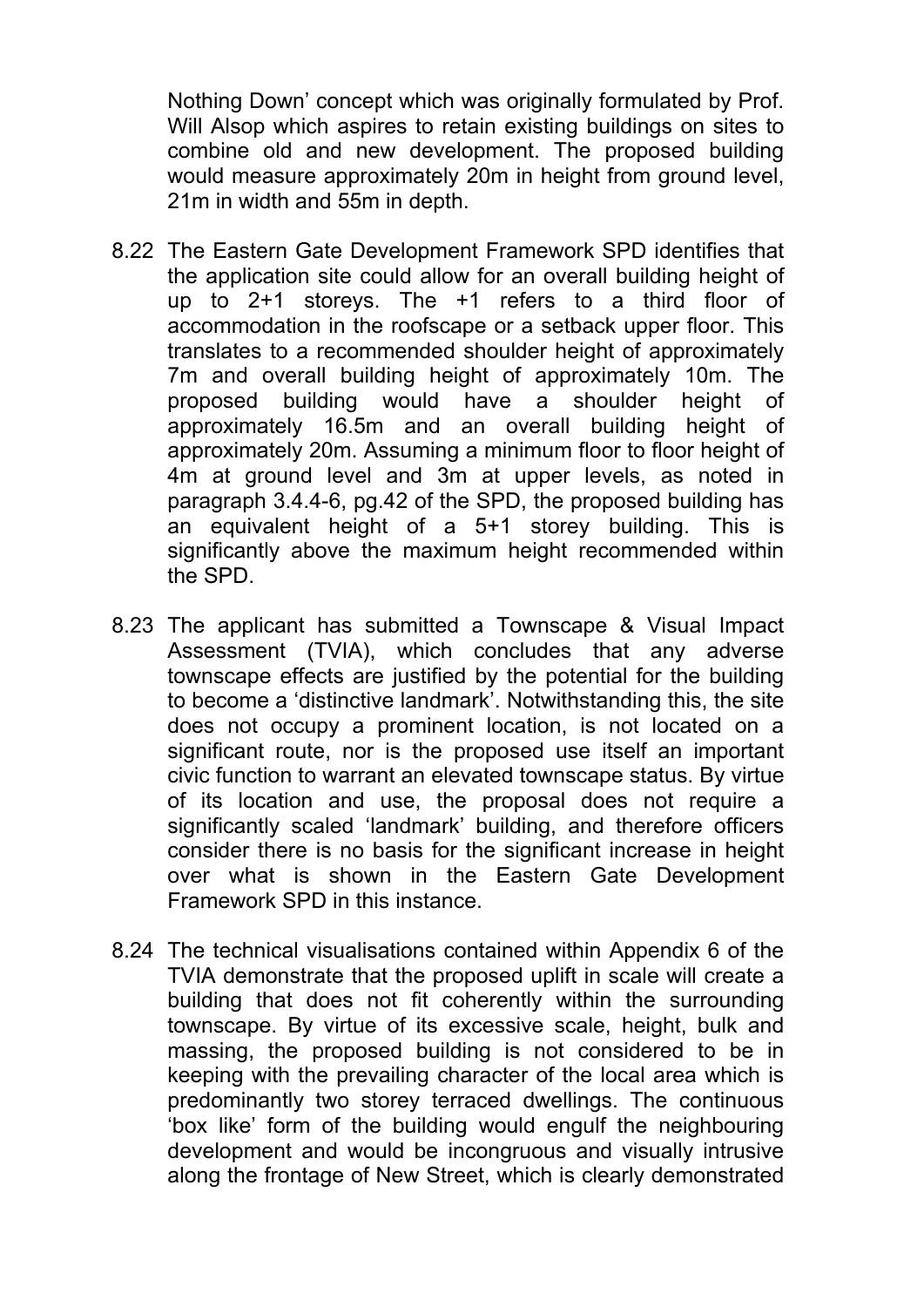Nothing Down' concept which was originally formulated by Prof. Will Alsop which aspires to retain existing buildings on sites to combine old and new development. The proposed building would measure approximately 20m in height from ground level, 21m in width and 55m in depth.

8.22 The Eastern Gate Development Framework SPD identifies that the application site could allow for an overall building height of up to 2+1 storeys. The +1 refers to a third floor of accommodation in the roofscape or a setback upper floor. This translates to a recommended shoulder height of approximately 7m and overall building height of approximately 10m. The proposed building would have a shoulder height of approximately 16.5m and an overall building height of approximately 20m. Assuming a minimum floor to floor height of 4m at ground level and 3m at upper levels, as noted in paragraph 3.4.4-6, pg.42 of the SPD, the proposed building has an equivalent height of a 5+1 storey building. This is significantly above the maximum height recommended within the SPD.

8.23 The applicant has submitted a Townscape & Visual Impact Assessment (TVIA), which concludes that any adverse townscape effects are justified by the potential for the building to become a 'distinctive landmark'. Notwithstanding this, the site does not occupy a prominent location, is not located on a significant route, nor is the proposed use itself an important civic function to warrant an elevated townscape status. By virtue of its location and use, the proposal does not require a significantly scaled 'landmark' building, and therefore officers consider there is no basis for the significant increase in height over what is shown in the Eastern Gate Development Framework SPD in this instance.

8.24 The technical visualisations contained within Appendix 6 of the TVIA demonstrate that the proposed uplift in scale will create a building that does not fit coherently within the surrounding townscape. By virtue of its excessive scale, height, bulk and massing, the proposed building is not considered to be in keeping with the prevailing character of the local area which is predominantly two storey terraced dwellings. The continuous 'box like' form of the building would engulf the neighbouring development and would be incongruous and visually intrusive along the frontage of New Street, which is clearly demonstrated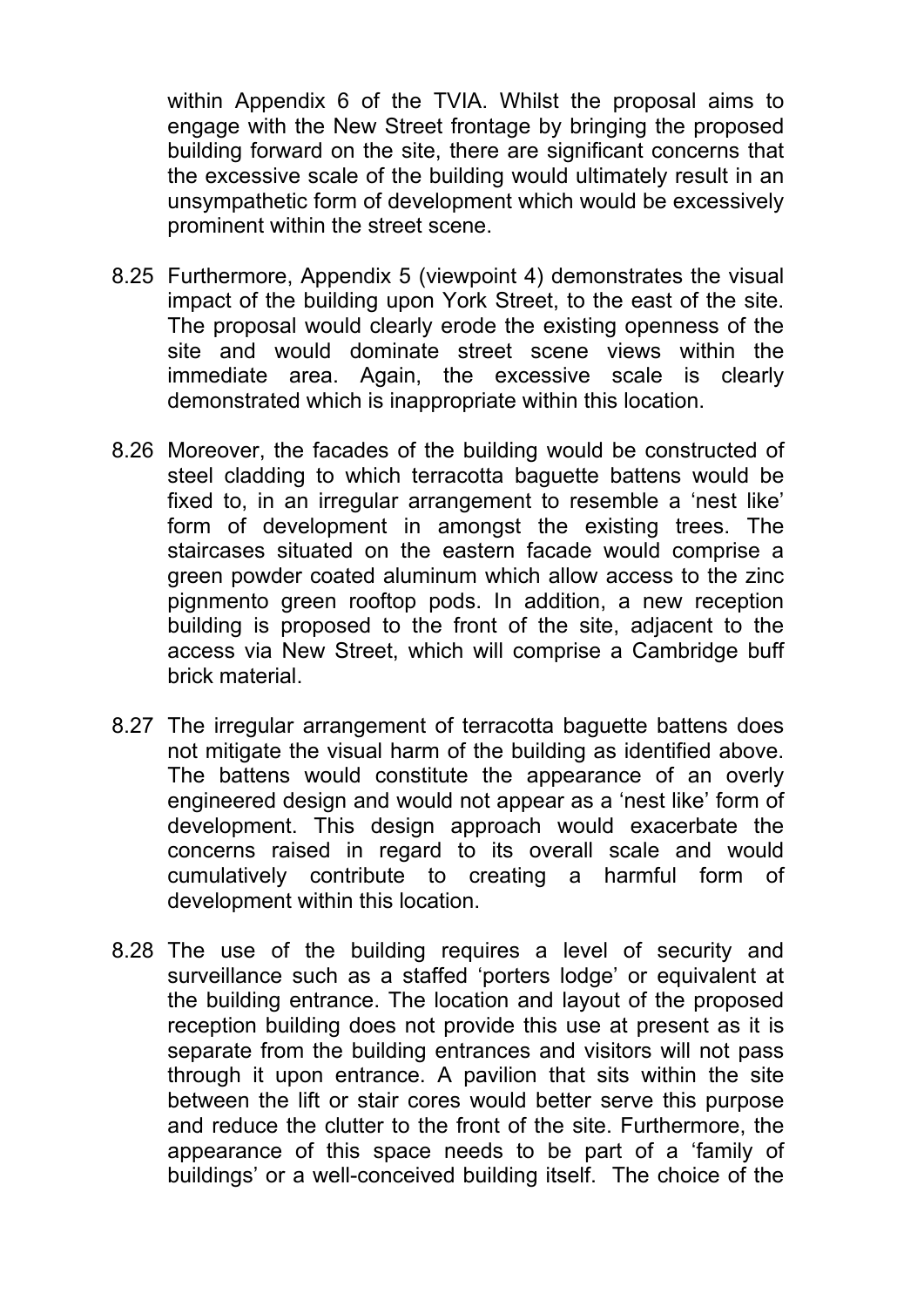within Appendix 6 of the TVIA. Whilst the proposal aims to engage with the New Street frontage by bringing the proposed building forward on the site, there are significant concerns that the excessive scale of the building would ultimately result in an unsympathetic form of development which would be excessively prominent within the street scene.

8.25 Furthermore, Appendix 5 (viewpoint 4) demonstrates the visual impact of the building upon York Street, to the east of the site. The proposal would clearly erode the existing openness of the site and would dominate street scene views within the immediate area. Again, the excessive scale is clearly demonstrated which is inappropriate within this location.

8.26 Moreover, the facades of the building would be constructed of steel cladding to which terracotta baguette battens would be fixed to, in an irregular arrangement to resemble a 'nest like' form of development in amongst the existing trees. The staircases situated on the eastern facade would comprise a green powder coated aluminum which allow access to the zinc pignmento green rooftop pods. In addition, a new reception building is proposed to the front of the site, adjacent to the access via New Street, which will comprise a Cambridge buff brick material.

8.27 The irregular arrangement of terracotta baguette battens does not mitigate the visual harm of the building as identified above. The battens would constitute the appearance of an overly engineered design and would not appear as a 'nest like' form of development. This design approach would exacerbate the concerns raised in regard to its overall scale and would cumulatively contribute to creating a harmful form of development within this location.

8.28 The use of the building requires a level of security and surveillance such as a staffed 'porters lodge' or equivalent at the building entrance. The location and layout of the proposed reception building does not provide this use at present as it is separate from the building entrances and visitors will not pass through it upon entrance. A pavilion that sits within the site between the lift or stair cores would better serve this purpose and reduce the clutter to the front of the site. Furthermore, the appearance of this space needs to be part of a 'family of buildings' or a well-conceived building itself. The choice of the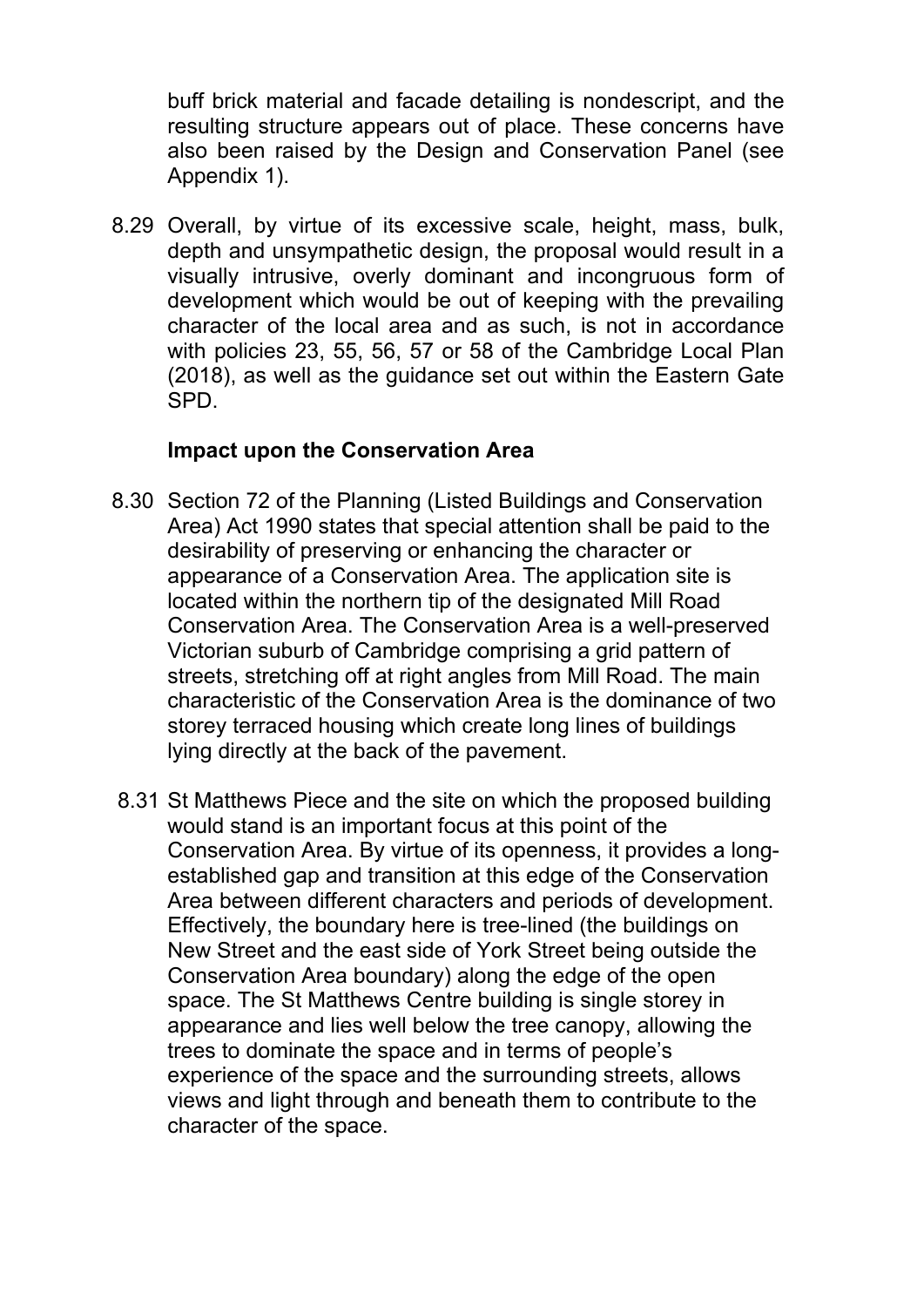buff brick material and facade detailing is nondescript, and the resulting structure appears out of place. These concerns have also been raised by the Design and Conservation Panel (see Appendix 1).

8.29 Overall, by virtue of its excessive scale, height, mass, bulk, depth and unsympathetic design, the proposal would result in a visually intrusive, overly dominant and incongruous form of development which would be out of keeping with the prevailing character of the local area and as such, is not in accordance with policies 23, 55, 56, 57 or 58 of the Cambridge Local Plan (2018), as well as the guidance set out within the Eastern Gate SPD.

**Impact upon the Conservation Area**

8.30 Section 72 of the Planning (Listed Buildings and Conservation Area) Act 1990 states that special attention shall be paid to the desirability of preserving or enhancing the character or appearance of a Conservation Area. The application site is located within the northern tip of the designated Mill Road Conservation Area. The Conservation Area is a well-preserved Victorian suburb of Cambridge comprising a grid pattern of streets, stretching off at right angles from Mill Road. The main characteristic of the Conservation Area is the dominance of two storey terraced housing which create long lines of buildings lying directly at the back of the pavement.

8.31 St Matthews Piece and the site on which the proposed building would stand is an important focus at this point of the Conservation Area. By virtue of its openness, it provides a long-established gap and transition at this edge of the Conservation Area between different characters and periods of development. Effectively, the boundary here is tree-lined (the buildings on New Street and the east side of York Street being outside the Conservation Area boundary) along the edge of the open space. The St Matthews Centre building is single storey in appearance and lies well below the tree canopy, allowing the trees to dominate the space and in terms of people's experience of the space and the surrounding streets, allows views and light through and beneath them to contribute to the character of the space.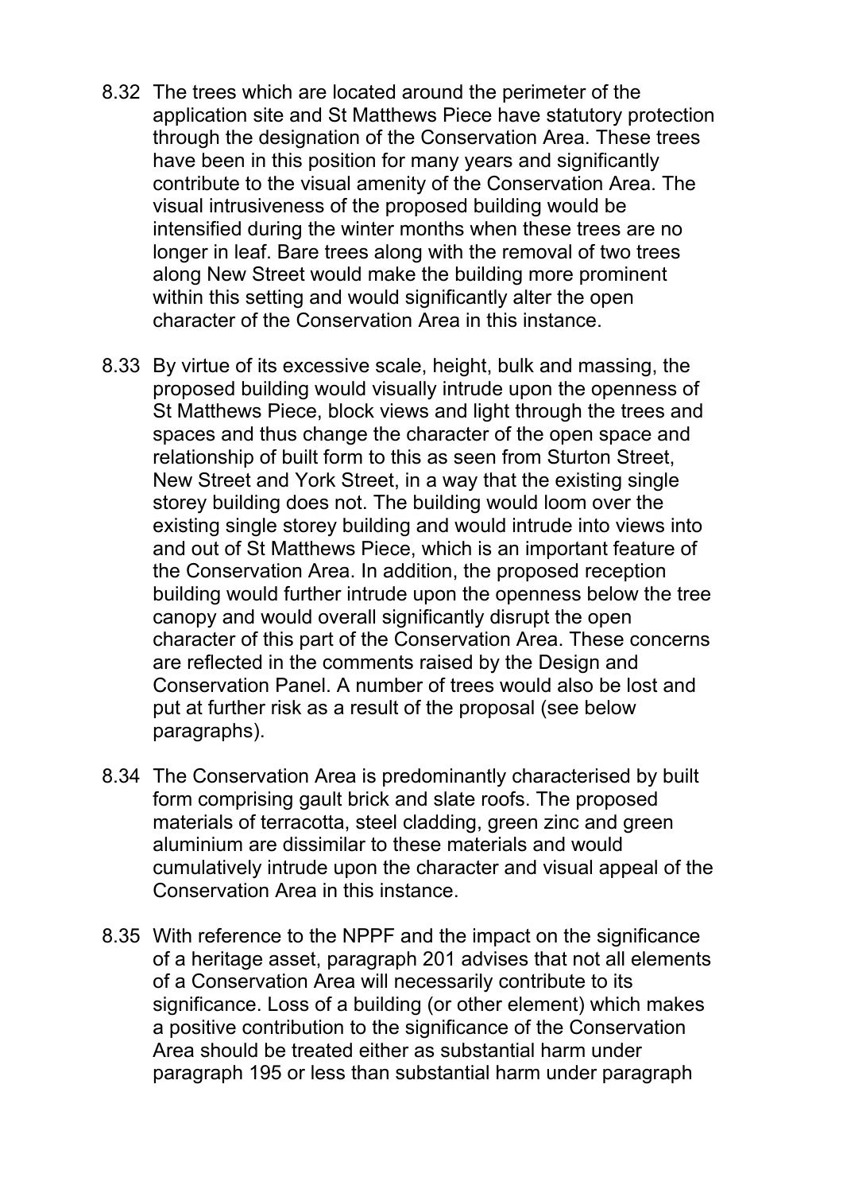8.32 The trees which are located around the perimeter of the application site and St Matthews Piece have statutory protection through the designation of the Conservation Area. These trees have been in this position for many years and significantly contribute to the visual amenity of the Conservation Area. The visual intrusiveness of the proposed building would be intensified during the winter months when these trees are no longer in leaf. Bare trees along with the removal of two trees along New Street would make the building more prominent within this setting and would significantly alter the open character of the Conservation Area in this instance.

8.33 By virtue of its excessive scale, height, bulk and massing, the proposed building would visually intrude upon the openness of St Matthews Piece, block views and light through the trees and spaces and thus change the character of the open space and relationship of built form to this as seen from Sturton Street, New Street and York Street, in a way that the existing single storey building does not. The building would loom over the existing single storey building and would intrude into views into and out of St Matthews Piece, which is an important feature of the Conservation Area. In addition, the proposed reception building would further intrude upon the openness below the tree canopy and would overall significantly disrupt the open character of this part of the Conservation Area. These concerns are reflected in the comments raised by the Design and Conservation Panel. A number of trees would also be lost and put at further risk as a result of the proposal (see below paragraphs).

8.34 The Conservation Area is predominantly characterised by built form comprising gault brick and slate roofs. The proposed materials of terracotta, steel cladding, green zinc and green aluminium are dissimilar to these materials and would cumulatively intrude upon the character and visual appeal of the Conservation Area in this instance.

8.35 With reference to the NPPF and the impact on the significance of a heritage asset, paragraph 201 advises that not all elements of a Conservation Area will necessarily contribute to its significance. Loss of a building (or other element) which makes a positive contribution to the significance of the Conservation Area should be treated either as substantial harm under paragraph 195 or less than substantial harm under paragraph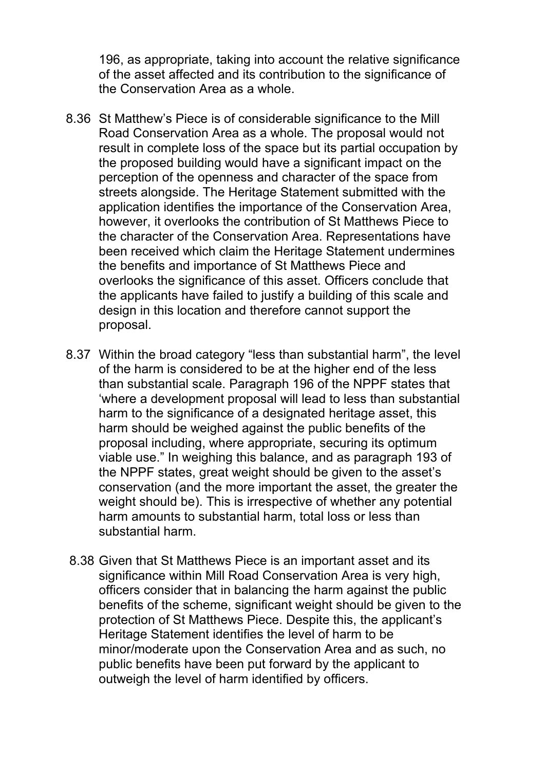196, as appropriate, taking into account the relative significance of the asset affected and its contribution to the significance of the Conservation Area as a whole.

8.36 St Matthew's Piece is of considerable significance to the Mill Road Conservation Area as a whole. The proposal would not result in complete loss of the space but its partial occupation by the proposed building would have a significant impact on the perception of the openness and character of the space from streets alongside. The Heritage Statement submitted with the application identifies the importance of the Conservation Area, however, it overlooks the contribution of St Matthews Piece to the character of the Conservation Area. Representations have been received which claim the Heritage Statement undermines the benefits and importance of St Matthews Piece and overlooks the significance of this asset. Officers conclude that the applicants have failed to justify a building of this scale and design in this location and therefore cannot support the proposal.

8.37 Within the broad category "less than substantial harm", the level of the harm is considered to be at the higher end of the less than substantial scale. Paragraph 196 of the NPPF states that 'where a development proposal will lead to less than substantial harm to the significance of a designated heritage asset, this harm should be weighed against the public benefits of the proposal including, where appropriate, securing its optimum viable use." In weighing this balance, and as paragraph 193 of the NPPF states, great weight should be given to the asset's conservation (and the more important the asset, the greater the weight should be). This is irrespective of whether any potential harm amounts to substantial harm, total loss or less than substantial harm.

8.38 Given that St Matthews Piece is an important asset and its significance within Mill Road Conservation Area is very high, officers consider that in balancing the harm against the public benefits of the scheme, significant weight should be given to the protection of St Matthews Piece. Despite this, the applicant's Heritage Statement identifies the level of harm to be minor/moderate upon the Conservation Area and as such, no public benefits have been put forward by the applicant to outweigh the level of harm identified by officers.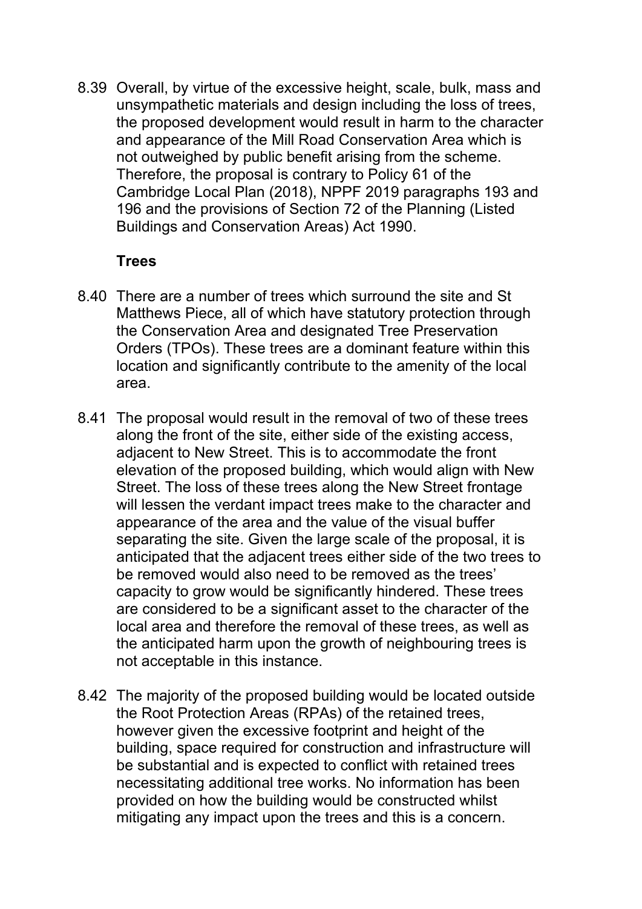8.39 Overall, by virtue of the excessive height, scale, bulk, mass and unsympathetic materials and design including the loss of trees, the proposed development would result in harm to the character and appearance of the Mill Road Conservation Area which is not outweighed by public benefit arising from the scheme. Therefore, the proposal is contrary to Policy 61 of the Cambridge Local Plan (2018), NPPF 2019 paragraphs 193 and 196 and the provisions of Section 72 of the Planning (Listed Buildings and Conservation Areas) Act 1990.

**Trees**

8.40 There are a number of trees which surround the site and St Matthews Piece, all of which have statutory protection through the Conservation Area and designated Tree Preservation Orders (TPOs). These trees are a dominant feature within this location and significantly contribute to the amenity of the local area.

8.41 The proposal would result in the removal of two of these trees along the front of the site, either side of the existing access, adjacent to New Street. This is to accommodate the front elevation of the proposed building, which would align with New Street. The loss of these trees along the New Street frontage will lessen the verdant impact trees make to the character and appearance of the area and the value of the visual buffer separating the site. Given the large scale of the proposal, it is anticipated that the adjacent trees either side of the two trees to be removed would also need to be removed as the trees' capacity to grow would be significantly hindered. These trees are considered to be a significant asset to the character of the local area and therefore the removal of these trees, as well as the anticipated harm upon the growth of neighbouring trees is not acceptable in this instance.

8.42 The majority of the proposed building would be located outside the Root Protection Areas (RPAs) of the retained trees, however given the excessive footprint and height of the building, space required for construction and infrastructure will be substantial and is expected to conflict with retained trees necessitating additional tree works. No information has been provided on how the building would be constructed whilst mitigating any impact upon the trees and this is a concern.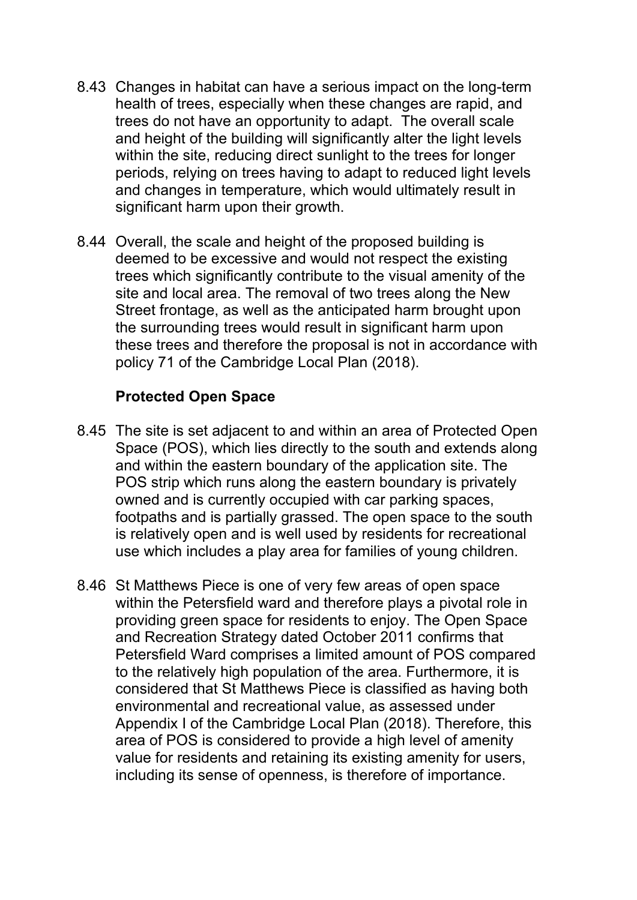8.43 Changes in habitat can have a serious impact on the long-term health of trees, especially when these changes are rapid, and trees do not have an opportunity to adapt. The overall scale and height of the building will significantly alter the light levels within the site, reducing direct sunlight to the trees for longer periods, relying on trees having to adapt to reduced light levels and changes in temperature, which would ultimately result in significant harm upon their growth.

8.44 Overall, the scale and height of the proposed building is deemed to be excessive and would not respect the existing trees which significantly contribute to the visual amenity of the site and local area. The removal of two trees along the New Street frontage, as well as the anticipated harm brought upon the surrounding trees would result in significant harm upon these trees and therefore the proposal is not in accordance with policy 71 of the Cambridge Local Plan (2018).

### Protected Open Space

8.45 The site is set adjacent to and within an area of Protected Open Space (POS), which lies directly to the south and extends along and within the eastern boundary of the application site. The POS strip which runs along the eastern boundary is privately owned and is currently occupied with car parking spaces, footpaths and is partially grassed. The open space to the south is relatively open and is well used by residents for recreational use which includes a play area for families of young children.

8.46 St Matthews Piece is one of very few areas of open space within the Petersfield ward and therefore plays a pivotal role in providing green space for residents to enjoy. The Open Space and Recreation Strategy dated October 2011 confirms that Petersfield Ward comprises a limited amount of POS compared to the relatively high population of the area. Furthermore, it is considered that St Matthews Piece is classified as having both environmental and recreational value, as assessed under Appendix I of the Cambridge Local Plan (2018). Therefore, this area of POS is considered to provide a high level of amenity value for residents and retaining its existing amenity for users, including its sense of openness, is therefore of importance.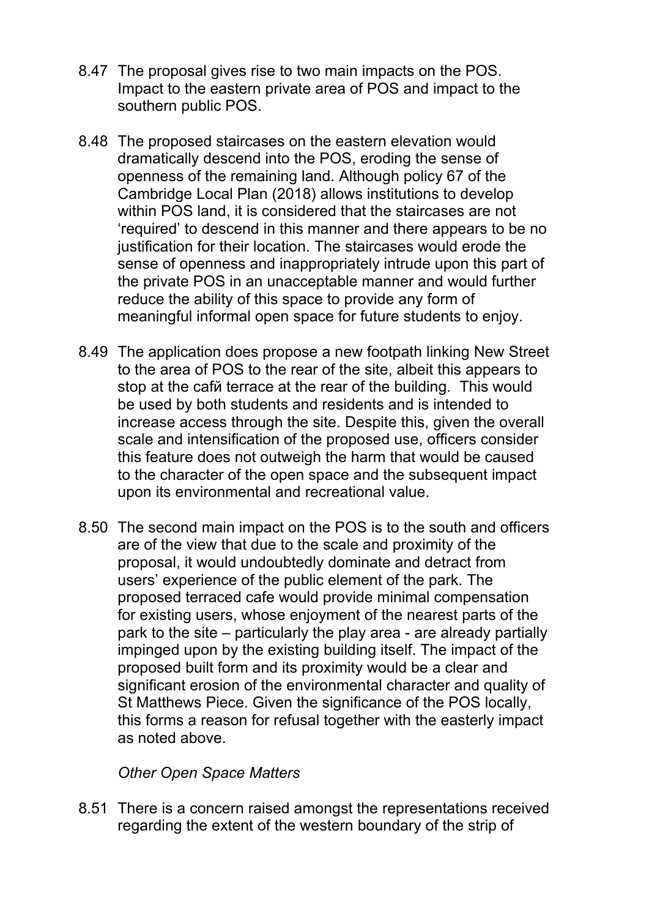8.47 The proposal gives rise to two main impacts on the POS. Impact to the eastern private area of POS and impact to the southern public POS.

8.48 The proposed staircases on the eastern elevation would dramatically descend into the POS, eroding the sense of openness of the remaining land. Although policy 67 of the Cambridge Local Plan (2018) allows institutions to develop within POS land, it is considered that the staircases are not 'required' to descend in this manner and there appears to be no justification for their location. The staircases would erode the sense of openness and inappropriately intrude upon this part of the private POS in an unacceptable manner and would further reduce the ability of this space to provide any form of meaningful informal open space for future students to enjoy.

8.49 The application does propose a new footpath linking New Street to the area of POS to the rear of the site, albeit this appears to stop at the cafй terrace at the rear of the building. This would be used by both students and residents and is intended to increase access through the site. Despite this, given the overall scale and intensification of the proposed use, officers consider this feature does not outweigh the harm that would be caused to the character of the open space and the subsequent impact upon its environmental and recreational value.

8.50 The second main impact on the POS is to the south and officers are of the view that due to the scale and proximity of the proposal, it would undoubtedly dominate and detract from users' experience of the public element of the park. The proposed terraced cafe would provide minimal compensation for existing users, whose enjoyment of the nearest parts of the park to the site – particularly the play area - are already partially impinged upon by the existing building itself. The impact of the proposed built form and its proximity would be a clear and significant erosion of the environmental character and quality of St Matthews Piece. Given the significance of the POS locally, this forms a reason for refusal together with the easterly impact as noted above.

*Other Open Space Matters*

8.51 There is a concern raised amongst the representations received regarding the extent of the western boundary of the strip of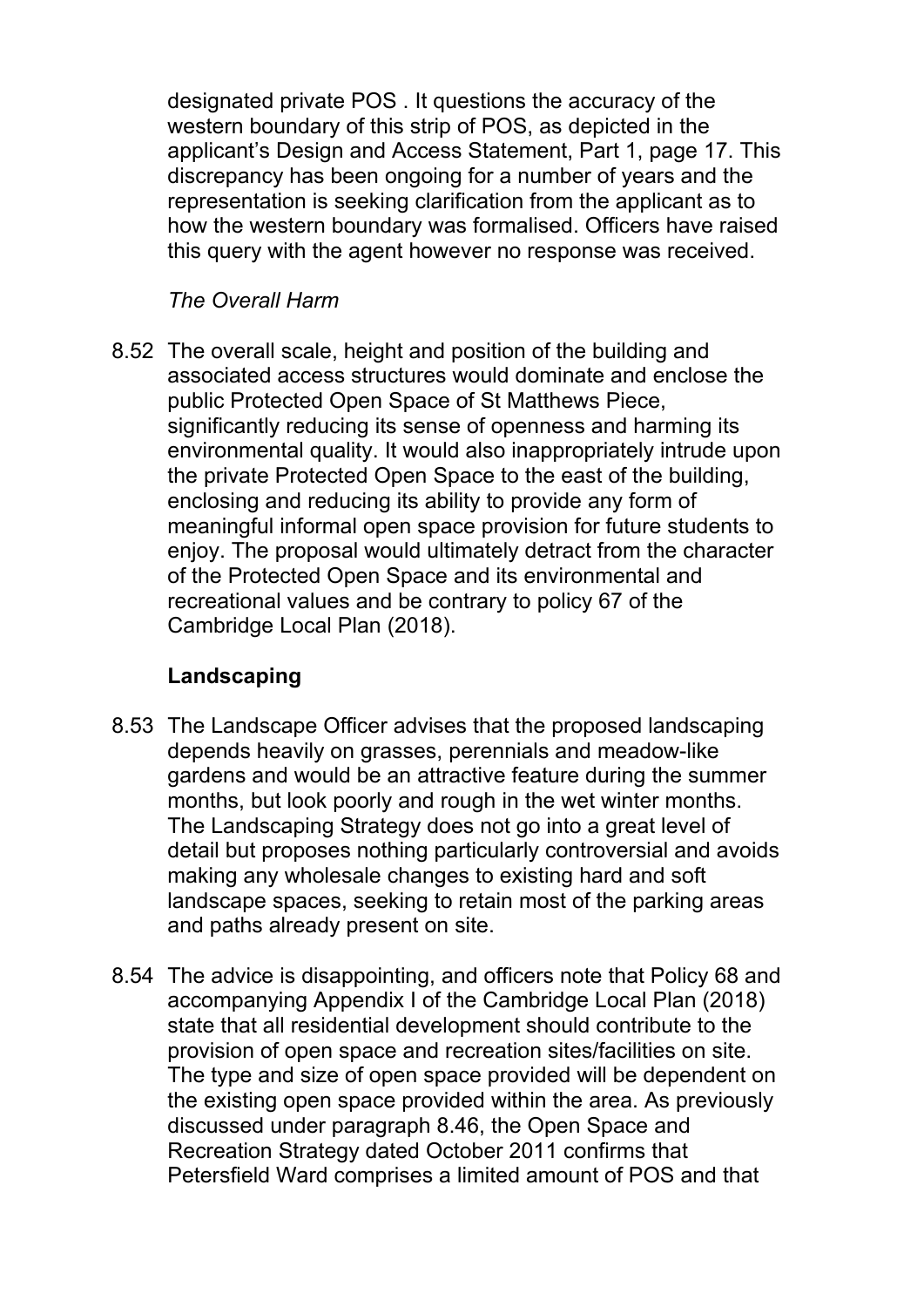designated private POS . It questions the accuracy of the western boundary of this strip of POS, as depicted in the applicant's Design and Access Statement, Part 1, page 17. This discrepancy has been ongoing for a number of years and the representation is seeking clarification from the applicant as to how the western boundary was formalised. Officers have raised this query with the agent however no response was received.

*The Overall Harm*

8.52 The overall scale, height and position of the building and associated access structures would dominate and enclose the public Protected Open Space of St Matthews Piece, significantly reducing its sense of openness and harming its environmental quality. It would also inappropriately intrude upon the private Protected Open Space to the east of the building, enclosing and reducing its ability to provide any form of meaningful informal open space provision for future students to enjoy. The proposal would ultimately detract from the character of the Protected Open Space and its environmental and recreational values and be contrary to policy 67 of the Cambridge Local Plan (2018).

**Landscaping**

8.53 The Landscape Officer advises that the proposed landscaping depends heavily on grasses, perennials and meadow-like gardens and would be an attractive feature during the summer months, but look poorly and rough in the wet winter months. The Landscaping Strategy does not go into a great level of detail but proposes nothing particularly controversial and avoids making any wholesale changes to existing hard and soft landscape spaces, seeking to retain most of the parking areas and paths already present on site.

8.54 The advice is disappointing, and officers note that Policy 68 and accompanying Appendix I of the Cambridge Local Plan (2018) state that all residential development should contribute to the provision of open space and recreation sites/facilities on site. The type and size of open space provided will be dependent on the existing open space provided within the area. As previously discussed under paragraph 8.46, the Open Space and Recreation Strategy dated October 2011 confirms that Petersfield Ward comprises a limited amount of POS and that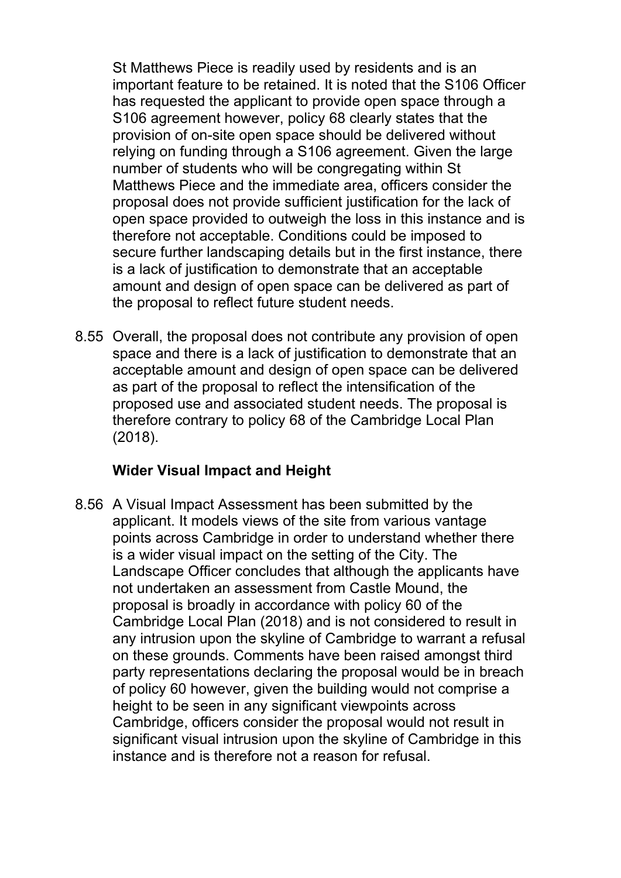St Matthews Piece is readily used by residents and is an important feature to be retained. It is noted that the S106 Officer has requested the applicant to provide open space through a S106 agreement however, policy 68 clearly states that the provision of on-site open space should be delivered without relying on funding through a S106 agreement. Given the large number of students who will be congregating within St Matthews Piece and the immediate area, officers consider the proposal does not provide sufficient justification for the lack of open space provided to outweigh the loss in this instance and is therefore not acceptable. Conditions could be imposed to secure further landscaping details but in the first instance, there is a lack of justification to demonstrate that an acceptable amount and design of open space can be delivered as part of the proposal to reflect future student needs.

8.55 Overall, the proposal does not contribute any provision of open space and there is a lack of justification to demonstrate that an acceptable amount and design of open space can be delivered as part of the proposal to reflect the intensification of the proposed use and associated student needs. The proposal is therefore contrary to policy 68 of the Cambridge Local Plan (2018).

**Wider Visual Impact and Height**

8.56 A Visual Impact Assessment has been submitted by the applicant. It models views of the site from various vantage points across Cambridge in order to understand whether there is a wider visual impact on the setting of the City. The Landscape Officer concludes that although the applicants have not undertaken an assessment from Castle Mound, the proposal is broadly in accordance with policy 60 of the Cambridge Local Plan (2018) and is not considered to result in any intrusion upon the skyline of Cambridge to warrant a refusal on these grounds. Comments have been raised amongst third party representations declaring the proposal would be in breach of policy 60 however, given the building would not comprise a height to be seen in any significant viewpoints across Cambridge, officers consider the proposal would not result in significant visual intrusion upon the skyline of Cambridge in this instance and is therefore not a reason for refusal.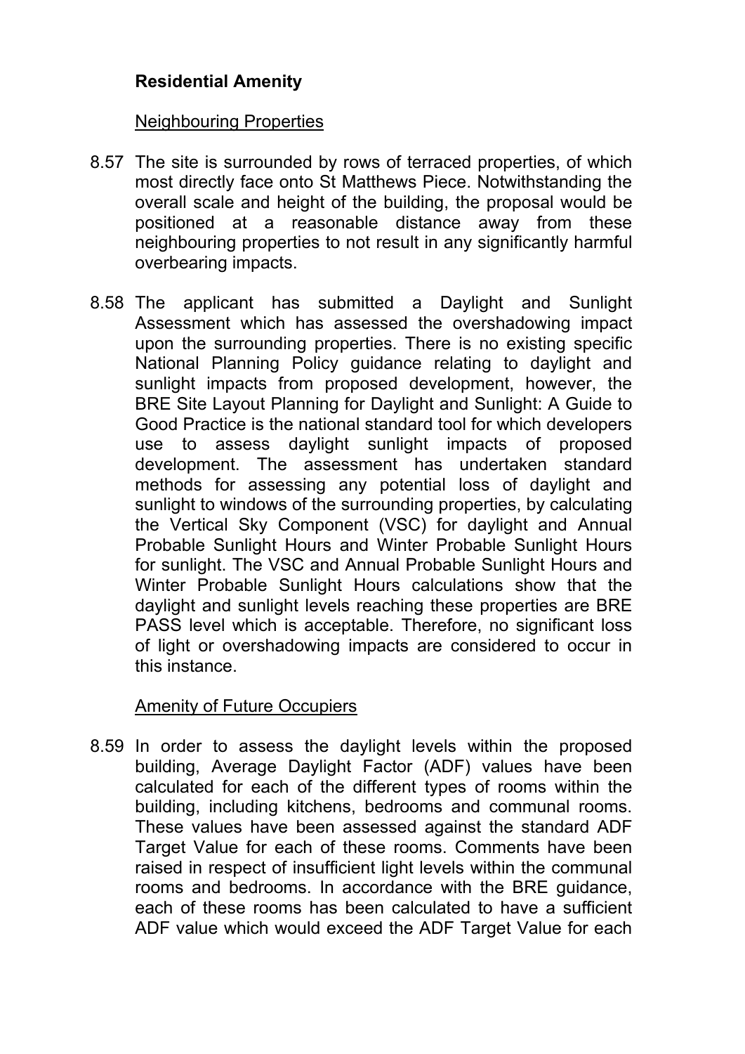**Residential Amenity**

Neighbouring Properties

8.57 The site is surrounded by rows of terraced properties, of which most directly face onto St Matthews Piece. Notwithstanding the overall scale and height of the building, the proposal would be positioned at a reasonable distance away from these neighbouring properties to not result in any significantly harmful overbearing impacts.

8.58 The applicant has submitted a Daylight and Sunlight Assessment which has assessed the overshadowing impact upon the surrounding properties. There is no existing specific National Planning Policy guidance relating to daylight and sunlight impacts from proposed development, however, the BRE Site Layout Planning for Daylight and Sunlight: A Guide to Good Practice is the national standard tool for which developers use to assess daylight sunlight impacts of proposed development. The assessment has undertaken standard methods for assessing any potential loss of daylight and sunlight to windows of the surrounding properties, by calculating the Vertical Sky Component (VSC) for daylight and Annual Probable Sunlight Hours and Winter Probable Sunlight Hours for sunlight. The VSC and Annual Probable Sunlight Hours and Winter Probable Sunlight Hours calculations show that the daylight and sunlight levels reaching these properties are BRE PASS level which is acceptable. Therefore, no significant loss of light or overshadowing impacts are considered to occur in this instance.

Amenity of Future Occupiers

8.59 In order to assess the daylight levels within the proposed building, Average Daylight Factor (ADF) values have been calculated for each of the different types of rooms within the building, including kitchens, bedrooms and communal rooms. These values have been assessed against the standard ADF Target Value for each of these rooms. Comments have been raised in respect of insufficient light levels within the communal rooms and bedrooms. In accordance with the BRE guidance, each of these rooms has been calculated to have a sufficient ADF value which would exceed the ADF Target Value for each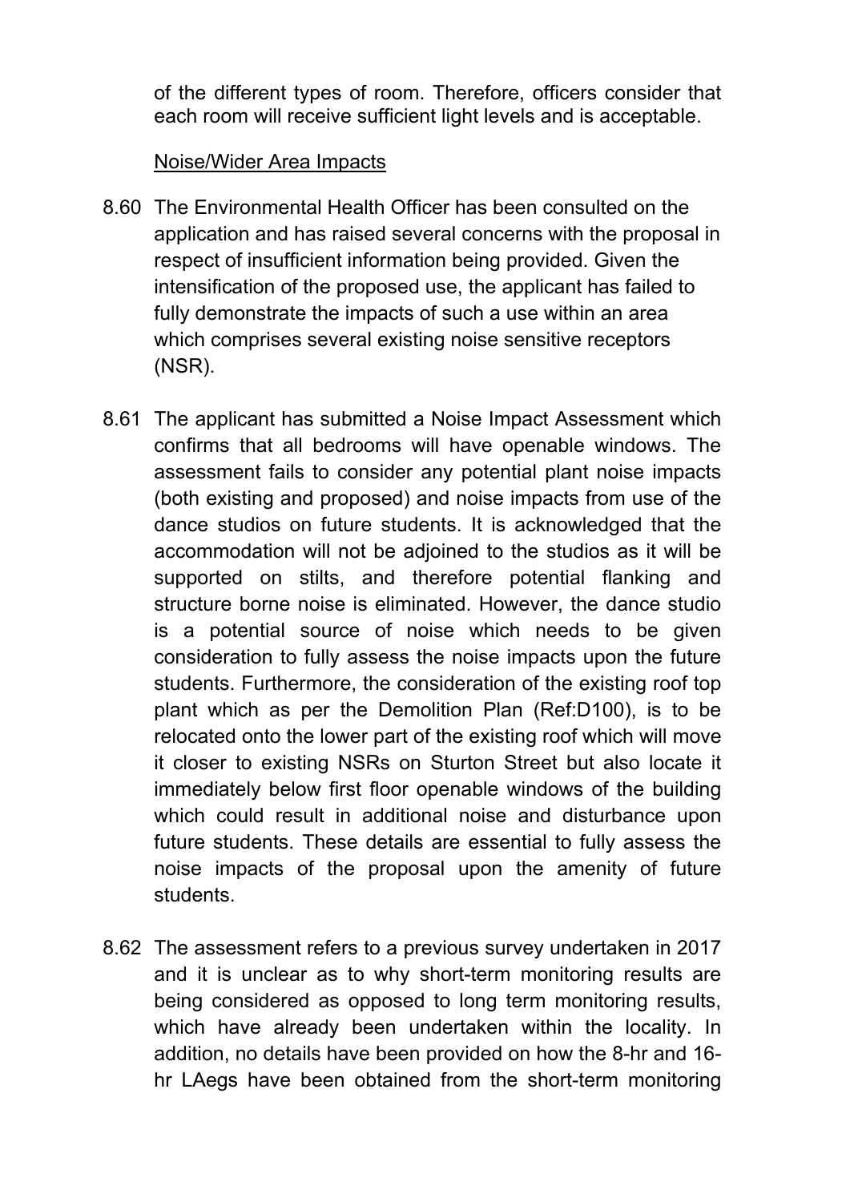of the different types of room. Therefore, officers consider that each room will receive sufficient light levels and is acceptable.

<u>Noise/Wider Area Impacts</u>

8.60 The Environmental Health Officer has been consulted on the application and has raised several concerns with the proposal in respect of insufficient information being provided. Given the intensification of the proposed use, the applicant has failed to fully demonstrate the impacts of such a use within an area which comprises several existing noise sensitive receptors (NSR).

8.61 The applicant has submitted a Noise Impact Assessment which confirms that all bedrooms will have openable windows. The assessment fails to consider any potential plant noise impacts (both existing and proposed) and noise impacts from use of the dance studios on future students. It is acknowledged that the accommodation will not be adjoined to the studios as it will be supported on stilts, and therefore potential flanking and structure borne noise is eliminated. However, the dance studio is a potential source of noise which needs to be given consideration to fully assess the noise impacts upon the future students. Furthermore, the consideration of the existing roof top plant which as per the Demolition Plan (Ref:D100), is to be relocated onto the lower part of the existing roof which will move it closer to existing NSRs on Sturton Street but also locate it immediately below first floor openable windows of the building which could result in additional noise and disturbance upon future students. These details are essential to fully assess the noise impacts of the proposal upon the amenity of future students.

8.62 The assessment refers to a previous survey undertaken in 2017 and it is unclear as to why short-term monitoring results are being considered as opposed to long term monitoring results, which have already been undertaken within the locality. In addition, no details have been provided on how the 8-hr and 16-hr LAegs have been obtained from the short-term monitoring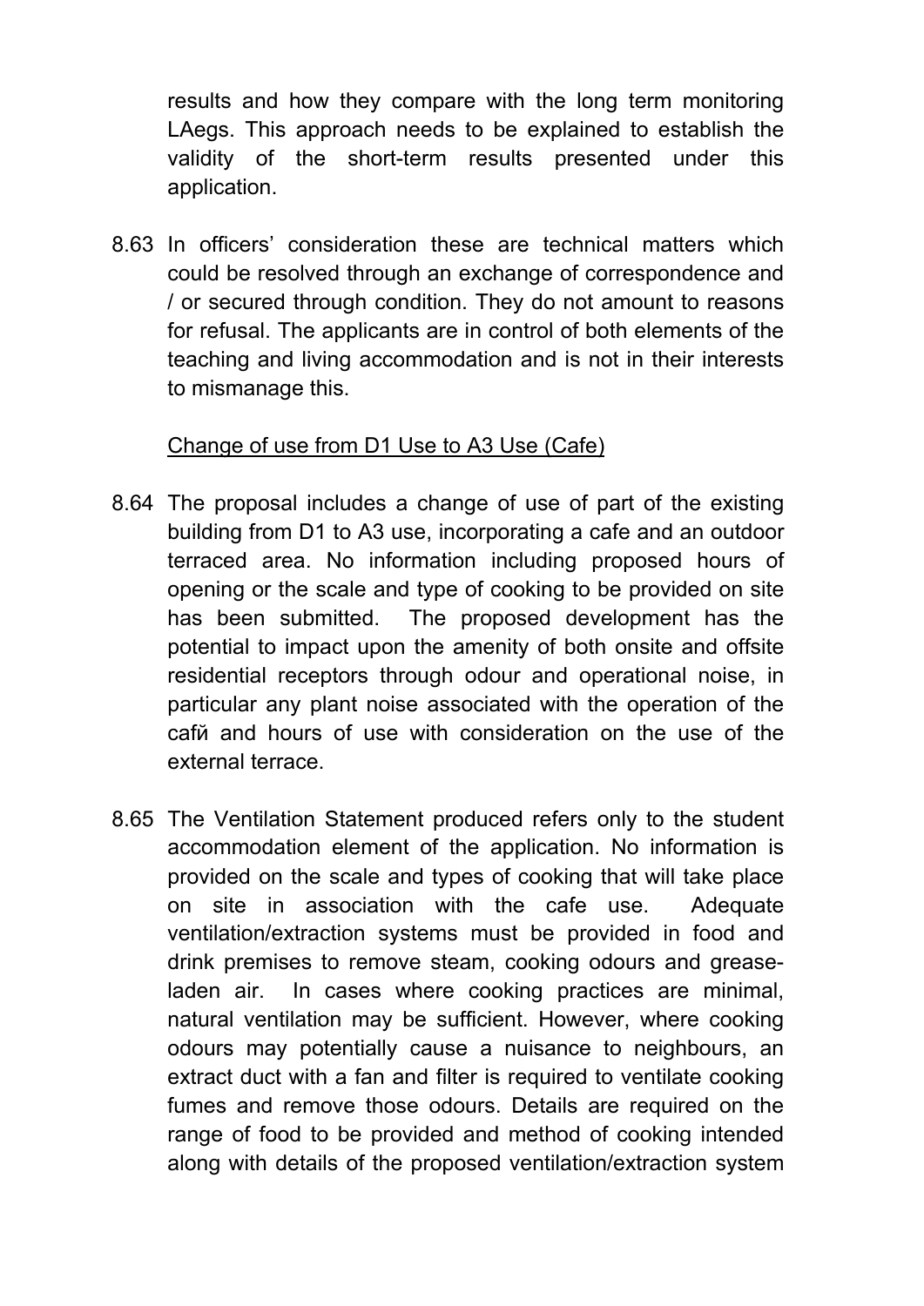results and how they compare with the long term monitoring LAeqs. This approach needs to be explained to establish the validity of the short-term results presented under this application.

8.63 In officers' consideration these are technical matters which could be resolved through an exchange of correspondence and / or secured through condition. They do not amount to reasons for refusal. The applicants are in control of both elements of the teaching and living accommodation and is not in their interests to mismanage this.

Change of use from D1 Use to A3 Use (Cafe)

8.64 The proposal includes a change of use of part of the existing building from D1 to A3 use, incorporating a cafe and an outdoor terraced area. No information including proposed hours of opening or the scale and type of cooking to be provided on site has been submitted. The proposed development has the potential to impact upon the amenity of both onsite and offsite residential receptors through odour and operational noise, in particular any plant noise associated with the operation of the cafй and hours of use with consideration on the use of the external terrace.

8.65 The Ventilation Statement produced refers only to the student accommodation element of the application. No information is provided on the scale and types of cooking that will take place on site in association with the cafe use. Adequate ventilation/extraction systems must be provided in food and drink premises to remove steam, cooking odours and grease-laden air. In cases where cooking practices are minimal, natural ventilation may be sufficient. However, where cooking odours may potentially cause a nuisance to neighbours, an extract duct with a fan and filter is required to ventilate cooking fumes and remove those odours. Details are required on the range of food to be provided and method of cooking intended along with details of the proposed ventilation/extraction system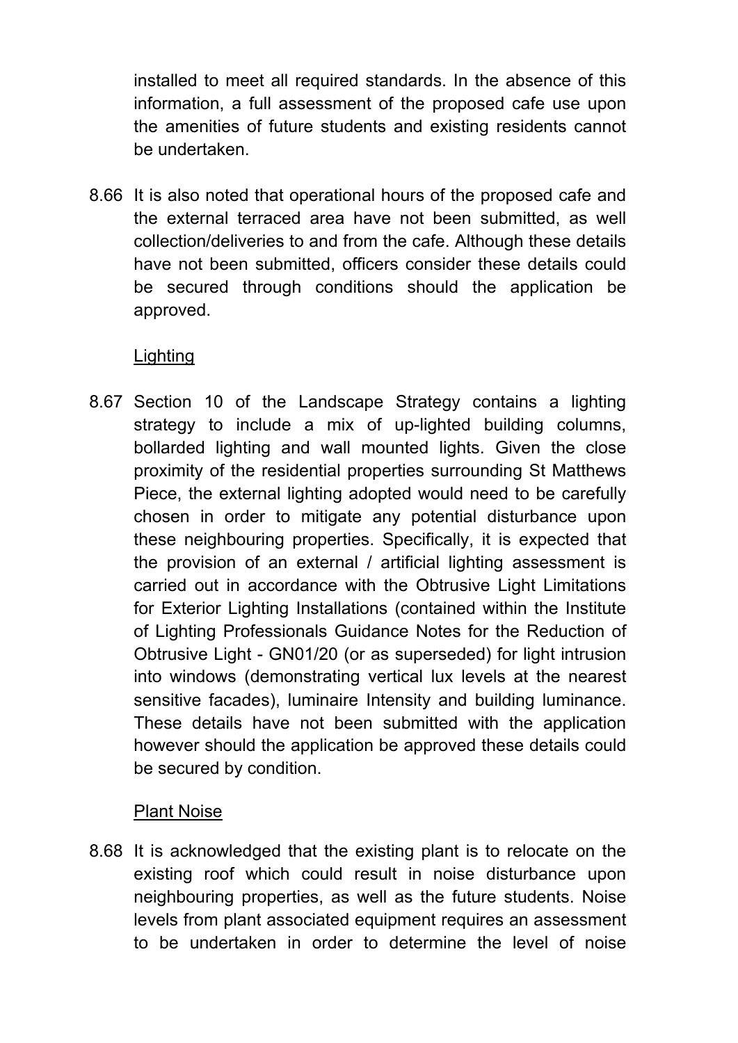installed to meet all required standards. In the absence of this information, a full assessment of the proposed cafe use upon the amenities of future students and existing residents cannot be undertaken.

8.66 It is also noted that operational hours of the proposed cafe and the external terraced area have not been submitted, as well collection/deliveries to and from the cafe. Although these details have not been submitted, officers consider these details could be secured through conditions should the application be approved.

<u>Lighting</u>

8.67 Section 10 of the Landscape Strategy contains a lighting strategy to include a mix of up-lighted building columns, bollarded lighting and wall mounted lights. Given the close proximity of the residential properties surrounding St Matthews Piece, the external lighting adopted would need to be carefully chosen in order to mitigate any potential disturbance upon these neighbouring properties. Specifically, it is expected that the provision of an external / artificial lighting assessment is carried out in accordance with the Obtrusive Light Limitations for Exterior Lighting Installations (contained within the Institute of Lighting Professionals Guidance Notes for the Reduction of Obtrusive Light - GN01/20 (or as superseded) for light intrusion into windows (demonstrating vertical lux levels at the nearest sensitive facades), luminaire Intensity and building luminance. These details have not been submitted with the application however should the application be approved these details could be secured by condition.

<u>Plant Noise</u>

8.68 It is acknowledged that the existing plant is to relocate on the existing roof which could result in noise disturbance upon neighbouring properties, as well as the future students. Noise levels from plant associated equipment requires an assessment to be undertaken in order to determine the level of noise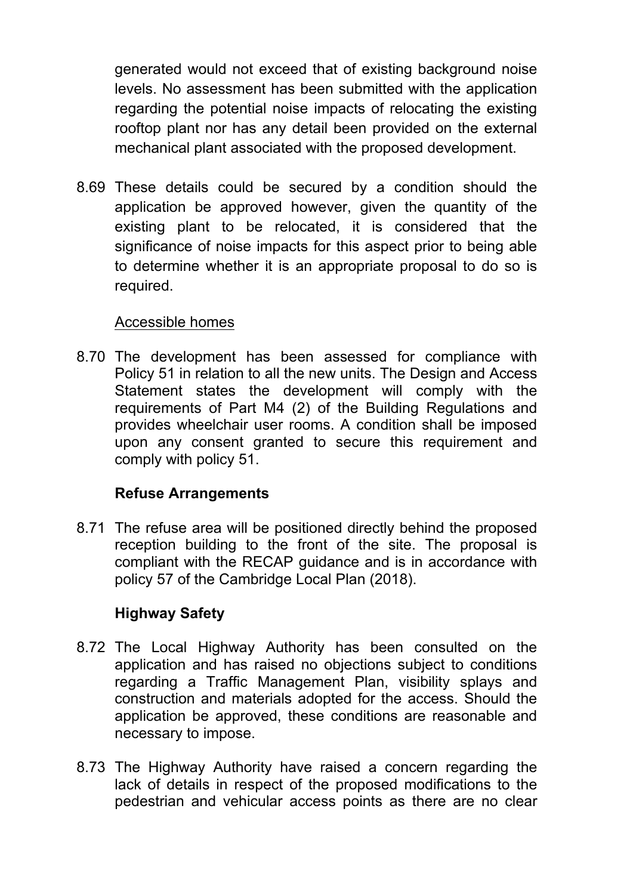generated would not exceed that of existing background noise levels. No assessment has been submitted with the application regarding the potential noise impacts of relocating the existing rooftop plant nor has any detail been provided on the external mechanical plant associated with the proposed development.

8.69 These details could be secured by a condition should the application be approved however, given the quantity of the existing plant to be relocated, it is considered that the significance of noise impacts for this aspect prior to being able to determine whether it is an appropriate proposal to do so is required.

Accessible homes

8.70 The development has been assessed for compliance with Policy 51 in relation to all the new units. The Design and Access Statement states the development will comply with the requirements of Part M4 (2) of the Building Regulations and provides wheelchair user rooms. A condition shall be imposed upon any consent granted to secure this requirement and comply with policy 51.

**Refuse Arrangements**

8.71 The refuse area will be positioned directly behind the proposed reception building to the front of the site. The proposal is compliant with the RECAP guidance and is in accordance with policy 57 of the Cambridge Local Plan (2018).

**Highway Safety**

8.72 The Local Highway Authority has been consulted on the application and has raised no objections subject to conditions regarding a Traffic Management Plan, visibility splays and construction and materials adopted for the access. Should the application be approved, these conditions are reasonable and necessary to impose.

8.73 The Highway Authority have raised a concern regarding the lack of details in respect of the proposed modifications to the pedestrian and vehicular access points as there are no clear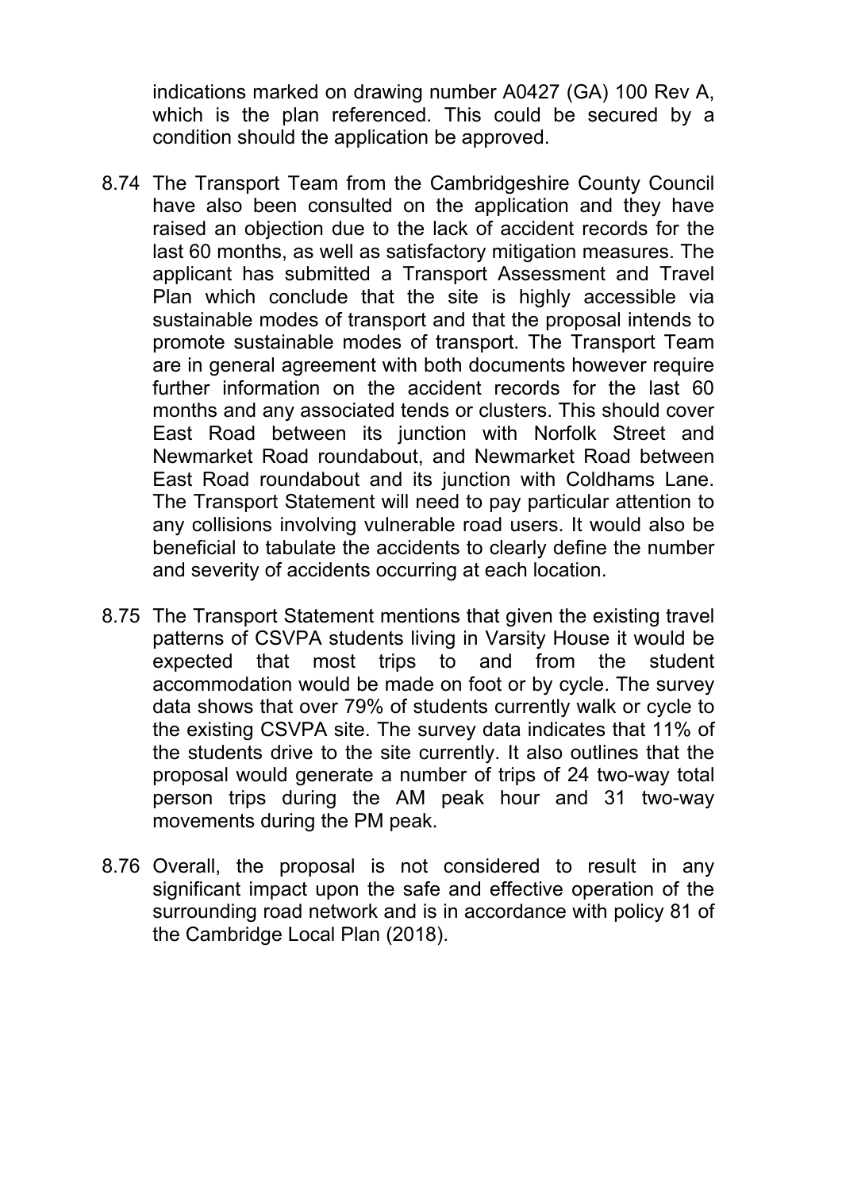indications marked on drawing number A0427 (GA) 100 Rev A, which is the plan referenced. This could be secured by a condition should the application be approved.

8.74 The Transport Team from the Cambridgeshire County Council have also been consulted on the application and they have raised an objection due to the lack of accident records for the last 60 months, as well as satisfactory mitigation measures. The applicant has submitted a Transport Assessment and Travel Plan which conclude that the site is highly accessible via sustainable modes of transport and that the proposal intends to promote sustainable modes of transport. The Transport Team are in general agreement with both documents however require further information on the accident records for the last 60 months and any associated tends or clusters. This should cover East Road between its junction with Norfolk Street and Newmarket Road roundabout, and Newmarket Road between East Road roundabout and its junction with Coldhams Lane. The Transport Statement will need to pay particular attention to any collisions involving vulnerable road users. It would also be beneficial to tabulate the accidents to clearly define the number and severity of accidents occurring at each location.

8.75 The Transport Statement mentions that given the existing travel patterns of CSVPA students living in Varsity House it would be expected that most trips to and from the student accommodation would be made on foot or by cycle. The survey data shows that over 79% of students currently walk or cycle to the existing CSVPA site. The survey data indicates that 11% of the students drive to the site currently. It also outlines that the proposal would generate a number of trips of 24 two-way total person trips during the AM peak hour and 31 two-way movements during the PM peak.

8.76 Overall, the proposal is not considered to result in any significant impact upon the safe and effective operation of the surrounding road network and is in accordance with policy 81 of the Cambridge Local Plan (2018).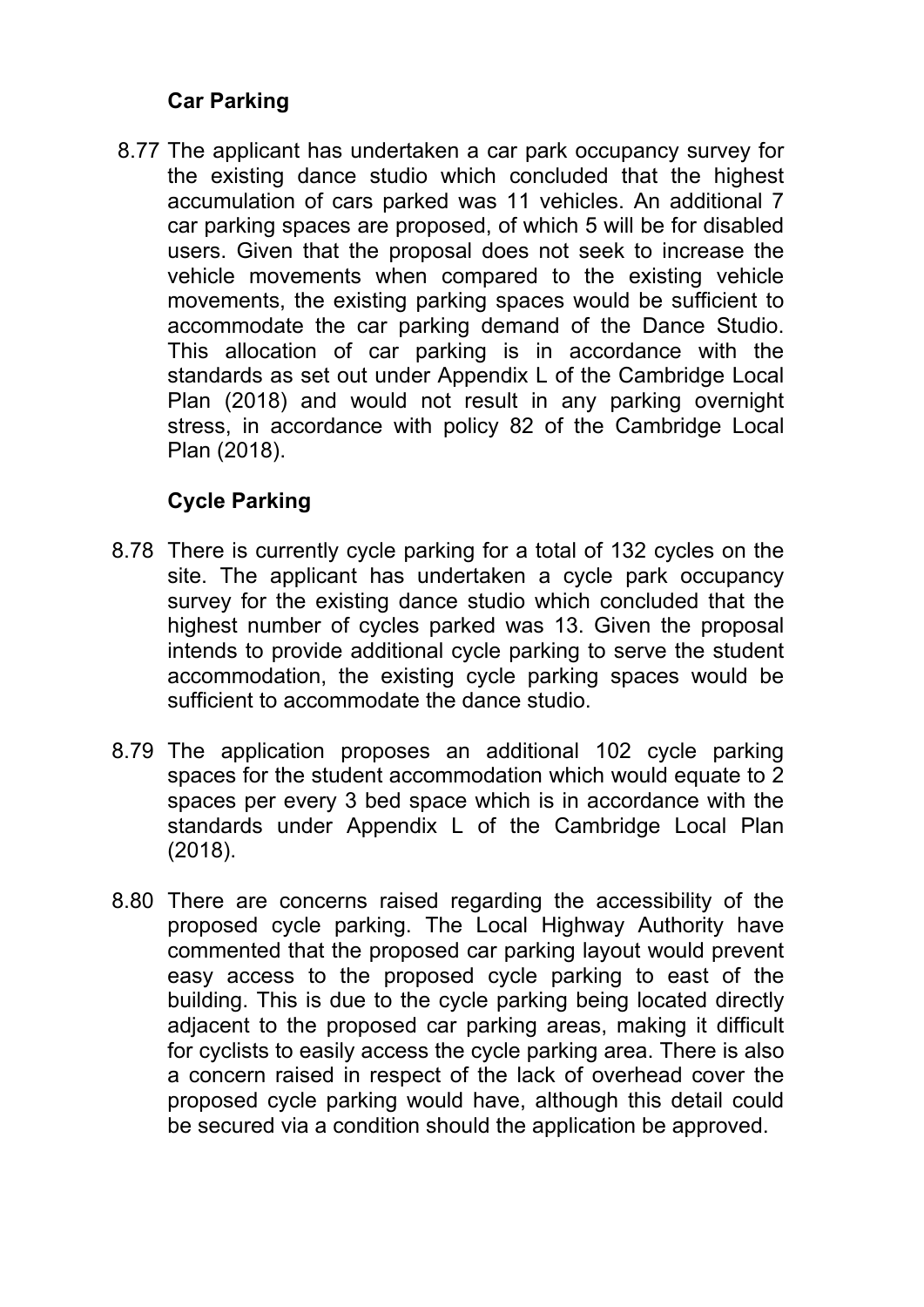**Car Parking**

8.77 The applicant has undertaken a car park occupancy survey for the existing dance studio which concluded that the highest accumulation of cars parked was 11 vehicles. An additional 7 car parking spaces are proposed, of which 5 will be for disabled users. Given that the proposal does not seek to increase the vehicle movements when compared to the existing vehicle movements, the existing parking spaces would be sufficient to accommodate the car parking demand of the Dance Studio. This allocation of car parking is in accordance with the standards as set out under Appendix L of the Cambridge Local Plan (2018) and would not result in any parking overnight stress, in accordance with policy 82 of the Cambridge Local Plan (2018).

**Cycle Parking**

8.78 There is currently cycle parking for a total of 132 cycles on the site. The applicant has undertaken a cycle park occupancy survey for the existing dance studio which concluded that the highest number of cycles parked was 13. Given the proposal intends to provide additional cycle parking to serve the student accommodation, the existing cycle parking spaces would be sufficient to accommodate the dance studio.

8.79 The application proposes an additional 102 cycle parking spaces for the student accommodation which would equate to 2 spaces per every 3 bed space which is in accordance with the standards under Appendix L of the Cambridge Local Plan (2018).

8.80 There are concerns raised regarding the accessibility of the proposed cycle parking. The Local Highway Authority have commented that the proposed car parking layout would prevent easy access to the proposed cycle parking to east of the building. This is due to the cycle parking being located directly adjacent to the proposed car parking areas, making it difficult for cyclists to easily access the cycle parking area. There is also a concern raised in respect of the lack of overhead cover the proposed cycle parking would have, although this detail could be secured via a condition should the application be approved.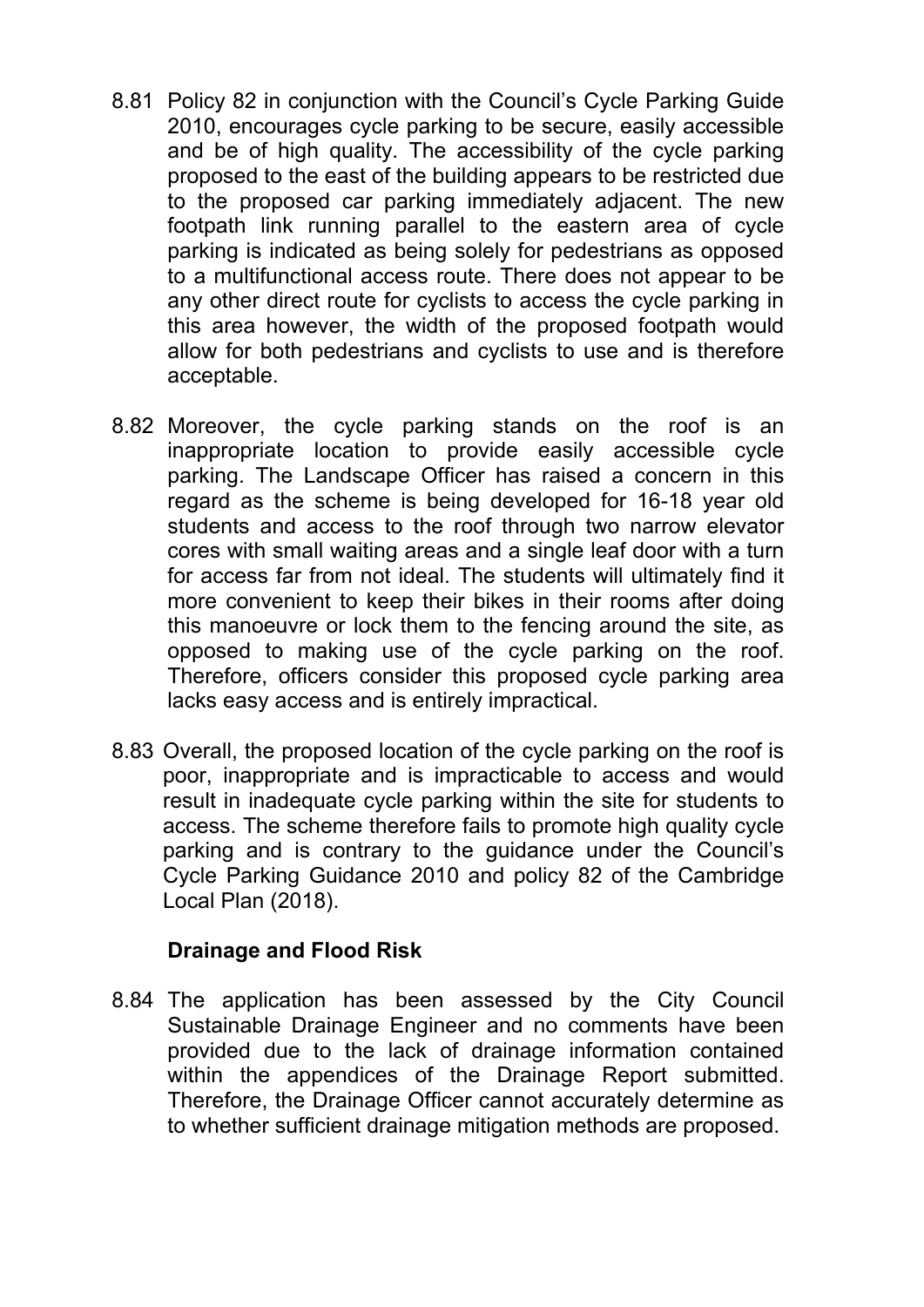8.81 Policy 82 in conjunction with the Council's Cycle Parking Guide 2010, encourages cycle parking to be secure, easily accessible and be of high quality. The accessibility of the cycle parking proposed to the east of the building appears to be restricted due to the proposed car parking immediately adjacent. The new footpath link running parallel to the eastern area of cycle parking is indicated as being solely for pedestrians as opposed to a multifunctional access route. There does not appear to be any other direct route for cyclists to access the cycle parking in this area however, the width of the proposed footpath would allow for both pedestrians and cyclists to use and is therefore acceptable.

8.82 Moreover, the cycle parking stands on the roof is an inappropriate location to provide easily accessible cycle parking. The Landscape Officer has raised a concern in this regard as the scheme is being developed for 16-18 year old students and access to the roof through two narrow elevator cores with small waiting areas and a single leaf door with a turn for access far from not ideal. The students will ultimately find it more convenient to keep their bikes in their rooms after doing this manoeuvre or lock them to the fencing around the site, as opposed to making use of the cycle parking on the roof. Therefore, officers consider this proposed cycle parking area lacks easy access and is entirely impractical.

8.83 Overall, the proposed location of the cycle parking on the roof is poor, inappropriate and is impracticable to access and would result in inadequate cycle parking within the site for students to access. The scheme therefore fails to promote high quality cycle parking and is contrary to the guidance under the Council's Cycle Parking Guidance 2010 and policy 82 of the Cambridge Local Plan (2018).

**Drainage and Flood Risk**

8.84 The application has been assessed by the City Council Sustainable Drainage Engineer and no comments have been provided due to the lack of drainage information contained within the appendices of the Drainage Report submitted. Therefore, the Drainage Officer cannot accurately determine as to whether sufficient drainage mitigation methods are proposed.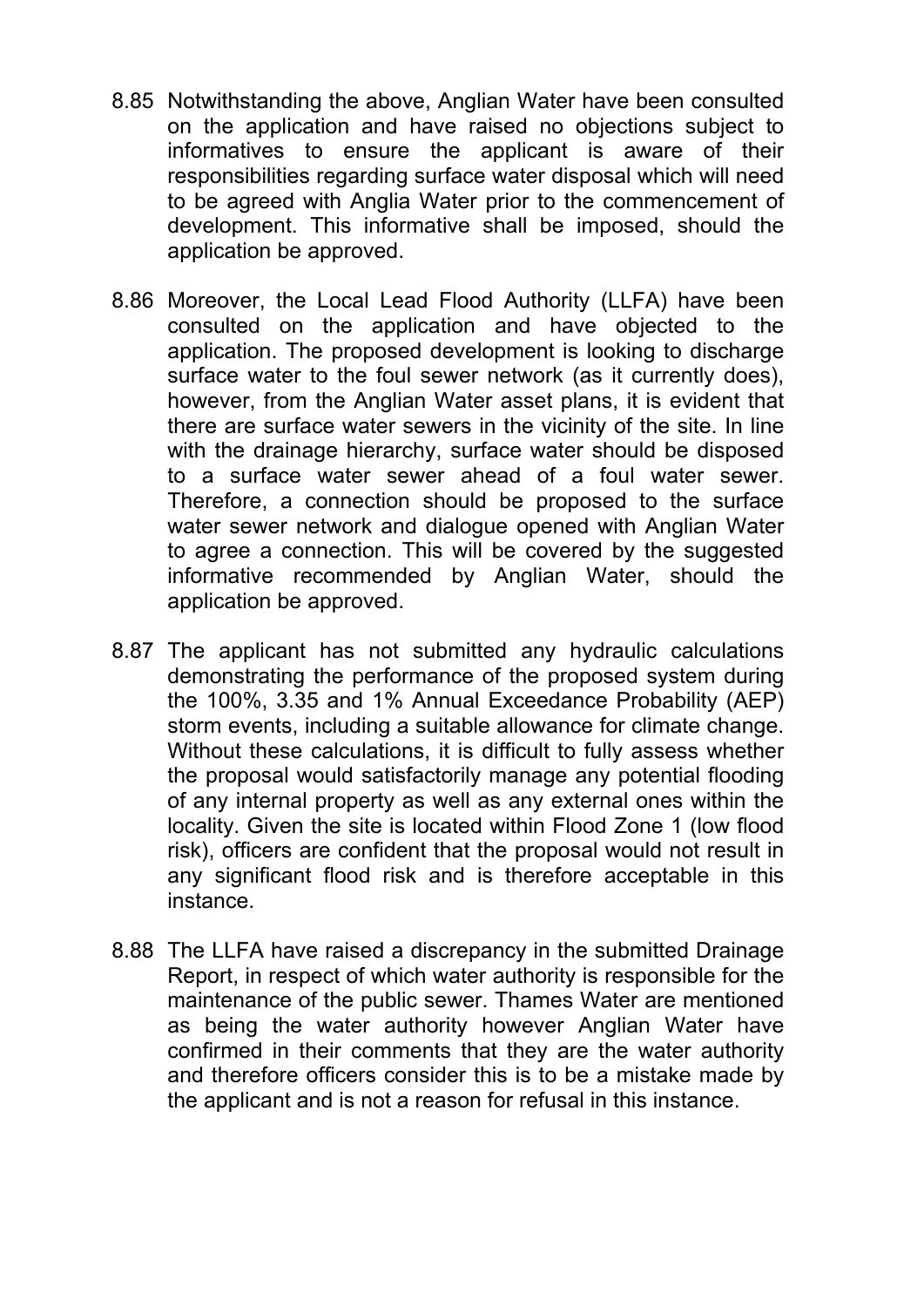8.85 Notwithstanding the above, Anglian Water have been consulted on the application and have raised no objections subject to informatives to ensure the applicant is aware of their responsibilities regarding surface water disposal which will need to be agreed with Anglia Water prior to the commencement of development. This informative shall be imposed, should the application be approved.

8.86 Moreover, the Local Lead Flood Authority (LLFA) have been consulted on the application and have objected to the application. The proposed development is looking to discharge surface water to the foul sewer network (as it currently does), however, from the Anglian Water asset plans, it is evident that there are surface water sewers in the vicinity of the site. In line with the drainage hierarchy, surface water should be disposed to a surface water sewer ahead of a foul water sewer. Therefore, a connection should be proposed to the surface water sewer network and dialogue opened with Anglian Water to agree a connection. This will be covered by the suggested informative recommended by Anglian Water, should the application be approved.

8.87 The applicant has not submitted any hydraulic calculations demonstrating the performance of the proposed system during the 100%, 3.35 and 1% Annual Exceedance Probability (AEP) storm events, including a suitable allowance for climate change. Without these calculations, it is difficult to fully assess whether the proposal would satisfactorily manage any potential flooding of any internal property as well as any external ones within the locality. Given the site is located within Flood Zone 1 (low flood risk), officers are confident that the proposal would not result in any significant flood risk and is therefore acceptable in this instance.

8.88 The LLFA have raised a discrepancy in the submitted Drainage Report, in respect of which water authority is responsible for the maintenance of the public sewer. Thames Water are mentioned as being the water authority however Anglian Water have confirmed in their comments that they are the water authority and therefore officers consider this is to be a mistake made by the applicant and is not a reason for refusal in this instance.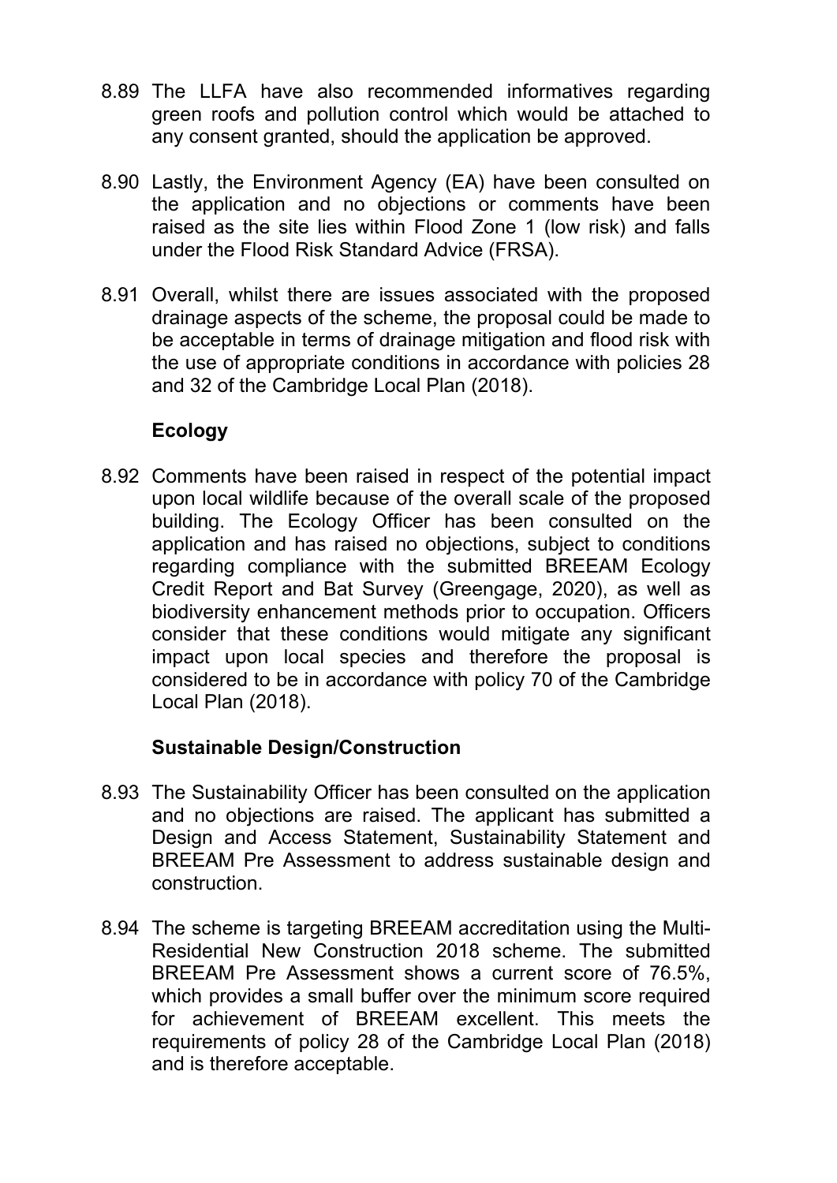8.89 The LLFA have also recommended informatives regarding green roofs and pollution control which would be attached to any consent granted, should the application be approved.

8.90 Lastly, the Environment Agency (EA) have been consulted on the application and no objections or comments have been raised as the site lies within Flood Zone 1 (low risk) and falls under the Flood Risk Standard Advice (FRSA).

8.91 Overall, whilst there are issues associated with the proposed drainage aspects of the scheme, the proposal could be made to be acceptable in terms of drainage mitigation and flood risk with the use of appropriate conditions in accordance with policies 28 and 32 of the Cambridge Local Plan (2018).

**Ecology**

8.92 Comments have been raised in respect of the potential impact upon local wildlife because of the overall scale of the proposed building. The Ecology Officer has been consulted on the application and has raised no objections, subject to conditions regarding compliance with the submitted BREEAM Ecology Credit Report and Bat Survey (Greengage, 2020), as well as biodiversity enhancement methods prior to occupation. Officers consider that these conditions would mitigate any significant impact upon local species and therefore the proposal is considered to be in accordance with policy 70 of the Cambridge Local Plan (2018).

**Sustainable Design/Construction**

8.93 The Sustainability Officer has been consulted on the application and no objections are raised. The applicant has submitted a Design and Access Statement, Sustainability Statement and BREEAM Pre Assessment to address sustainable design and construction.

8.94 The scheme is targeting BREEAM accreditation using the Multi-Residential New Construction 2018 scheme. The submitted BREEAM Pre Assessment shows a current score of 76.5%, which provides a small buffer over the minimum score required for achievement of BREEAM excellent. This meets the requirements of policy 28 of the Cambridge Local Plan (2018) and is therefore acceptable.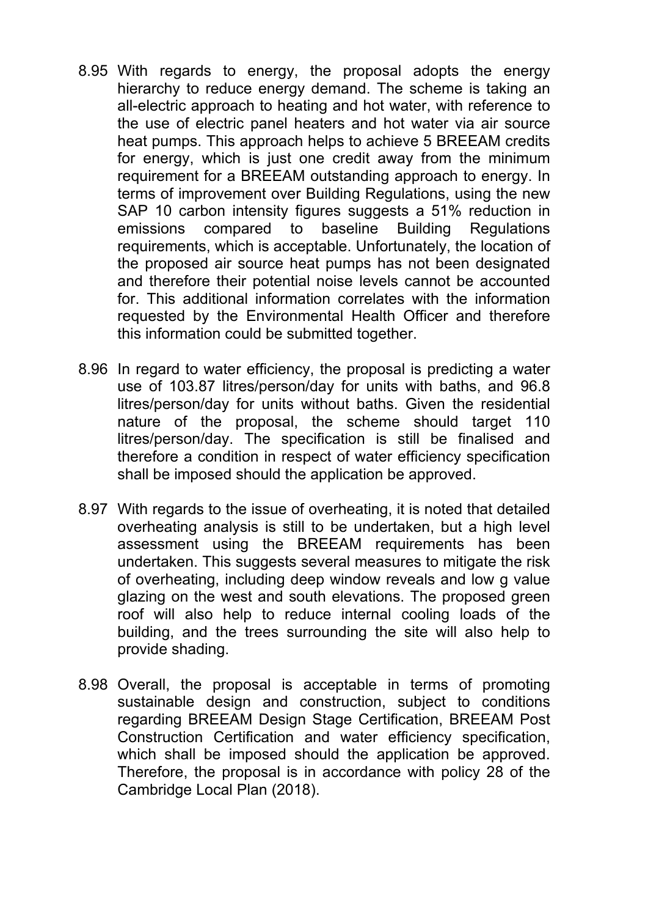8.95 With regards to energy, the proposal adopts the energy hierarchy to reduce energy demand. The scheme is taking an all-electric approach to heating and hot water, with reference to the use of electric panel heaters and hot water via air source heat pumps. This approach helps to achieve 5 BREEAM credits for energy, which is just one credit away from the minimum requirement for a BREEAM outstanding approach to energy. In terms of improvement over Building Regulations, using the new SAP 10 carbon intensity figures suggests a 51% reduction in emissions compared to baseline Building Regulations requirements, which is acceptable. Unfortunately, the location of the proposed air source heat pumps has not been designated and therefore their potential noise levels cannot be accounted for. This additional information correlates with the information requested by the Environmental Health Officer and therefore this information could be submitted together.

8.96 In regard to water efficiency, the proposal is predicting a water use of 103.87 litres/person/day for units with baths, and 96.8 litres/person/day for units without baths. Given the residential nature of the proposal, the scheme should target 110 litres/person/day. The specification is still be finalised and therefore a condition in respect of water efficiency specification shall be imposed should the application be approved.

8.97 With regards to the issue of overheating, it is noted that detailed overheating analysis is still to be undertaken, but a high level assessment using the BREEAM requirements has been undertaken. This suggests several measures to mitigate the risk of overheating, including deep window reveals and low g value glazing on the west and south elevations. The proposed green roof will also help to reduce internal cooling loads of the building, and the trees surrounding the site will also help to provide shading.

8.98 Overall, the proposal is acceptable in terms of promoting sustainable design and construction, subject to conditions regarding BREEAM Design Stage Certification, BREEAM Post Construction Certification and water efficiency specification, which shall be imposed should the application be approved. Therefore, the proposal is in accordance with policy 28 of the Cambridge Local Plan (2018).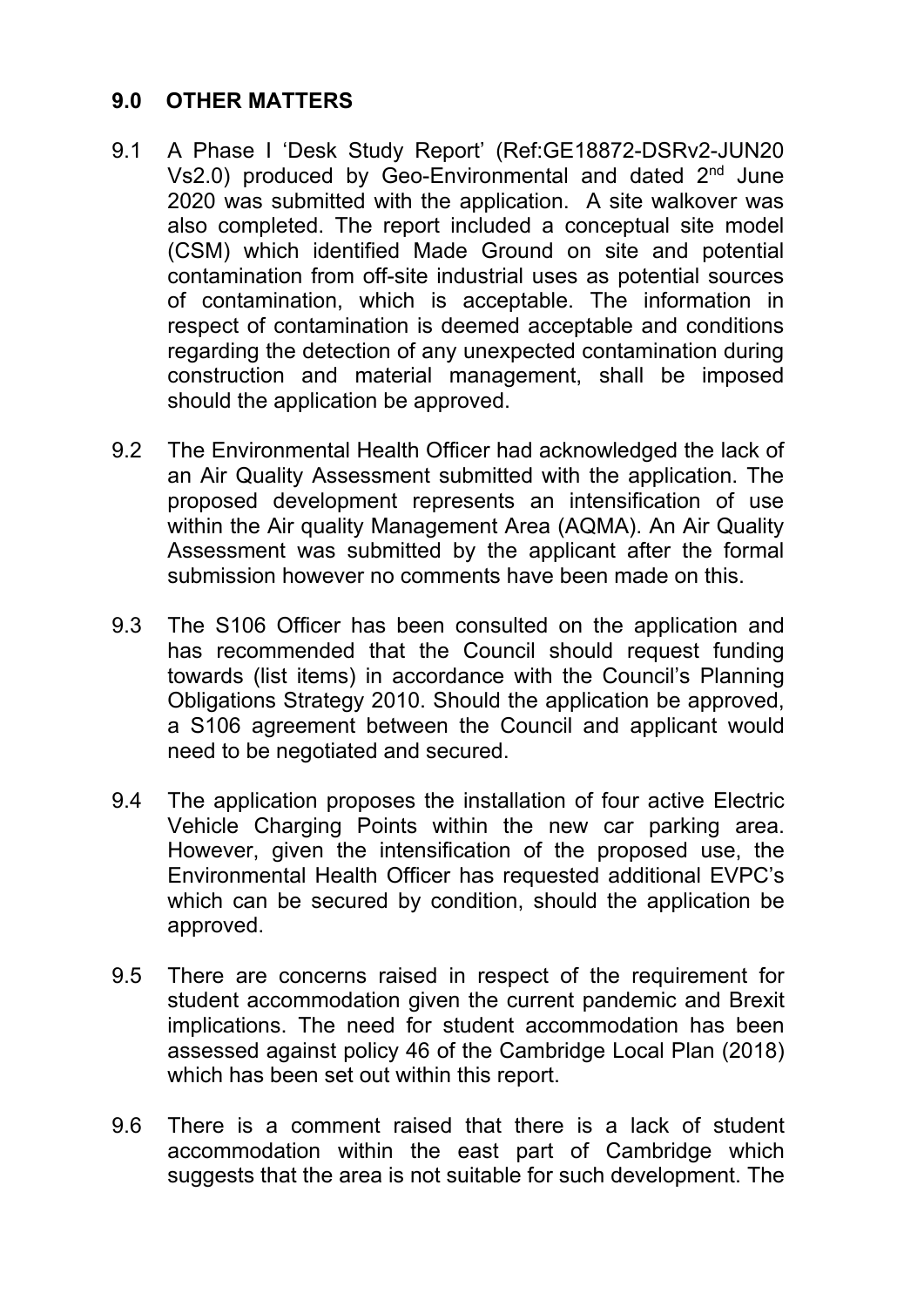## 9.0 OTHER MATTERS

9.1 A Phase I 'Desk Study Report' (Ref:GE18872-DSRv2-JUN20 Vs2.0) produced by Geo-Environmental and dated 2nd June 2020 was submitted with the application. A site walkover was also completed. The report included a conceptual site model (CSM) which identified Made Ground on site and potential contamination from off-site industrial uses as potential sources of contamination, which is acceptable. The information in respect of contamination is deemed acceptable and conditions regarding the detection of any unexpected contamination during construction and material management, shall be imposed should the application be approved.

9.2 The Environmental Health Officer had acknowledged the lack of an Air Quality Assessment submitted with the application. The proposed development represents an intensification of use within the Air quality Management Area (AQMA). An Air Quality Assessment was submitted by the applicant after the formal submission however no comments have been made on this.

9.3 The S106 Officer has been consulted on the application and has recommended that the Council should request funding towards (list items) in accordance with the Council's Planning Obligations Strategy 2010. Should the application be approved, a S106 agreement between the Council and applicant would need to be negotiated and secured.

9.4 The application proposes the installation of four active Electric Vehicle Charging Points within the new car parking area. However, given the intensification of the proposed use, the Environmental Health Officer has requested additional EVPC's which can be secured by condition, should the application be approved.

9.5 There are concerns raised in respect of the requirement for student accommodation given the current pandemic and Brexit implications. The need for student accommodation has been assessed against policy 46 of the Cambridge Local Plan (2018) which has been set out within this report.

9.6 There is a comment raised that there is a lack of student accommodation within the east part of Cambridge which suggests that the area is not suitable for such development. The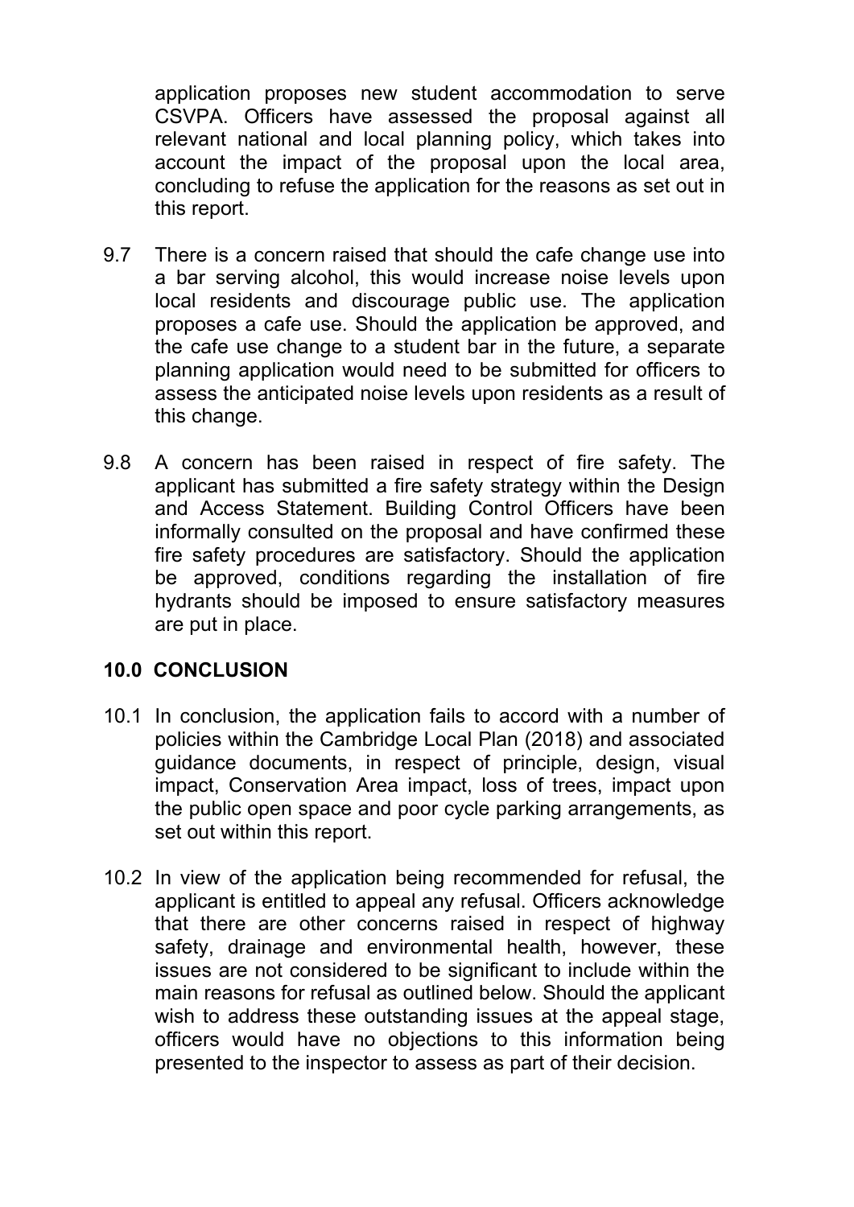application proposes new student accommodation to serve CSVPA. Officers have assessed the proposal against all relevant national and local planning policy, which takes into account the impact of the proposal upon the local area, concluding to refuse the application for the reasons as set out in this report.

9.7 There is a concern raised that should the cafe change use into a bar serving alcohol, this would increase noise levels upon local residents and discourage public use. The application proposes a cafe use. Should the application be approved, and the cafe use change to a student bar in the future, a separate planning application would need to be submitted for officers to assess the anticipated noise levels upon residents as a result of this change.

9.8 A concern has been raised in respect of fire safety. The applicant has submitted a fire safety strategy within the Design and Access Statement. Building Control Officers have been informally consulted on the proposal and have confirmed these fire safety procedures are satisfactory. Should the application be approved, conditions regarding the installation of fire hydrants should be imposed to ensure satisfactory measures are put in place.

## 10.0 CONCLUSION

10.1 In conclusion, the application fails to accord with a number of policies within the Cambridge Local Plan (2018) and associated guidance documents, in respect of principle, design, visual impact, Conservation Area impact, loss of trees, impact upon the public open space and poor cycle parking arrangements, as set out within this report.

10.2 In view of the application being recommended for refusal, the applicant is entitled to appeal any refusal. Officers acknowledge that there are other concerns raised in respect of highway safety, drainage and environmental health, however, these issues are not considered to be significant to include within the main reasons for refusal as outlined below. Should the applicant wish to address these outstanding issues at the appeal stage, officers would have no objections to this information being presented to the inspector to assess as part of their decision.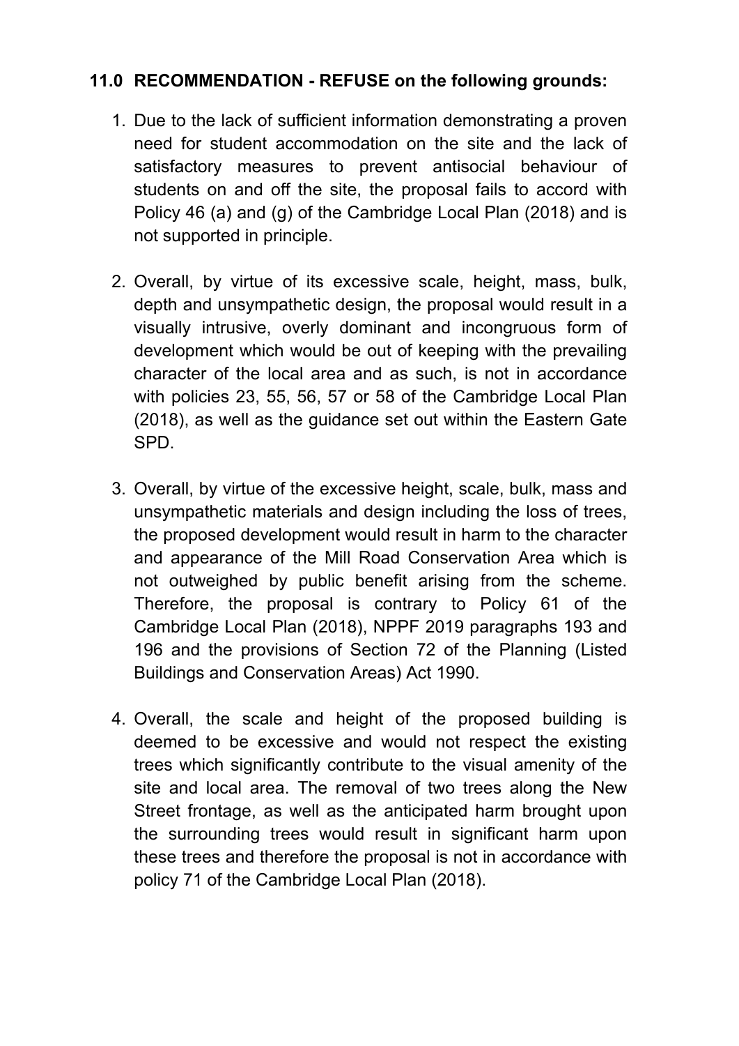## 11.0 RECOMMENDATION - REFUSE on the following grounds:

1. Due to the lack of sufficient information demonstrating a proven need for student accommodation on the site and the lack of satisfactory measures to prevent antisocial behaviour of students on and off the site, the proposal fails to accord with Policy 46 (a) and (g) of the Cambridge Local Plan (2018) and is not supported in principle.

2. Overall, by virtue of its excessive scale, height, mass, bulk, depth and unsympathetic design, the proposal would result in a visually intrusive, overly dominant and incongruous form of development which would be out of keeping with the prevailing character of the local area and as such, is not in accordance with policies 23, 55, 56, 57 or 58 of the Cambridge Local Plan (2018), as well as the guidance set out within the Eastern Gate SPD.

3. Overall, by virtue of the excessive height, scale, bulk, mass and unsympathetic materials and design including the loss of trees, the proposed development would result in harm to the character and appearance of the Mill Road Conservation Area which is not outweighed by public benefit arising from the scheme. Therefore, the proposal is contrary to Policy 61 of the Cambridge Local Plan (2018), NPPF 2019 paragraphs 193 and 196 and the provisions of Section 72 of the Planning (Listed Buildings and Conservation Areas) Act 1990.

4. Overall, the scale and height of the proposed building is deemed to be excessive and would not respect the existing trees which significantly contribute to the visual amenity of the site and local area. The removal of two trees along the New Street frontage, as well as the anticipated harm brought upon the surrounding trees would result in significant harm upon these trees and therefore the proposal is not in accordance with policy 71 of the Cambridge Local Plan (2018).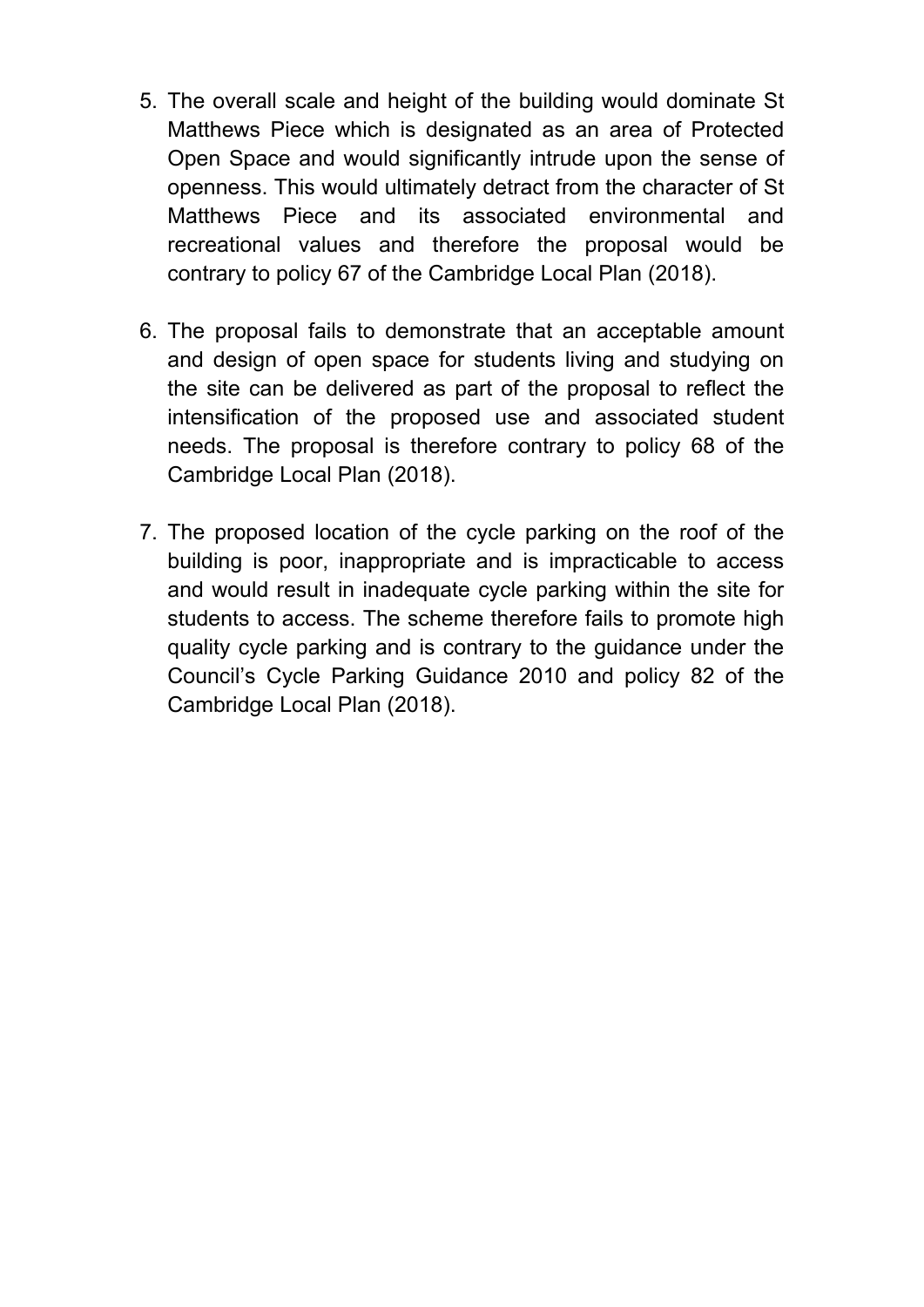5. The overall scale and height of the building would dominate St Matthews Piece which is designated as an area of Protected Open Space and would significantly intrude upon the sense of openness. This would ultimately detract from the character of St Matthews Piece and its associated environmental and recreational values and therefore the proposal would be contrary to policy 67 of the Cambridge Local Plan (2018).

6. The proposal fails to demonstrate that an acceptable amount and design of open space for students living and studying on the site can be delivered as part of the proposal to reflect the intensification of the proposed use and associated student needs. The proposal is therefore contrary to policy 68 of the Cambridge Local Plan (2018).

7. The proposed location of the cycle parking on the roof of the building is poor, inappropriate and is impracticable to access and would result in inadequate cycle parking within the site for students to access. The scheme therefore fails to promote high quality cycle parking and is contrary to the guidance under the Council's Cycle Parking Guidance 2010 and policy 82 of the Cambridge Local Plan (2018).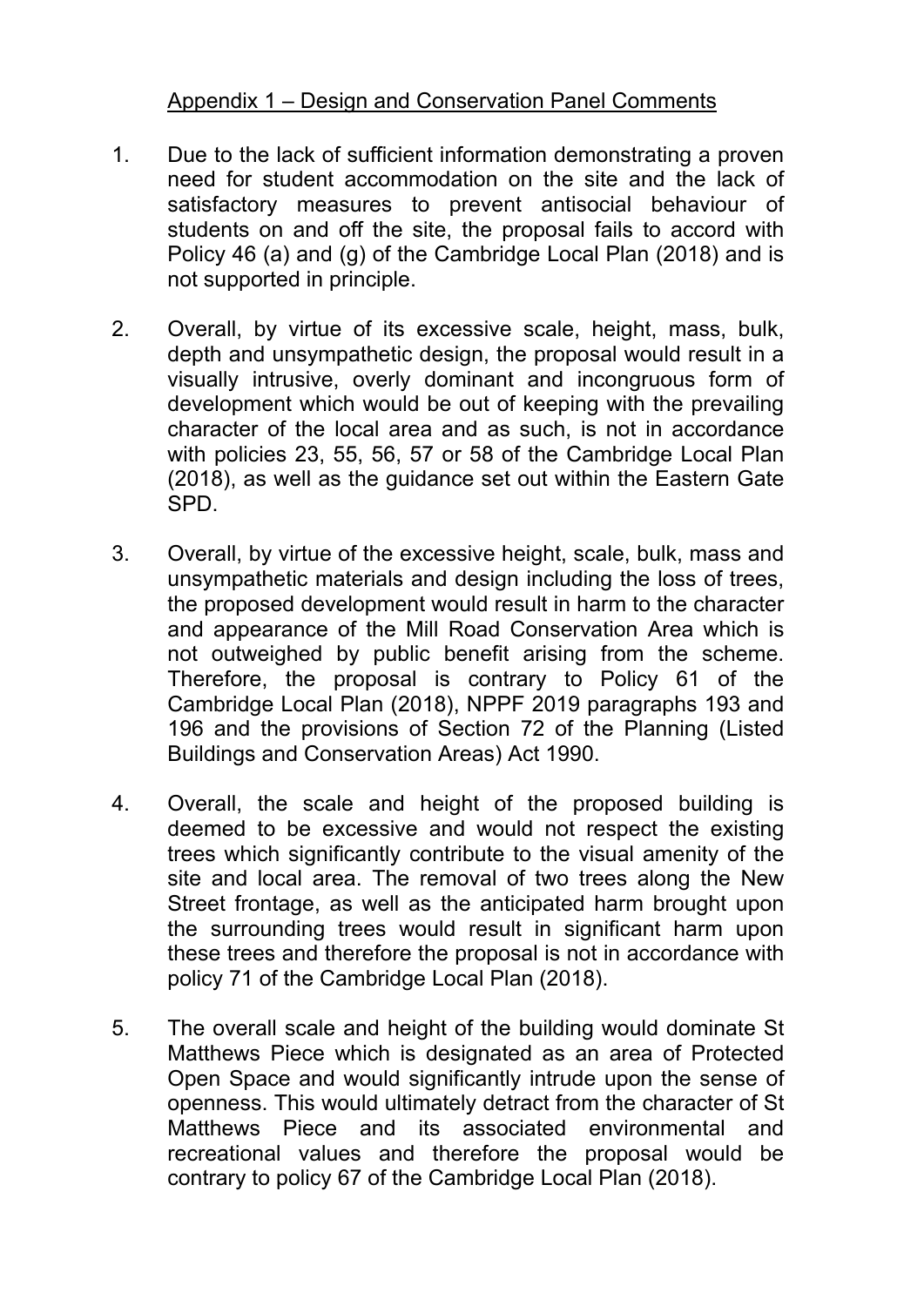## Appendix 1 – Design and Conservation Panel Comments

1. Due to the lack of sufficient information demonstrating a proven need for student accommodation on the site and the lack of satisfactory measures to prevent antisocial behaviour of students on and off the site, the proposal fails to accord with Policy 46 (a) and (g) of the Cambridge Local Plan (2018) and is not supported in principle.

2. Overall, by virtue of its excessive scale, height, mass, bulk, depth and unsympathetic design, the proposal would result in a visually intrusive, overly dominant and incongruous form of development which would be out of keeping with the prevailing character of the local area and as such, is not in accordance with policies 23, 55, 56, 57 or 58 of the Cambridge Local Plan (2018), as well as the guidance set out within the Eastern Gate SPD.

3. Overall, by virtue of the excessive height, scale, bulk, mass and unsympathetic materials and design including the loss of trees, the proposed development would result in harm to the character and appearance of the Mill Road Conservation Area which is not outweighed by public benefit arising from the scheme. Therefore, the proposal is contrary to Policy 61 of the Cambridge Local Plan (2018), NPPF 2019 paragraphs 193 and 196 and the provisions of Section 72 of the Planning (Listed Buildings and Conservation Areas) Act 1990.

4. Overall, the scale and height of the proposed building is deemed to be excessive and would not respect the existing trees which significantly contribute to the visual amenity of the site and local area. The removal of two trees along the New Street frontage, as well as the anticipated harm brought upon the surrounding trees would result in significant harm upon these trees and therefore the proposal is not in accordance with policy 71 of the Cambridge Local Plan (2018).

5. The overall scale and height of the building would dominate St Matthews Piece which is designated as an area of Protected Open Space and would significantly intrude upon the sense of openness. This would ultimately detract from the character of St Matthews Piece and its associated environmental and recreational values and therefore the proposal would be contrary to policy 67 of the Cambridge Local Plan (2018).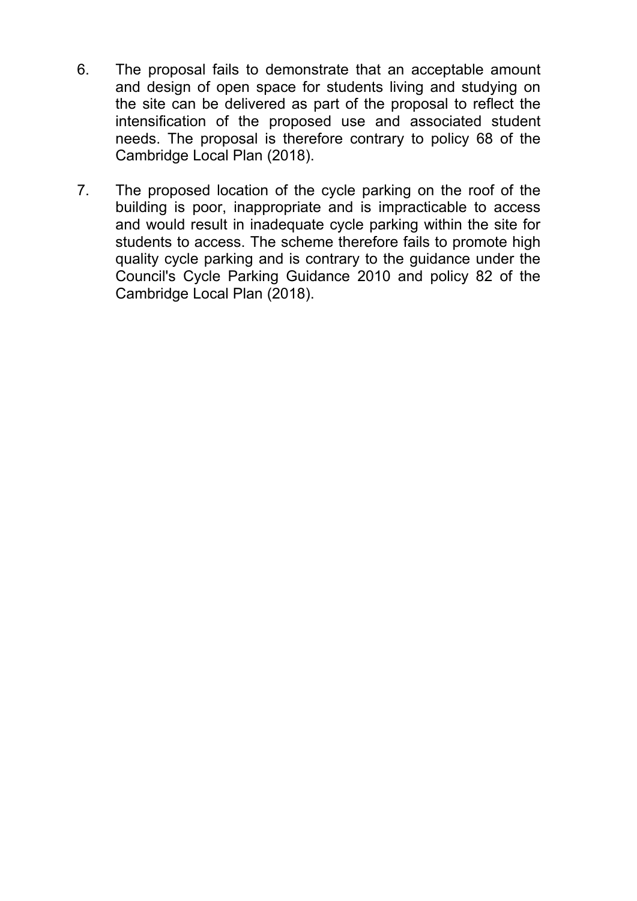6. The proposal fails to demonstrate that an acceptable amount and design of open space for students living and studying on the site can be delivered as part of the proposal to reflect the intensification of the proposed use and associated student needs. The proposal is therefore contrary to policy 68 of the Cambridge Local Plan (2018).

7. The proposed location of the cycle parking on the roof of the building is poor, inappropriate and is impracticable to access and would result in inadequate cycle parking within the site for students to access. The scheme therefore fails to promote high quality cycle parking and is contrary to the guidance under the Council's Cycle Parking Guidance 2010 and policy 82 of the Cambridge Local Plan (2018).